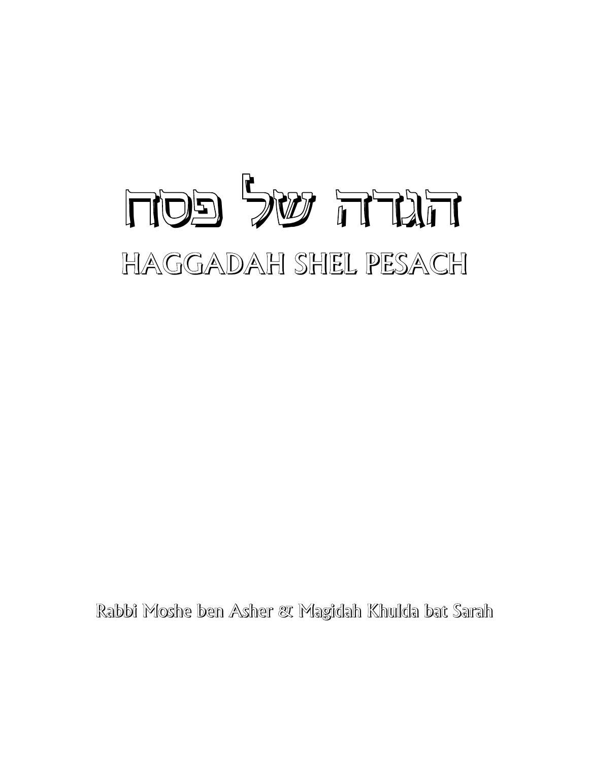# הגדה של פסח

# HAGGADAH SHEL PESACH

Rabbi Moshe ben Asher & Magidah Khulda bat Sarah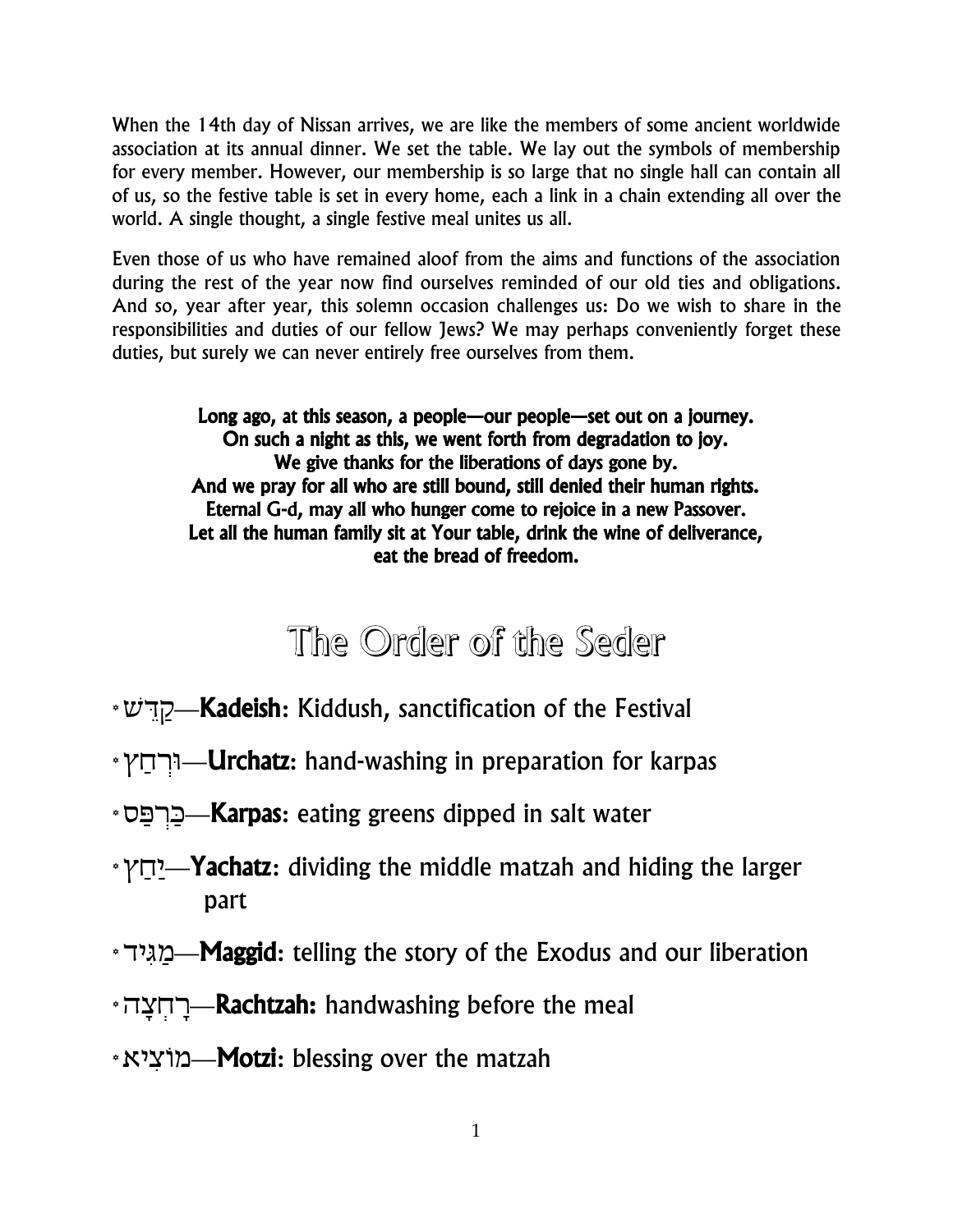When the 14th day of Nissan arrives, we are like the members of some ancient worldwide association at its annual dinner. We set the table. We lay out the symbols of membership for every member. However, our membership is so large that no single hall can contain all of us, so the festive table is set in every home, each a link in a chain extending all over the world. A single thought, a single festive meal unites us all.

Even those of us who have remained aloof from the aims and functions of the association during the rest of the year now find ourselves reminded of our old ties and obligations. And so, year after year, this solemn occasion challenges us: Do we wish to share in the responsibilities and duties of our fellow Jews? We may perhaps conveniently forget these duties, but surely we can never entirely free ourselves from them.

**Long ago, at this season, a people—our people—set out on a journey.**
**On such a night as this, we went forth from degradation to joy.**
**We give thanks for the liberations of days gone by.**
**And we pray for all who are still bound, still denied their human rights.**
**Eternal G-d, may all who hunger come to rejoice in a new Passover.**
**Let all the human family sit at Your table, drink the wine of deliverance, eat the bread of freedom.**

# The Order of the Seder

* קַדֵּשׁ—**Kadeish**: Kiddush, sanctification of the Festival
* וּרְחַץ—**Urchatz**: hand-washing in preparation for karpas
* כַּרְפַּס—**Karpas**: eating greens dipped in salt water
* יַחַץ—**Yachatz**: dividing the middle matzah and hiding the larger part
* מַגִּיד—**Maggid**: telling the story of the Exodus and our liberation
* רָחְצָה—**Rachtzah:** handwashing before the meal
* מוֹצִיא—**Motzi**: blessing over the matzah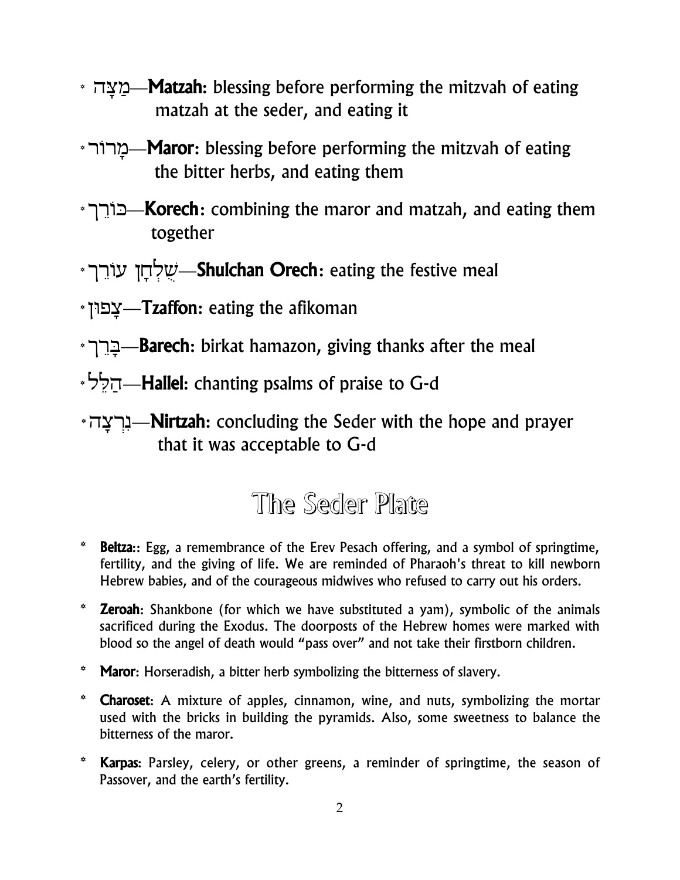* מַצָּה—**Matzah**: blessing before performing the mitzvah of eating matzah at the seder, and eating it
* מָרוֹר—**Maror**: blessing before performing the mitzvah of eating the bitter herbs, and eating them
* כּוֹרֵךְ—**Korech**: combining the maror and matzah, and eating them together
* שֻׁלְחָן עוֹרֵךְ—**Shulchan Orech**: eating the festive meal
* צָפוּן—**Tzaffon**: eating the afikoman
* בָּרֵךְ—**Barech**: birkat hamazon, giving thanks after the meal
* הַלֵּל—**Hallel**: chanting psalms of praise to G-d
* נִרְצָה—**Nirtzah**: concluding the Seder with the hope and prayer that it was acceptable to G-d

# The Seder Plate

* **Beitza**:: Egg, a remembrance of the Erev Pesach offering, and a symbol of springtime, fertility, and the giving of life. We are reminded of Pharaoh's threat to kill newborn Hebrew babies, and of the courageous midwives who refused to carry out his orders.
* **Zeroah**: Shankbone (for which we have substituted a yam), symbolic of the animals sacrificed during the Exodus. The doorposts of the Hebrew homes were marked with blood so the angel of death would "pass over" and not take their firstborn children.
* **Maror**: Horseradish, a bitter herb symbolizing the bitterness of slavery.
* **Charoset**: A mixture of apples, cinnamon, wine, and nuts, symbolizing the mortar used with the bricks in building the pyramids. Also, some sweetness to balance the bitterness of the maror.
* **Karpas**: Parsley, celery, or other greens, a reminder of springtime, the season of Passover, and the earth's fertility.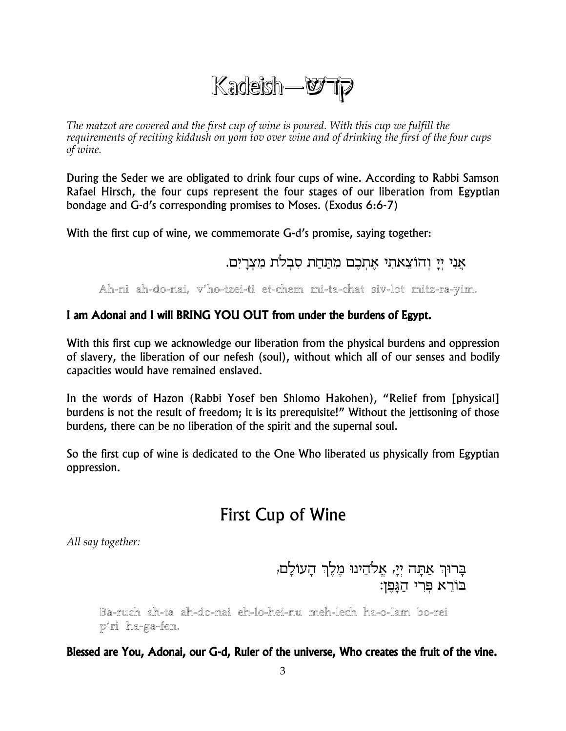# Kadeish—קדש

*The matzot are covered and the first cup of wine is poured. With this cup we fulfill the requirements of reciting kiddush on yom tov over wine and of drinking the first of the four cups of wine.*

During the Seder we are obligated to drink four cups of wine. According to Rabbi Samson Rafael Hirsch, the four cups represent the four stages of our liberation from Egyptian bondage and G-d's corresponding promises to Moses. (Exodus 6:6-7)

With the first cup of wine, we commemorate G-d's promise, saying together:

אֲנִי יְיָ וְהוֹצֵאתִי אֶתְכֶם מִתַּחַת סִבְלֹת מִצְרָיִם.

Ah-ni ah-do-nai, v'ho-tzei-ti et-chem mi-ta-chat siv-lot mitz-ra-yim.

**I am Adonai and I will BRING YOU OUT from under the burdens of Egypt.**

With this first cup we acknowledge our liberation from the physical burdens and oppression of slavery, the liberation of our nefesh (soul), without which all of our senses and bodily capacities would have remained enslaved.

In the words of Hazon (Rabbi Yosef ben Shlomo Hakohen), "Relief from [physical] burdens is not the result of freedom; it is its prerequisite!" Without the jettisoning of those burdens, there can be no liberation of the spirit and the supernal soul.

So the first cup of wine is dedicated to the One Who liberated us physically from Egyptian oppression.

## First Cup of Wine

*All say together:*

בָּרוּךְ אַתָּה יְיָ, אֱלֹהֵינוּ מֶלֶךְ הָעוֹלָם,
בּוֹרֵא פְּרִי הַגָּפֶן:

Ba-ruch ah-ta ah-do-nai eh-lo-hei-nu meh-lech ha-o-lam bo-rei p'ri ha-ga-fen.

**Blessed are You, Adonai, our G-d, Ruler of the universe, Who creates the fruit of the vine.**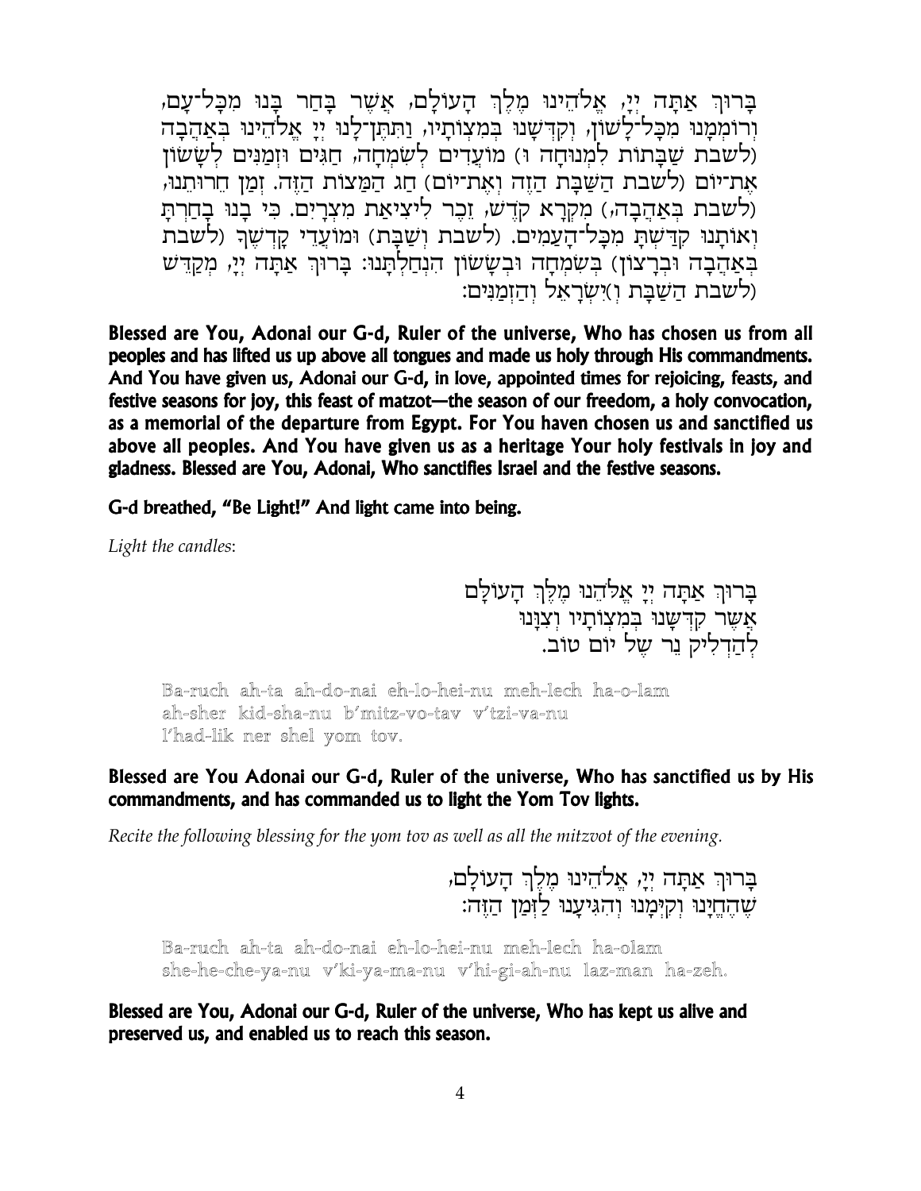בָּרוּךְ אַתָּה יְיָ, אֱלֹהֵינוּ מֶלֶךְ הָעוֹלָם, אֲשֶׁר בָּחַר בָּנוּ מִכָּל־עָם, וְרוֹמְמָנוּ מִכָּל־לָשׁוֹן, וְקִדְּשָׁנוּ בְּמִצְוֹתָיו, וַתִּתֶּן־לָנוּ יְיָ אֱלֹהֵינוּ בְּאַהֲבָה (לשבת שַׁבָּתוֹת לִמְנוּחָה וּ) מוֹעֲדִים לְשִׂמְחָה, חַגִּים וּזְמַנִּים לְשָׂשׂוֹן אֶת־יוֹם (לשבת הַשַּׁבָּת הַזֶּה וְאֶת־יוֹם) חַג הַמַּצּוֹת הַזֶּה. זְמַן חֵרוּתֵנוּ, (לשבת בְּאַהֲבָה,) מִקְרָא קֹדֶשׁ, זֵכֶר לִיצִיאַת מִצְרָיִם. כִּי בָנוּ בָחַרְתָּ וְאוֹתָנוּ קִדַּשְׁתָּ מִכָּל־הָעַמִּים. (לשבת וְשַׁבָּת) וּמוֹעֲדֵי קָדְשֶׁךָ (לשבת בְּאַהֲבָה וּבְרָצוֹן) בְּשִׂמְחָה וּבְשָׂשׂוֹן הִנְחַלְתָּנוּ: בָּרוּךְ אַתָּה יְיָ, מְקַדֵּשׁ (לשבת הַשַּׁבָּת וְ)יִשְׂרָאֵל וְהַזְּמַנִּים:

**Blessed are You, Adonai our G-d, Ruler of the universe, Who has chosen us from all peoples and has lifted us up above all tongues and made us holy through His commandments. And You have given us, Adonai our G-d, in love, appointed times for rejoicing, feasts, and festive seasons for joy, this feast of matzot—the season of our freedom, a holy convocation, as a memorial of the departure from Egypt. For You haven chosen us and sanctified us above all peoples. And You have given us as a heritage Your holy festivals in joy and gladness. Blessed are You, Adonai, Who sanctifies Israel and the festive seasons.**

**G-d breathed, "Be Light!" And light came into being.**

*Light the candles*:

בָּרוּךְ אַתָּה יְיָ אֱלֹהֵנוּ מֶלֶךְ הָעוֹלָם
אֲשֶׁר קִדְּשָׁנוּ בְּמִצְוֹתָיו וְצִוָּנוּ
לְהַדְלִיק נֵר שֶׁל יוֹם טוֹב.

Ba-ruch ah-ta ah-do-nai eh-lo-hei-nu meh-lech ha-o-lam
ah-sher kid-sha-nu b'mitz-vo-tav v'tzi-va-nu
l'had-lik ner shel yom tov.

**Blessed are You Adonai our G-d, Ruler of the universe, Who has sanctified us by His commandments, and has commanded us to light the Yom Tov lights.**

*Recite the following blessing for the yom tov as well as all the mitzvot of the evening.*

בָּרוּךְ אַתָּה יְיָ, אֱלֹהֵינוּ מֶלֶךְ הָעוֹלָם,
שֶׁהֶחֱיָנוּ וְקִיְּמָנוּ וְהִגִּיעָנוּ לַזְּמַן הַזֶּה:

Ba-ruch ah-ta ah-do-nai eh-lo-hei-nu meh-lech ha-olam
she-he-che-ya-nu v'ki-ya-ma-nu v'hi-gi-ah-nu laz-man ha-zeh.

**Blessed are You, Adonai our G-d, Ruler of the universe, Who has kept us alive and preserved us, and enabled us to reach this season.**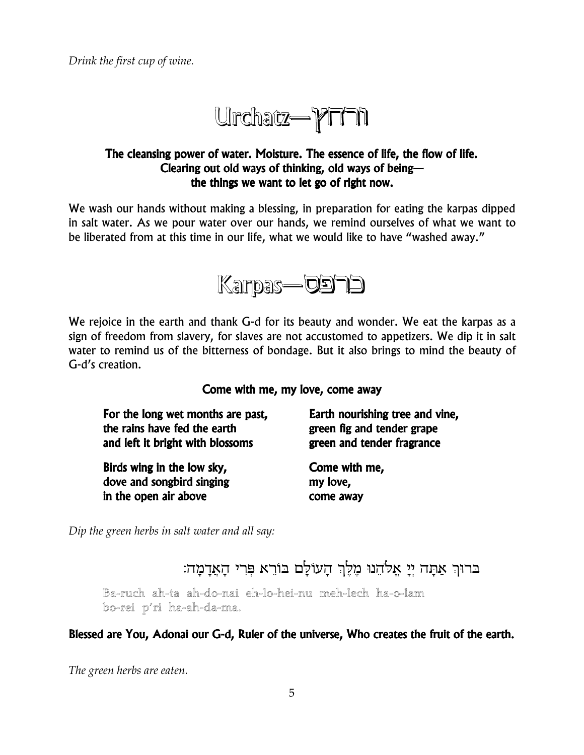*Drink the first cup of wine.*

## Urchatz—ורחץ

**The cleansing power of water. Moisture. The essence of life, the flow of life.**
**Clearing out old ways of thinking, old ways of being—**
**the things we want to let go of right now.**

We wash our hands without making a blessing, in preparation for eating the karpas dipped in salt water. As we pour water over our hands, we remind ourselves of what we want to be liberated from at this time in our life, what we would like to have "washed away."

## Karpas—כרפס

We rejoice in the earth and thank G-d for its beauty and wonder. We eat the karpas as a sign of freedom from slavery, for slaves are not accustomed to appetizers. We dip it in salt water to remind us of the bitterness of bondage. But it also brings to mind the beauty of G-d's creation.

**Come with me, my love, come away**

**For the long wet months are past,**
**the rains have fed the earth**
**and left it bright with blossoms**

**Birds wing in the low sky,**
**dove and songbird singing**
**in the open air above**

**Earth nourishing tree and vine,**
**green fig and tender grape**
**green and tender fragrance**

**Come with me,**
**my love,**
**come away**

*Dip the green herbs in salt water and all say:*

בָּרוּךְ אַתָּה יְיָ אֱלֹהֵינוּ מֶלֶךְ הָעוֹלָם בּוֹרֵא פְּרִי הָאֲדָמָה:

Ba-ruch ah-ta ah-do-nai eh-lo-hei-nu meh-lech ha-o-lam
bo-rei p'ri ha-ah-da-ma.

**Blessed are You, Adonai our G-d, Ruler of the universe, Who creates the fruit of the earth.**

*The green herbs are eaten.*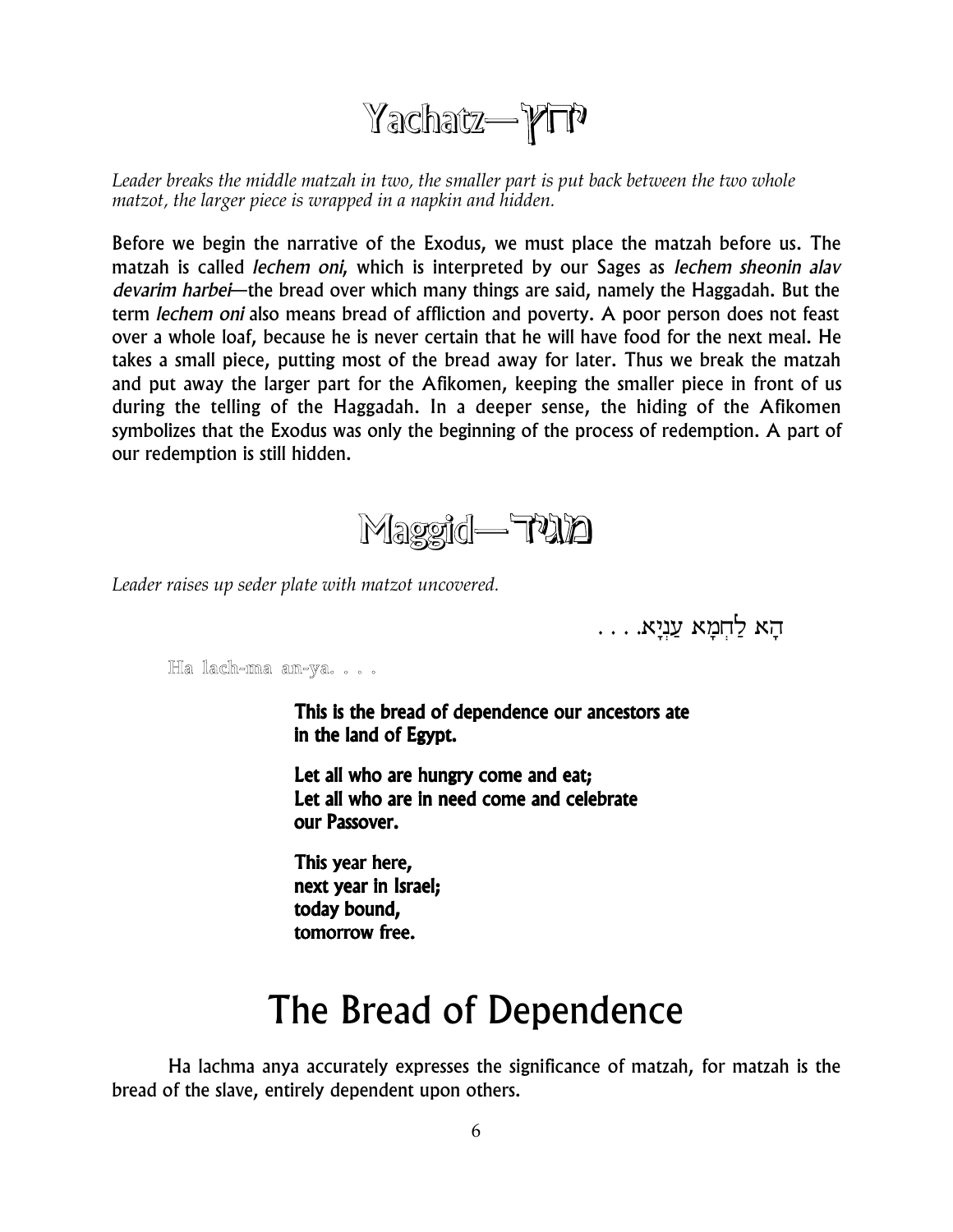# Yachatz—יחץ

*Leader breaks the middle matzah in two, the smaller part is put back between the two whole matzot, the larger piece is wrapped in a napkin and hidden.*

Before we begin the narrative of the Exodus, we must place the matzah before us. The matzah is called *lechem oni*, which is interpreted by our Sages as *lechem sheonin alav devarim harbei*—the bread over which many things are said, namely the Haggadah. But the term *lechem oni* also means bread of affliction and poverty. A poor person does not feast over a whole loaf, because he is never certain that he will have food for the next meal. He takes a small piece, putting most of the bread away for later. Thus we break the matzah and put away the larger part for the Afikomen, keeping the smaller piece in front of us during the telling of the Haggadah. In a deeper sense, the hiding of the Afikomen symbolizes that the Exodus was only the beginning of the process of redemption. A part of our redemption is still hidden.

# Maggid—מגיד

*Leader raises up seder plate with matzot uncovered.*

הָא לַחְמָא עַנְיָא. . . .

Ha lach-ma an-ya. . . .

**This is the bread of dependence our ancestors ate in the land of Egypt.**

**Let all who are hungry come and eat;**
**Let all who are in need come and celebrate our Passover.**

**This year here,**
**next year in Israel;**
**today bound,**
**tomorrow free.**

# The Bread of Dependence

Ha lachma anya accurately expresses the significance of matzah, for matzah is the bread of the slave, entirely dependent upon others.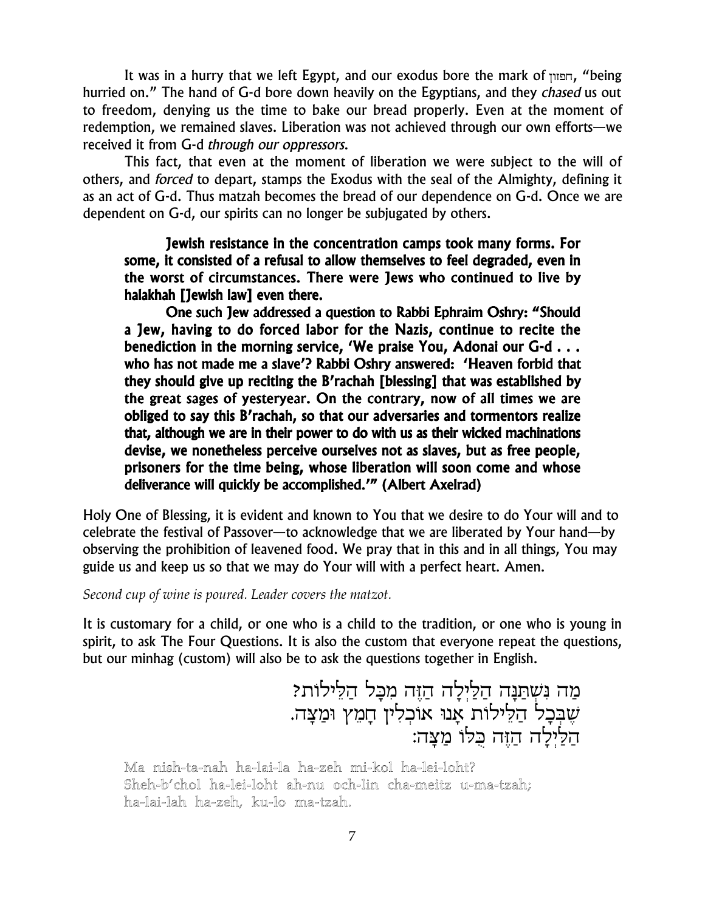It was in a hurry that we left Egypt, and our exodus bore the mark of חפזון, "being hurried on." The hand of G-d bore down heavily on the Egyptians, and they *chased* us out to freedom, denying us the time to bake our bread properly. Even at the moment of redemption, we remained slaves. Liberation was not achieved through our own efforts—we received it from G-d *through our oppressors*.

This fact, that even at the moment of liberation we were subject to the will of others, and *forced* to depart, stamps the Exodus with the seal of the Almighty, defining it as an act of G-d. Thus matzah becomes the bread of our dependence on G-d. Once we are dependent on G-d, our spirits can no longer be subjugated by others.

> **Jewish resistance in the concentration camps took many forms. For some, it consisted of a refusal to allow themselves to feel degraded, even in the worst of circumstances. There were Jews who continued to live by halakhah [Jewish law] even there.**
>
> **One such Jew addressed a question to Rabbi Ephraim Oshry: "Should a Jew, having to do forced labor for the Nazis, continue to recite the benediction in the morning service, 'We praise You, Adonai our G-d . . . who has not made me a slave'? Rabbi Oshry answered: 'Heaven forbid that they should give up reciting the B'rachah [blessing] that was established by the great sages of yesteryear. On the contrary, now of all times we are obliged to say this B'rachah, so that our adversaries and tormentors realize that, although we are in their power to do with us as their wicked machinations devise, we nonetheless perceive ourselves not as slaves, but as free people, prisoners for the time being, whose liberation will soon come and whose deliverance will quickly be accomplished.'" (Albert Axelrad)**

Holy One of Blessing, it is evident and known to You that we desire to do Your will and to celebrate the festival of Passover—to acknowledge that we are liberated by Your hand—by observing the prohibition of leavened food. We pray that in this and in all things, You may guide us and keep us so that we may do Your will with a perfect heart. Amen.

*Second cup of wine is poured. Leader covers the matzot.*

It is customary for a child, or one who is a child to the tradition, or one who is young in spirit, to ask The Four Questions. It is also the custom that everyone repeat the questions, but our minhag (custom) will also be to ask the questions together in English.

מַה נִּשְׁתַּנָּה הַלַּיְלָה הַזֶּה מִכָּל הַלֵּילוֹת?
שֶׁבְּכָל הַלֵּילוֹת אָנוּ אוֹכְלִין חָמֵץ וּמַצָּה.
הַלַּיְלָה הַזֶּה כֻּלּוֹ מַצָּה:

Ma nish-ta-nah ha-lai-la ha-zeh mi-kol ha-lei-loht?
Sheh-b'chol ha-lei-loht ah-nu och-lin cha-meitz u-ma-tzah;
ha-lai-lah ha-zeh, ku-lo ma-tzah.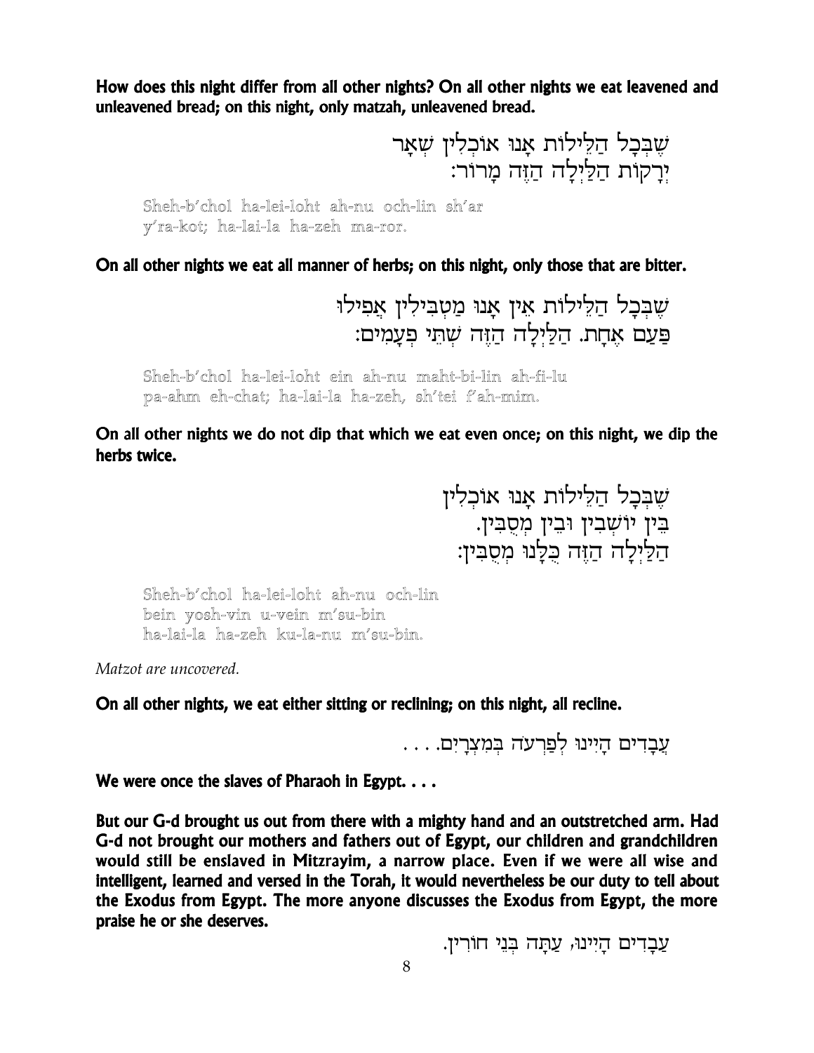**How does this night differ from all other nights? On all other nights we eat leavened and unleavened bread; on this night, only matzah, unleavened bread.**

שֶׁבְּכָל הַלֵּילוֹת אָנוּ אוֹכְלִין שְׁאָר
יְרָקוֹת הַלַּיְלָה הַזֶּה מָרוֹר:

Sheh-b'chol ha-lei-loht ah-nu och-lin sh'ar
y'ra-kot; ha-lai-la ha-zeh ma-ror.

**On all other nights we eat all manner of herbs; on this night, only those that are bitter.**

שֶׁבְּכָל הַלֵּילוֹת אֵין אָנוּ מַטְבִּילִין אֲפִילוּ
פַּעַם אֶחָת. הַלַּיְלָה הַזֶּה שְׁתֵּי פְעָמִים:

Sheh-b'chol ha-lei-loht ein ah-nu maht-bi-lin ah-fi-lu
pa-ahm eh-chat; ha-lai-la ha-zeh, sh'tei f'ah-mim.

**On all other nights we do not dip that which we eat even once; on this night, we dip the herbs twice.**

שֶׁבְּכָל הַלֵּילוֹת אָנוּ אוֹכְלִין
בֵּין יוֹשְׁבִין וּבֵין מְסֻבִּין.
הַלַּיְלָה הַזֶּה כֻּלָּנוּ מְסֻבִּין:

Sheh-b'chol ha-lei-loht ah-nu och-lin
bein yosh-vin u-vein m'su-bin
ha-lai-la ha-zeh ku-la-nu m'su-bin.

*Matzot are uncovered.*

**On all other nights, we eat either sitting or reclining; on this night, all recline.**

עֲבָדִים הָיִינוּ לְפַרְעֹה בְּמִצְרָיִם. . . .

**We were once the slaves of Pharaoh in Egypt. . . .**

**But our G-d brought us out from there with a mighty hand and an outstretched arm. Had G-d not brought our mothers and fathers out of Egypt, our children and grandchildren would still be enslaved in Mitzrayim, a narrow place. Even if we were all wise and intelligent, learned and versed in the Torah, it would nevertheless be our duty to tell about the Exodus from Egypt. The more anyone discusses the Exodus from Egypt, the more praise he or she deserves.**

עֲבָדִים הָיִינוּ, עַתָּה בְּנֵי חוֹרִין.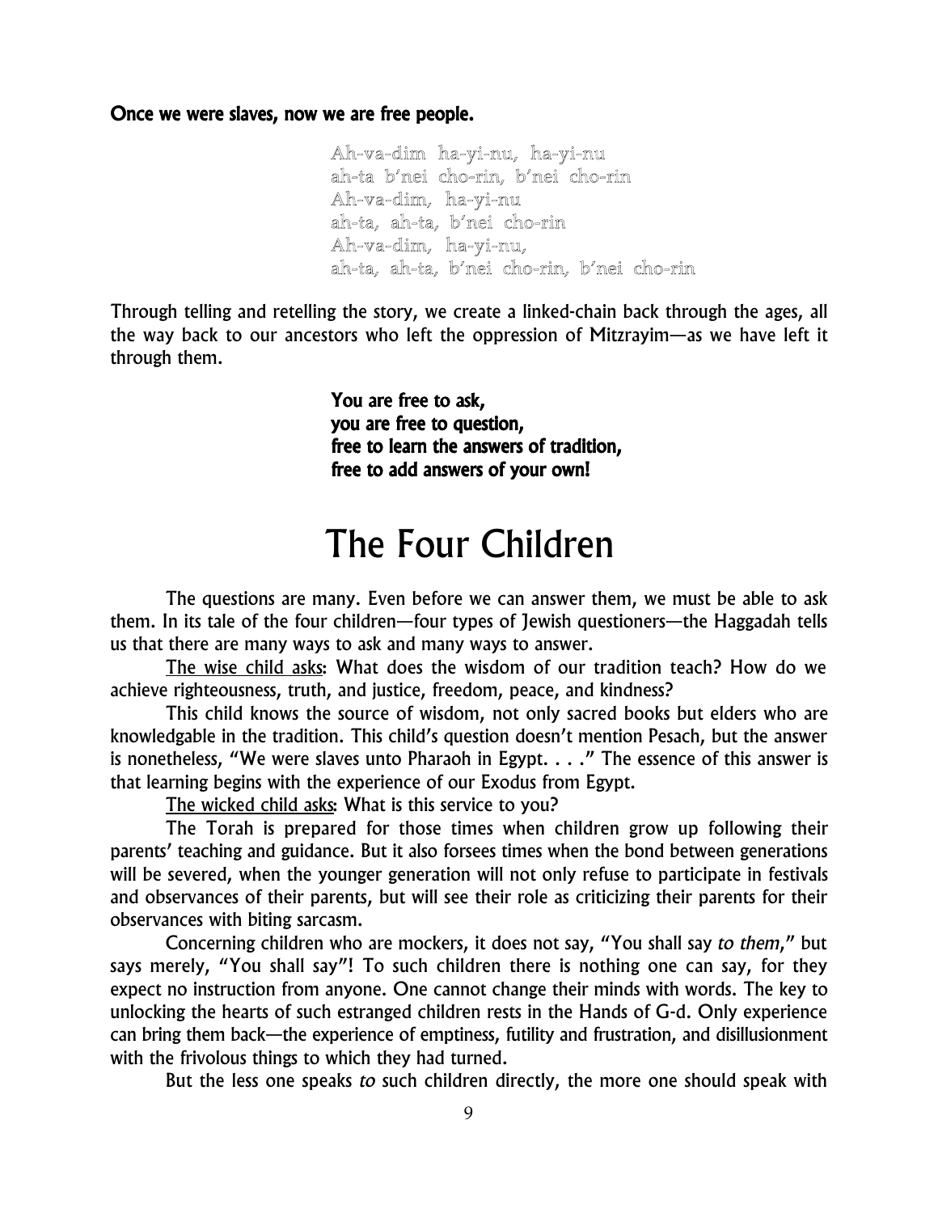**Once we were slaves, now we are free people.**

> Ah-va-dim ha-yi-nu, ha-yi-nu
> ah-ta b'nei cho-rin, b'nei cho-rin
> Ah-va-dim, ha-yi-nu
> ah-ta, ah-ta, b'nei cho-rin
> Ah-va-dim, ha-yi-nu,
> ah-ta, ah-ta, b'nei cho-rin, b'nei cho-rin

Through telling and retelling the story, we create a linked-chain back through the ages, all the way back to our ancestors who left the oppression of Mitzrayim—as we have left it through them.

> **You are free to ask,**
> **you are free to question,**
> **free to learn the answers of tradition,**
> **free to add answers of your own!**

# The Four Children

The questions are many. Even before we can answer them, we must be able to ask them. In its tale of the four children—four types of Jewish questioners—the Haggadah tells us that there are many ways to ask and many ways to answer.

<u>The wise child asks</u>: What does the wisdom of our tradition teach? How do we achieve righteousness, truth, and justice, freedom, peace, and kindness?

This child knows the source of wisdom, not only sacred books but elders who are knowledgable in the tradition. This child's question doesn't mention Pesach, but the answer is nonetheless, "We were slaves unto Pharaoh in Egypt. . . ." The essence of this answer is that learning begins with the experience of our Exodus from Egypt.

<u>The wicked child asks</u>: What is this service to you?

The Torah is prepared for those times when children grow up following their parents' teaching and guidance. But it also forsees times when the bond between generations will be severed, when the younger generation will not only refuse to participate in festivals and observances of their parents, but will see their role as criticizing their parents for their observances with biting sarcasm.

Concerning children who are mockers, it does not say, "You shall say *to them*," but says merely, "You shall say"! To such children there is nothing one can say, for they expect no instruction from anyone. One cannot change their minds with words. The key to unlocking the hearts of such estranged children rests in the Hands of G-d. Only experience can bring them back—the experience of emptiness, futility and frustration, and disillusionment with the frivolous things to which they had turned.

But the less one speaks *to* such children directly, the more one should speak with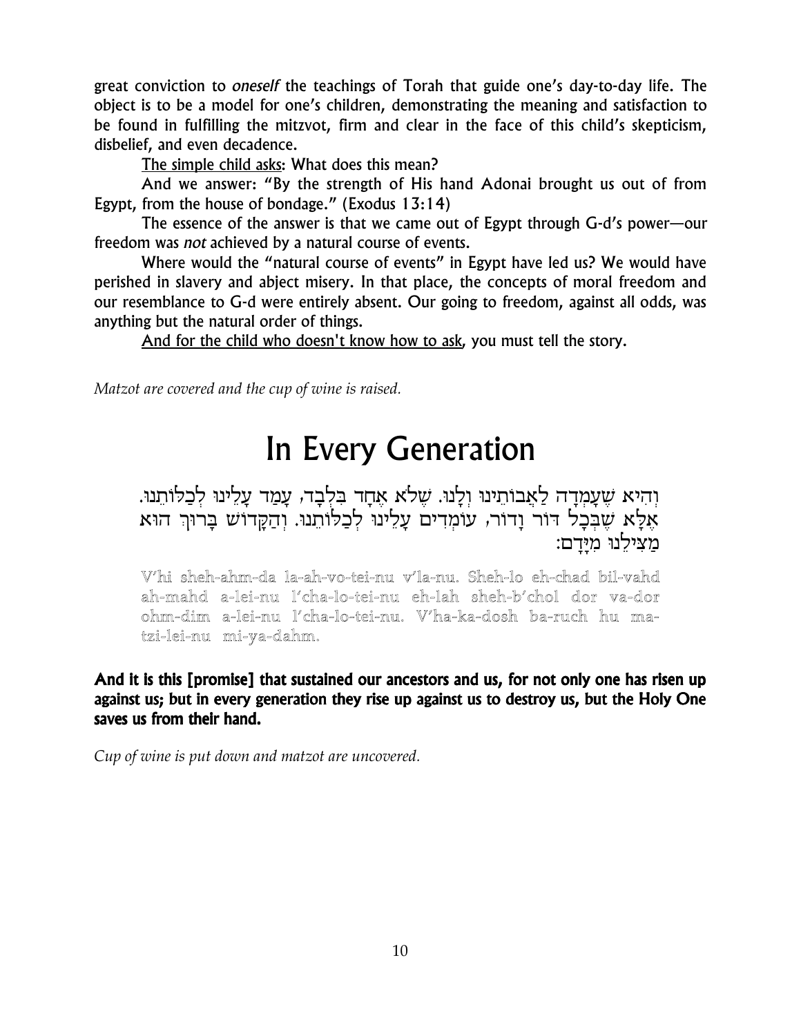great conviction to *oneself* the teachings of Torah that guide one's day-to-day life. The object is to be a model for one's children, demonstrating the meaning and satisfaction to be found in fulfilling the mitzvot, firm and clear in the face of this child's skepticism, disbelief, and even decadence.

The simple child asks: What does this mean?

And we answer: "By the strength of His hand Adonai brought us out of from Egypt, from the house of bondage." (Exodus 13:14)

The essence of the answer is that we came out of Egypt through G-d's power—our freedom was *not* achieved by a natural course of events.

Where would the "natural course of events" in Egypt have led us? We would have perished in slavery and abject misery. In that place, the concepts of moral freedom and our resemblance to G-d were entirely absent. Our going to freedom, against all odds, was anything but the natural order of things.

And for the child who doesn't know how to ask, you must tell the story.

*Matzot are covered and the cup of wine is raised.*

# In Every Generation

וְהִיא שֶׁעָמְדָה לַאֲבוֹתֵינוּ וְלָנוּ. שֶׁלֹּא אֶחָד בִּלְבָד, עָמַד עָלֵינוּ לְכַלּוֹתֵנוּ. אֶלָּא שֶׁבְּכָל דּוֹר וָדוֹר, עוֹמְדִים עָלֵינוּ לְכַלּוֹתֵנוּ. וְהַקָּדוֹשׁ בָּרוּךְ הוּא מַצִּילֵנוּ מִיָּדָם:

V'hi sheh-ahm-da la-ah-vo-tei-nu v'la-nu. Sheh-lo eh-chad bil-vahd ah-mahd a-lei-nu l'cha-lo-tei-nu eh-lah sheh-b'chol dor va-dor ohm-dim a-lei-nu l'cha-lo-tei-nu. V'ha-ka-dosh ba-ruch hu ma-tzi-lei-nu mi-ya-dahm.

**And it is this [promise] that sustained our ancestors and us, for not only one has risen up against us; but in every generation they rise up against us to destroy us, but the Holy One saves us from their hand.**

*Cup of wine is put down and matzot are uncovered.*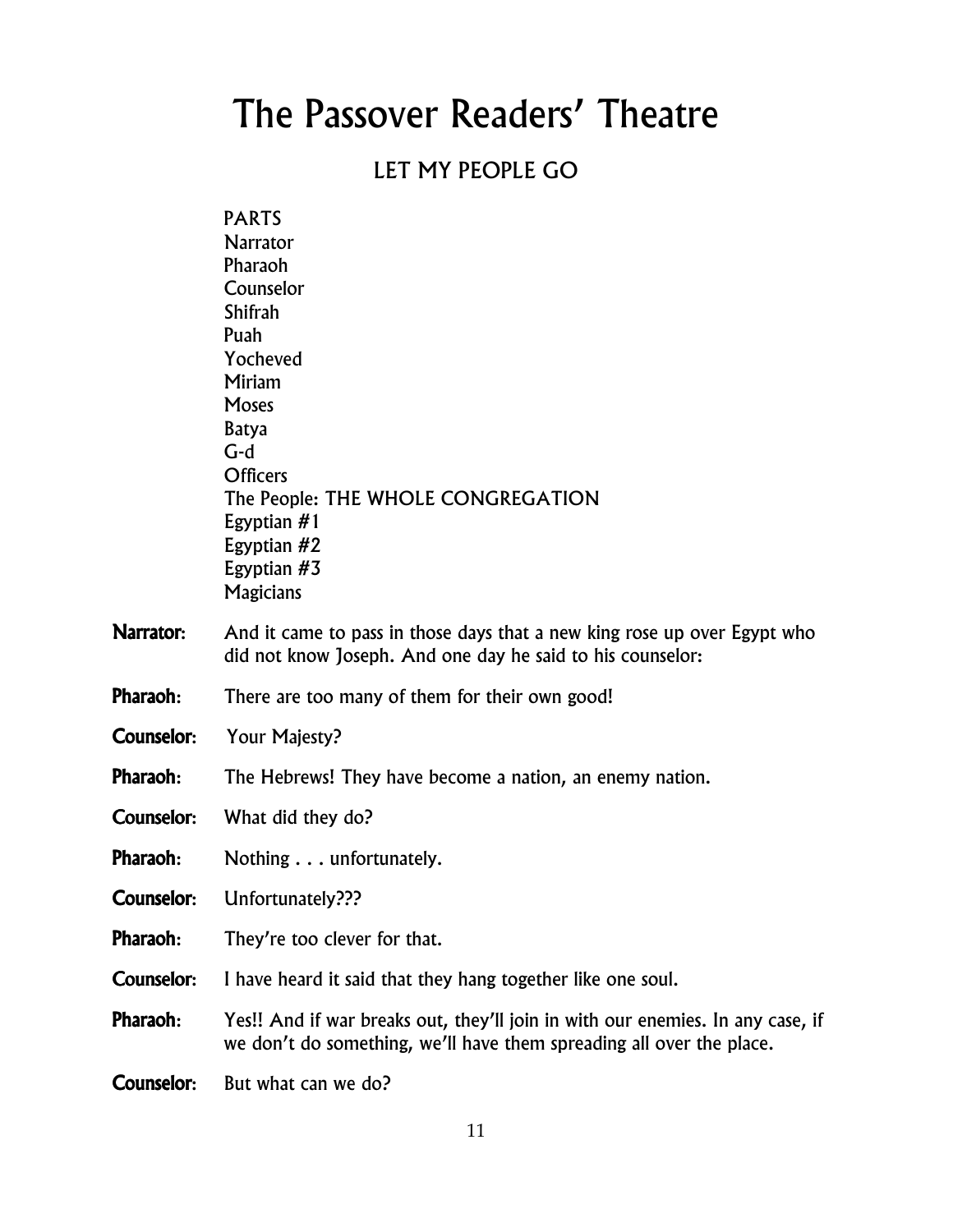# The Passover Readers' Theatre

## LET MY PEOPLE GO

PARTS
Narrator
Pharaoh
Counselor
Shifrah
Puah
Yocheved
Miriam
Moses
Batya
G-d
Officers
The People: THE WHOLE CONGREGATION
Egyptian #1
Egyptian #2
Egyptian #3
Magicians

**Narrator**: And it came to pass in those days that a new king rose up over Egypt who did not know Joseph. And one day he said to his counselor:

**Pharaoh**: There are too many of them for their own good!

**Counselor**: Your Majesty?

**Pharaoh**: The Hebrews! They have become a nation, an enemy nation.

**Counselor**: What did they do?

**Pharaoh**: Nothing . . . unfortunately.

**Counselor**: Unfortunately???

**Pharaoh**: They're too clever for that.

**Counselor**: I have heard it said that they hang together like one soul.

**Pharaoh**: Yes!! And if war breaks out, they'll join in with our enemies. In any case, if we don't do something, we'll have them spreading all over the place.

**Counselor**: But what can we do?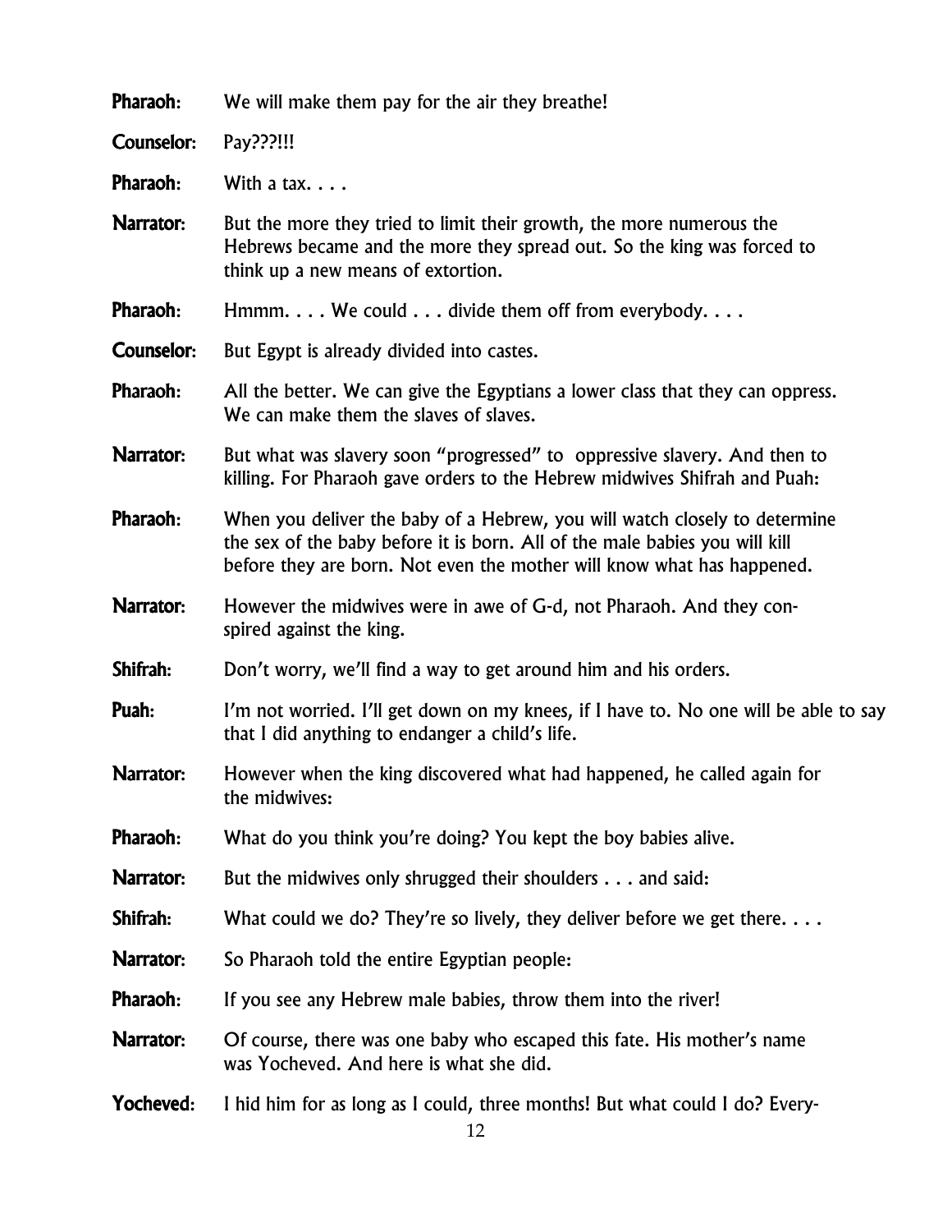**Pharaoh:** We will make them pay for the air they breathe!

**Counselor:** Pay???!!!

**Pharaoh:** With a tax. . . .

**Narrator:** But the more they tried to limit their growth, the more numerous the Hebrews became and the more they spread out. So the king was forced to think up a new means of extortion.

**Pharaoh:** Hmmm. . . . We could . . . divide them off from everybody. . . .

**Counselor:** But Egypt is already divided into castes.

**Pharaoh:** All the better. We can give the Egyptians a lower class that they can oppress. We can make them the slaves of slaves.

**Narrator:** But what was slavery soon "progressed" to oppressive slavery. And then to killing. For Pharaoh gave orders to the Hebrew midwives Shifrah and Puah:

**Pharaoh:** When you deliver the baby of a Hebrew, you will watch closely to determine the sex of the baby before it is born. All of the male babies you will kill before they are born. Not even the mother will know what has happened.

**Narrator:** However the midwives were in awe of G-d, not Pharaoh. And they conspired against the king.

**Shifrah:** Don't worry, we'll find a way to get around him and his orders.

**Puah:** I'm not worried. I'll get down on my knees, if I have to. No one will be able to say that I did anything to endanger a child's life.

**Narrator:** However when the king discovered what had happened, he called again for the midwives:

**Pharaoh:** What do you think you're doing? You kept the boy babies alive.

**Narrator:** But the midwives only shrugged their shoulders . . . and said:

**Shifrah:** What could we do? They're so lively, they deliver before we get there. . . .

**Narrator:** So Pharaoh told the entire Egyptian people:

**Pharaoh:** If you see any Hebrew male babies, throw them into the river!

**Narrator:** Of course, there was one baby who escaped this fate. His mother's name was Yocheved. And here is what she did.

**Yocheved:** I hid him for as long as I could, three months! But what could I do? Every-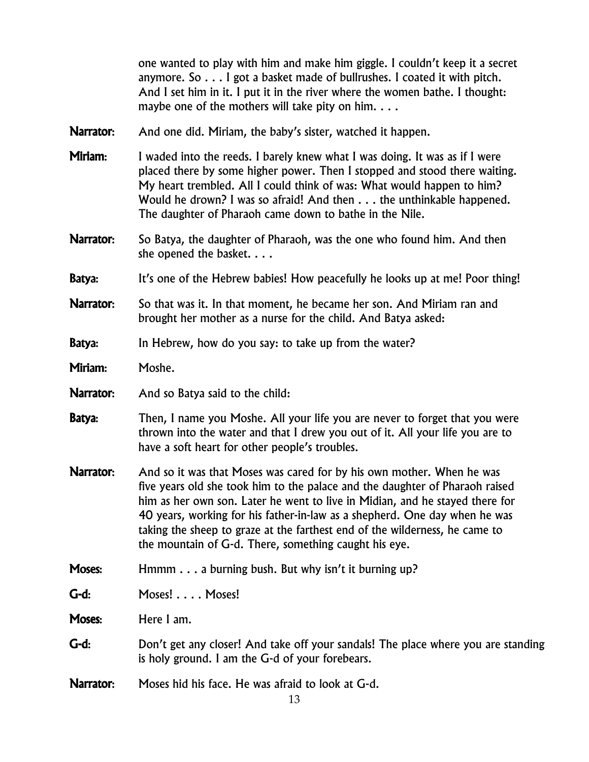one wanted to play with him and make him giggle. I couldn't keep it a secret anymore. So . . . I got a basket made of bullrushes. I coated it with pitch. And I set him in it. I put it in the river where the women bathe. I thought: maybe one of the mothers will take pity on him. . . .

**Narrator:** And one did. Miriam, the baby's sister, watched it happen.

**Miriam:** I waded into the reeds. I barely knew what I was doing. It was as if I were placed there by some higher power. Then I stopped and stood there waiting. My heart trembled. All I could think of was: What would happen to him? Would he drown? I was so afraid! And then . . . the unthinkable happened. The daughter of Pharaoh came down to bathe in the Nile.

**Narrator:** So Batya, the daughter of Pharaoh, was the one who found him. And then she opened the basket. . . .

**Batya:** It's one of the Hebrew babies! How peacefully he looks up at me! Poor thing!

**Narrator:** So that was it. In that moment, he became her son. And Miriam ran and brought her mother as a nurse for the child. And Batya asked:

**Batya:** In Hebrew, how do you say: to take up from the water?

**Miriam:** Moshe.

**Narrator:** And so Batya said to the child:

**Batya:** Then, I name you Moshe. All your life you are never to forget that you were thrown into the water and that I drew you out of it. All your life you are to have a soft heart for other people's troubles.

**Narrator:** And so it was that Moses was cared for by his own mother. When he was five years old she took him to the palace and the daughter of Pharaoh raised him as her own son. Later he went to live in Midian, and he stayed there for 40 years, working for his father-in-law as a shepherd. One day when he was taking the sheep to graze at the farthest end of the wilderness, he came to the mountain of G-d. There, something caught his eye.

**Moses:** Hmmm . . . a burning bush. But why isn't it burning up?

**G-d:** Moses! . . . . Moses!

**Moses:** Here I am.

**G-d:** Don't get any closer! And take off your sandals! The place where you are standing is holy ground. I am the G-d of your forebears.

**Narrator:** Moses hid his face. He was afraid to look at G-d.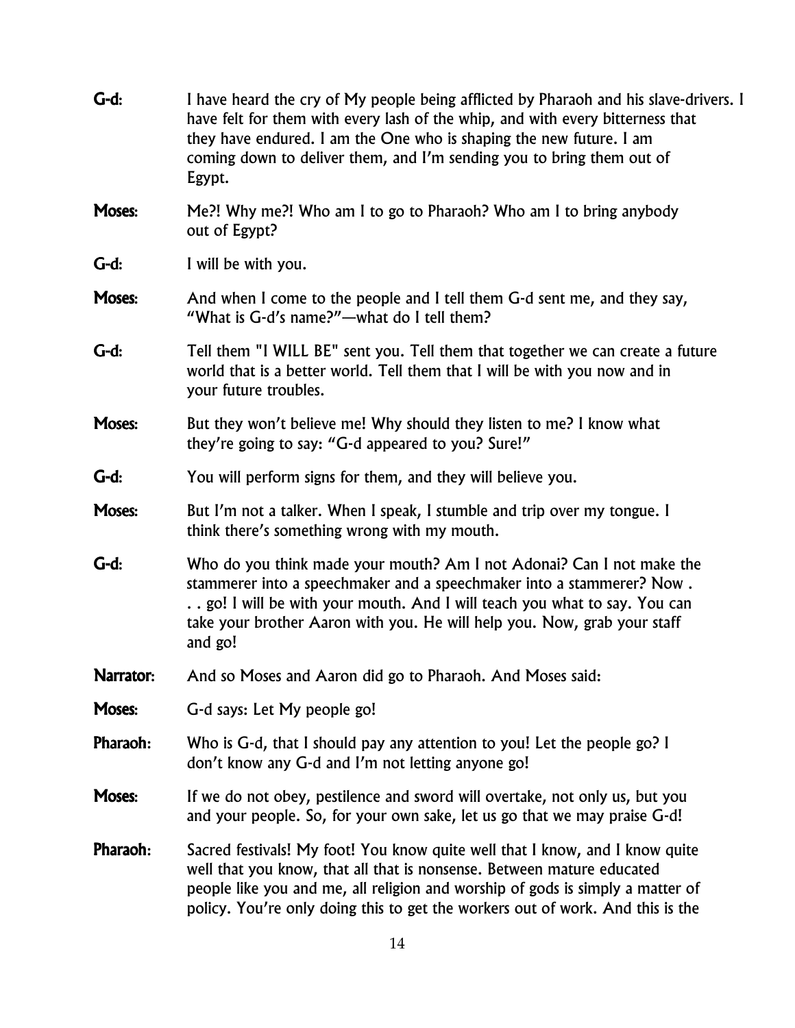**G-d:** I have heard the cry of My people being afflicted by Pharaoh and his slave-drivers. I have felt for them with every lash of the whip, and with every bitterness that they have endured. I am the One who is shaping the new future. I am coming down to deliver them, and I'm sending you to bring them out of Egypt.

**Moses:** Me?! Why me?! Who am I to go to Pharaoh? Who am I to bring anybody out of Egypt?

**G-d:** I will be with you.

**Moses:** And when I come to the people and I tell them G-d sent me, and they say, "What is G-d's name?"—what do I tell them?

**G-d:** Tell them "I WILL BE" sent you. Tell them that together we can create a future world that is a better world. Tell them that I will be with you now and in your future troubles.

**Moses:** But they won't believe me! Why should they listen to me? I know what they're going to say: "G-d appeared to you? Sure!"

**G-d:** You will perform signs for them, and they will believe you.

**Moses:** But I'm not a talker. When I speak, I stumble and trip over my tongue. I think there's something wrong with my mouth.

**G-d:** Who do you think made your mouth? Am I not Adonai? Can I not make the stammerer into a speechmaker and a speechmaker into a stammerer? Now . . . go! I will be with your mouth. And I will teach you what to say. You can take your brother Aaron with you. He will help you. Now, grab your staff and go!

**Narrator:** And so Moses and Aaron did go to Pharaoh. And Moses said:

**Moses:** G-d says: Let My people go!

**Pharaoh:** Who is G-d, that I should pay any attention to you! Let the people go? I don't know any G-d and I'm not letting anyone go!

**Moses:** If we do not obey, pestilence and sword will overtake, not only us, but you and your people. So, for your own sake, let us go that we may praise G-d!

**Pharaoh:** Sacred festivals! My foot! You know quite well that I know, and I know quite well that you know, that all that is nonsense. Between mature educated people like you and me, all religion and worship of gods is simply a matter of policy. You're only doing this to get the workers out of work. And this is the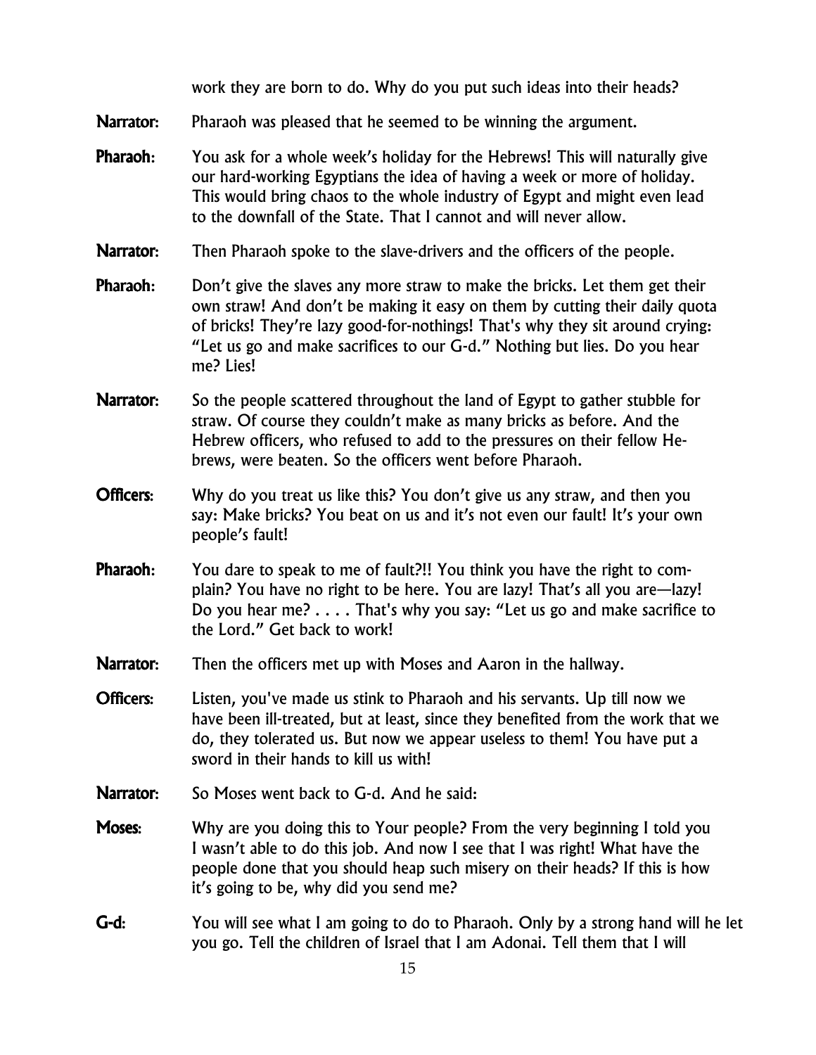work they are born to do. Why do you put such ideas into their heads?

**Narrator:** Pharaoh was pleased that he seemed to be winning the argument.

**Pharaoh:** You ask for a whole week's holiday for the Hebrews! This will naturally give our hard-working Egyptians the idea of having a week or more of holiday. This would bring chaos to the whole industry of Egypt and might even lead to the downfall of the State. That I cannot and will never allow.

**Narrator:** Then Pharaoh spoke to the slave-drivers and the officers of the people.

**Pharaoh:** Don't give the slaves any more straw to make the bricks. Let them get their own straw! And don't be making it easy on them by cutting their daily quota of bricks! They're lazy good-for-nothings! That's why they sit around crying: "Let us go and make sacrifices to our G-d." Nothing but lies. Do you hear me? Lies!

**Narrator:** So the people scattered throughout the land of Egypt to gather stubble for straw. Of course they couldn't make as many bricks as before. And the Hebrew officers, who refused to add to the pressures on their fellow Hebrews, were beaten. So the officers went before Pharaoh.

**Officers:** Why do you treat us like this? You don't give us any straw, and then you say: Make bricks? You beat on us and it's not even our fault! It's your own people's fault!

**Pharaoh:** You dare to speak to me of fault?!! You think you have the right to complain? You have no right to be here. You are lazy! That's all you are—lazy! Do you hear me? . . . . That's why you say: "Let us go and make sacrifice to the Lord." Get back to work!

**Narrator:** Then the officers met up with Moses and Aaron in the hallway.

**Officers:** Listen, you've made us stink to Pharaoh and his servants. Up till now we have been ill-treated, but at least, since they benefited from the work that we do, they tolerated us. But now we appear useless to them! You have put a sword in their hands to kill us with!

**Narrator:** So Moses went back to G-d. And he said:

**Moses:** Why are you doing this to Your people? From the very beginning I told you I wasn't able to do this job. And now I see that I was right! What have the people done that you should heap such misery on their heads? If this is how it's going to be, why did you send me?

**G-d:** You will see what I am going to do to Pharaoh. Only by a strong hand will he let you go. Tell the children of Israel that I am Adonai. Tell them that I will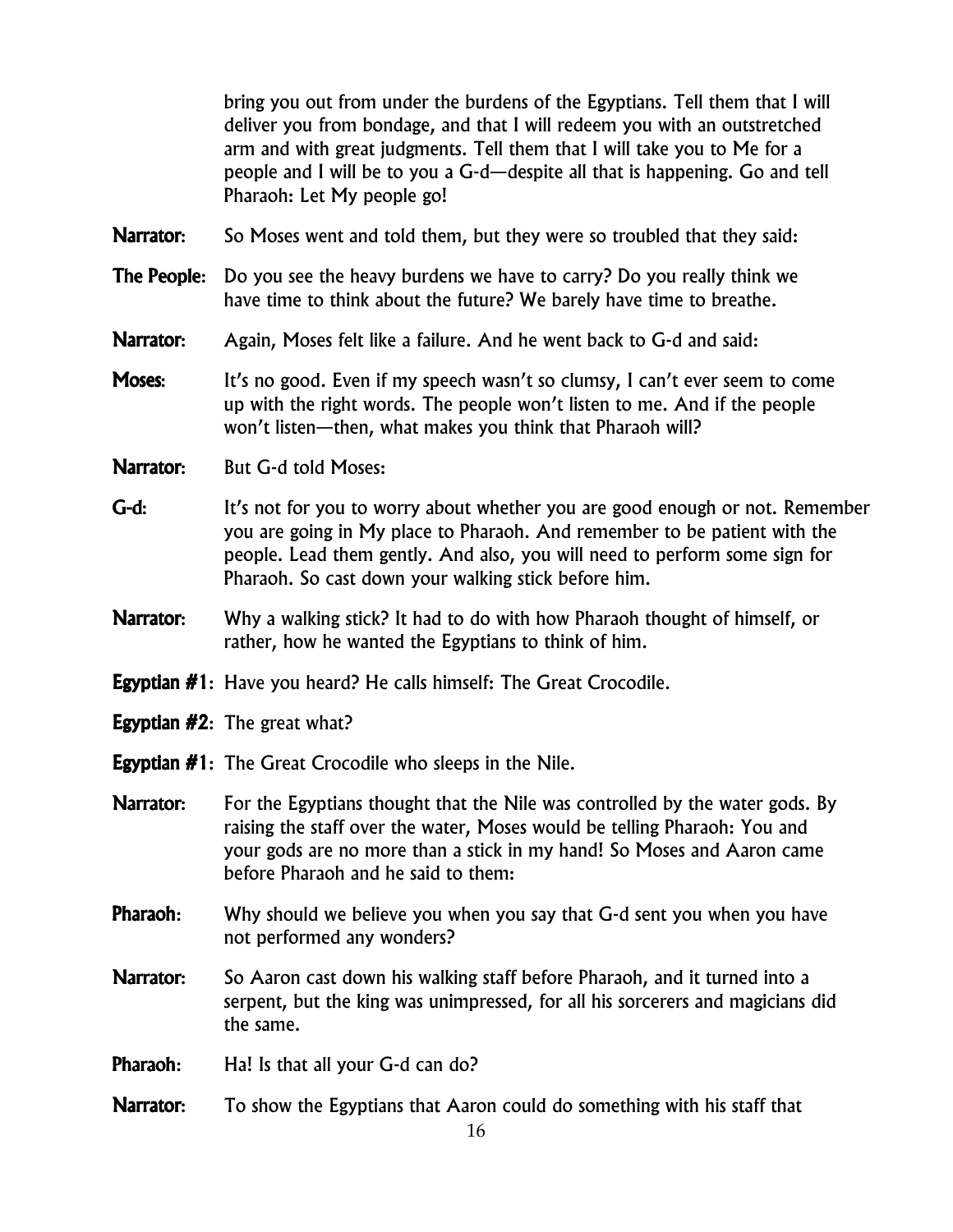bring you out from under the burdens of the Egyptians. Tell them that I will deliver you from bondage, and that I will redeem you with an outstretched arm and with great judgments. Tell them that I will take you to Me for a people and I will be to you a G-d—despite all that is happening. Go and tell Pharaoh: Let My people go!

**Narrator:** So Moses went and told them, but they were so troubled that they said:

**The People:** Do you see the heavy burdens we have to carry? Do you really think we have time to think about the future? We barely have time to breathe.

**Narrator:** Again, Moses felt like a failure. And he went back to G-d and said:

**Moses:** It's no good. Even if my speech wasn't so clumsy, I can't ever seem to come up with the right words. The people won't listen to me. And if the people won't listen—then, what makes you think that Pharaoh will?

**Narrator:** But G-d told Moses:

**G-d:** It's not for you to worry about whether you are good enough or not. Remember you are going in My place to Pharaoh. And remember to be patient with the people. Lead them gently. And also, you will need to perform some sign for Pharaoh. So cast down your walking stick before him.

**Narrator:** Why a walking stick? It had to do with how Pharaoh thought of himself, or rather, how he wanted the Egyptians to think of him.

**Egyptian #1:** Have you heard? He calls himself: The Great Crocodile.

**Egyptian #2:** The great what?

**Egyptian #1:** The Great Crocodile who sleeps in the Nile.

**Narrator:** For the Egyptians thought that the Nile was controlled by the water gods. By raising the staff over the water, Moses would be telling Pharaoh: You and your gods are no more than a stick in my hand! So Moses and Aaron came before Pharaoh and he said to them:

**Pharaoh:** Why should we believe you when you say that G-d sent you when you have not performed any wonders?

**Narrator:** So Aaron cast down his walking staff before Pharaoh, and it turned into a serpent, but the king was unimpressed, for all his sorcerers and magicians did the same.

**Pharaoh:** Ha! Is that all your G-d can do?

**Narrator:** To show the Egyptians that Aaron could do something with his staff that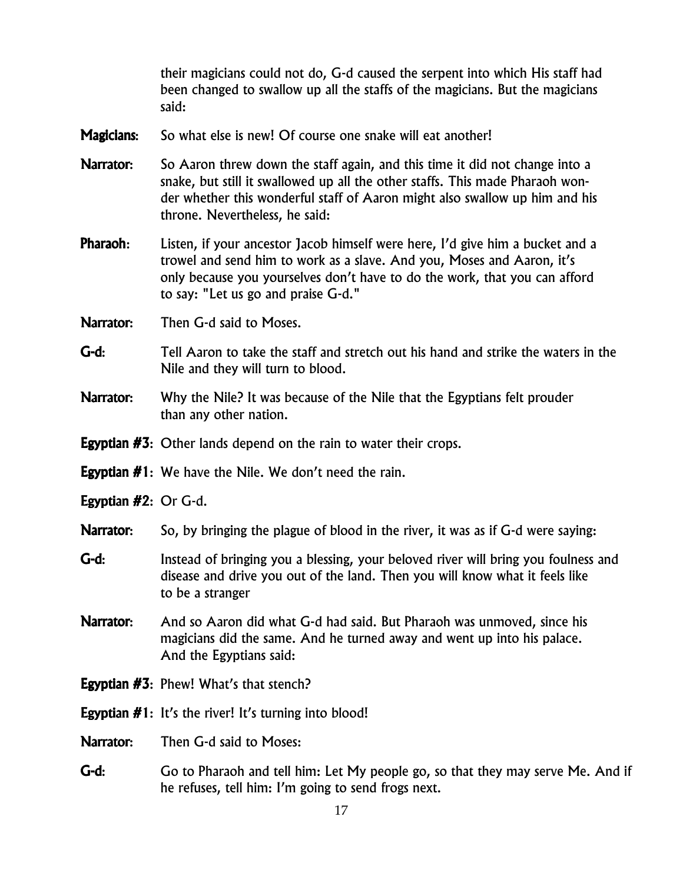their magicians could not do, G-d caused the serpent into which His staff had been changed to swallow up all the staffs of the magicians. But the magicians said:

**Magicians**: So what else is new! Of course one snake will eat another!

**Narrator**: So Aaron threw down the staff again, and this time it did not change into a snake, but still it swallowed up all the other staffs. This made Pharaoh wonder whether this wonderful staff of Aaron might also swallow up him and his throne. Nevertheless, he said:

**Pharaoh**: Listen, if your ancestor Jacob himself were here, I'd give him a bucket and a trowel and send him to work as a slave. And you, Moses and Aaron, it's only because you yourselves don't have to do the work, that you can afford to say: "Let us go and praise G-d."

**Narrator**: Then G-d said to Moses.

**G-d**: Tell Aaron to take the staff and stretch out his hand and strike the waters in the Nile and they will turn to blood.

**Narrator**: Why the Nile? It was because of the Nile that the Egyptians felt prouder than any other nation.

**Egyptian #3**: Other lands depend on the rain to water their crops.

**Egyptian #1**: We have the Nile. We don't need the rain.

**Egyptian #2**: Or G-d.

**Narrator**: So, by bringing the plague of blood in the river, it was as if G-d were saying:

**G-d**: Instead of bringing you a blessing, your beloved river will bring you foulness and disease and drive you out of the land. Then you will know what it feels like to be a stranger

**Narrator**: And so Aaron did what G-d had said. But Pharaoh was unmoved, since his magicians did the same. And he turned away and went up into his palace. And the Egyptians said:

**Egyptian #3**: Phew! What's that stench?

**Egyptian #1**: It's the river! It's turning into blood!

**Narrator**: Then G-d said to Moses:

**G-d**: Go to Pharaoh and tell him: Let My people go, so that they may serve Me. And if he refuses, tell him: I'm going to send frogs next.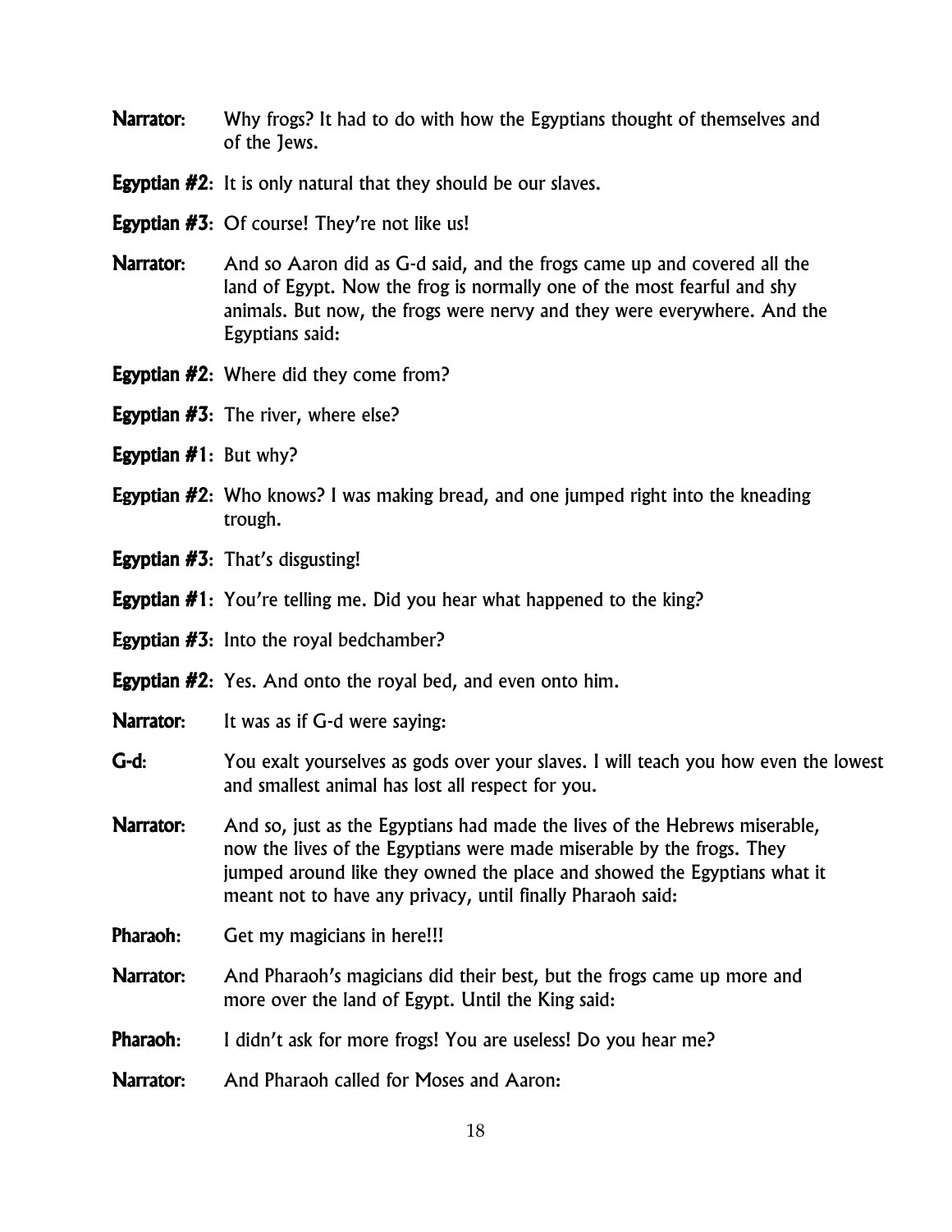**Narrator**: Why frogs? It had to do with how the Egyptians thought of themselves and of the Jews.

**Egyptian #2**: It is only natural that they should be our slaves.

**Egyptian #3**: Of course! They're not like us!

**Narrator**: And so Aaron did as G-d said, and the frogs came up and covered all the land of Egypt. Now the frog is normally one of the most fearful and shy animals. But now, the frogs were nervy and they were everywhere. And the Egyptians said:

**Egyptian #2**: Where did they come from?

**Egyptian #3**: The river, where else?

**Egyptian #1**: But why?

**Egyptian #2**: Who knows? I was making bread, and one jumped right into the kneading trough.

**Egyptian #3**: That's disgusting!

**Egyptian #1**: You're telling me. Did you hear what happened to the king?

**Egyptian #3**: Into the royal bedchamber?

**Egyptian #2**: Yes. And onto the royal bed, and even onto him.

**Narrator**: It was as if G-d were saying:

**G-d**: You exalt yourselves as gods over your slaves. I will teach you how even the lowest and smallest animal has lost all respect for you.

**Narrator**: And so, just as the Egyptians had made the lives of the Hebrews miserable, now the lives of the Egyptians were made miserable by the frogs. They jumped around like they owned the place and showed the Egyptians what it meant not to have any privacy, until finally Pharaoh said:

**Pharaoh**: Get my magicians in here!!!

**Narrator**: And Pharaoh's magicians did their best, but the frogs came up more and more over the land of Egypt. Until the King said:

**Pharaoh**: I didn't ask for more frogs! You are useless! Do you hear me?

**Narrator**: And Pharaoh called for Moses and Aaron: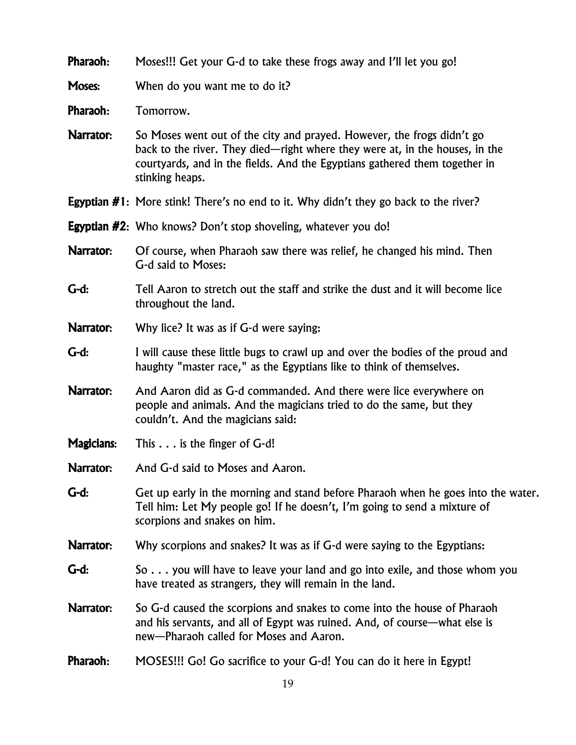**Pharaoh**: Moses!!! Get your G-d to take these frogs away and I'll let you go!

**Moses**: When do you want me to do it?

**Pharaoh**: Tomorrow.

**Narrator**: So Moses went out of the city and prayed. However, the frogs didn't go back to the river. They died—right where they were at, in the houses, in the courtyards, and in the fields. And the Egyptians gathered them together in stinking heaps.

**Egyptian #1**: More stink! There's no end to it. Why didn't they go back to the river?

**Egyptian #2**: Who knows? Don't stop shoveling, whatever you do!

**Narrator**: Of course, when Pharaoh saw there was relief, he changed his mind. Then G-d said to Moses:

**G-d**: Tell Aaron to stretch out the staff and strike the dust and it will become lice throughout the land.

**Narrator**: Why lice? It was as if G-d were saying:

**G-d**: I will cause these little bugs to crawl up and over the bodies of the proud and haughty "master race," as the Egyptians like to think of themselves.

**Narrator**: And Aaron did as G-d commanded. And there were lice everywhere on people and animals. And the magicians tried to do the same, but they couldn't. And the magicians said:

**Magicians**: This . . . is the finger of G-d!

**Narrator**: And G-d said to Moses and Aaron.

**G-d**: Get up early in the morning and stand before Pharaoh when he goes into the water. Tell him: Let My people go! If he doesn't, I'm going to send a mixture of scorpions and snakes on him.

**Narrator**: Why scorpions and snakes? It was as if G-d were saying to the Egyptians:

**G-d**: So . . . you will have to leave your land and go into exile, and those whom you have treated as strangers, they will remain in the land.

**Narrator**: So G-d caused the scorpions and snakes to come into the house of Pharaoh and his servants, and all of Egypt was ruined. And, of course—what else is new—Pharaoh called for Moses and Aaron.

**Pharaoh**: MOSES!!! Go! Go sacrifice to your G-d! You can do it here in Egypt!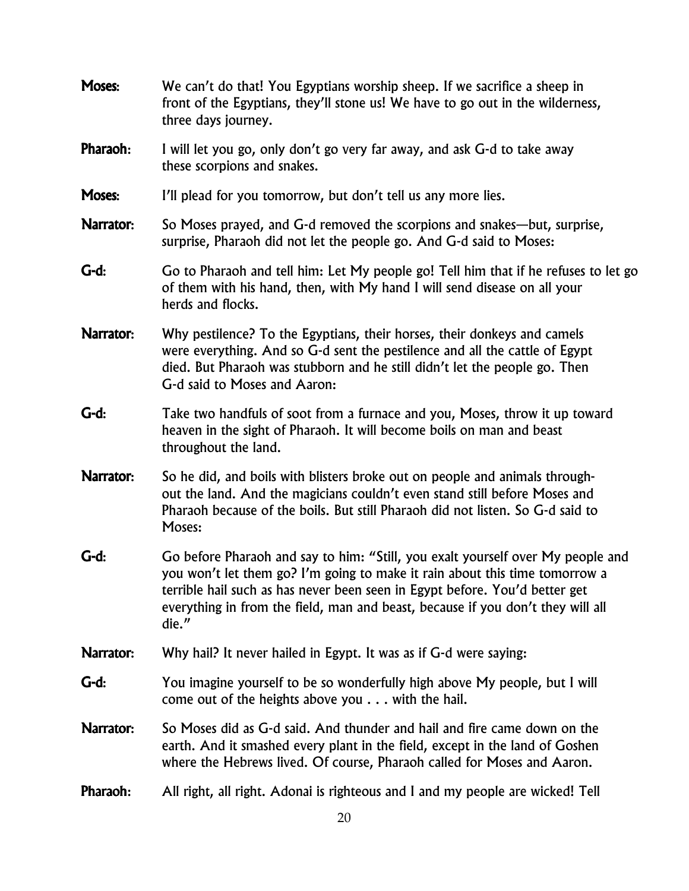**Moses**: We can't do that! You Egyptians worship sheep. If we sacrifice a sheep in front of the Egyptians, they'll stone us! We have to go out in the wilderness, three days journey.

**Pharaoh**: I will let you go, only don't go very far away, and ask G-d to take away these scorpions and snakes.

**Moses**: I'll plead for you tomorrow, but don't tell us any more lies.

**Narrator**: So Moses prayed, and G-d removed the scorpions and snakes—but, surprise, surprise, Pharaoh did not let the people go. And G-d said to Moses:

**G-d**: Go to Pharaoh and tell him: Let My people go! Tell him that if he refuses to let go of them with his hand, then, with My hand I will send disease on all your herds and flocks.

**Narrator**: Why pestilence? To the Egyptians, their horses, their donkeys and camels were everything. And so G-d sent the pestilence and all the cattle of Egypt died. But Pharaoh was stubborn and he still didn't let the people go. Then G-d said to Moses and Aaron:

**G-d**: Take two handfuls of soot from a furnace and you, Moses, throw it up toward heaven in the sight of Pharaoh. It will become boils on man and beast throughout the land.

**Narrator**: So he did, and boils with blisters broke out on people and animals throughout the land. And the magicians couldn't even stand still before Moses and Pharaoh because of the boils. But still Pharaoh did not listen. So G-d said to Moses:

**G-d**: Go before Pharaoh and say to him: "Still, you exalt yourself over My people and you won't let them go? I'm going to make it rain about this time tomorrow a terrible hail such as has never been seen in Egypt before. You'd better get everything in from the field, man and beast, because if you don't they will all die."

**Narrator**: Why hail? It never hailed in Egypt. It was as if G-d were saying:

**G-d**: You imagine yourself to be so wonderfully high above My people, but I will come out of the heights above you . . . with the hail.

**Narrator**: So Moses did as G-d said. And thunder and hail and fire came down on the earth. And it smashed every plant in the field, except in the land of Goshen where the Hebrews lived. Of course, Pharaoh called for Moses and Aaron.

**Pharaoh**: All right, all right. Adonai is righteous and I and my people are wicked! Tell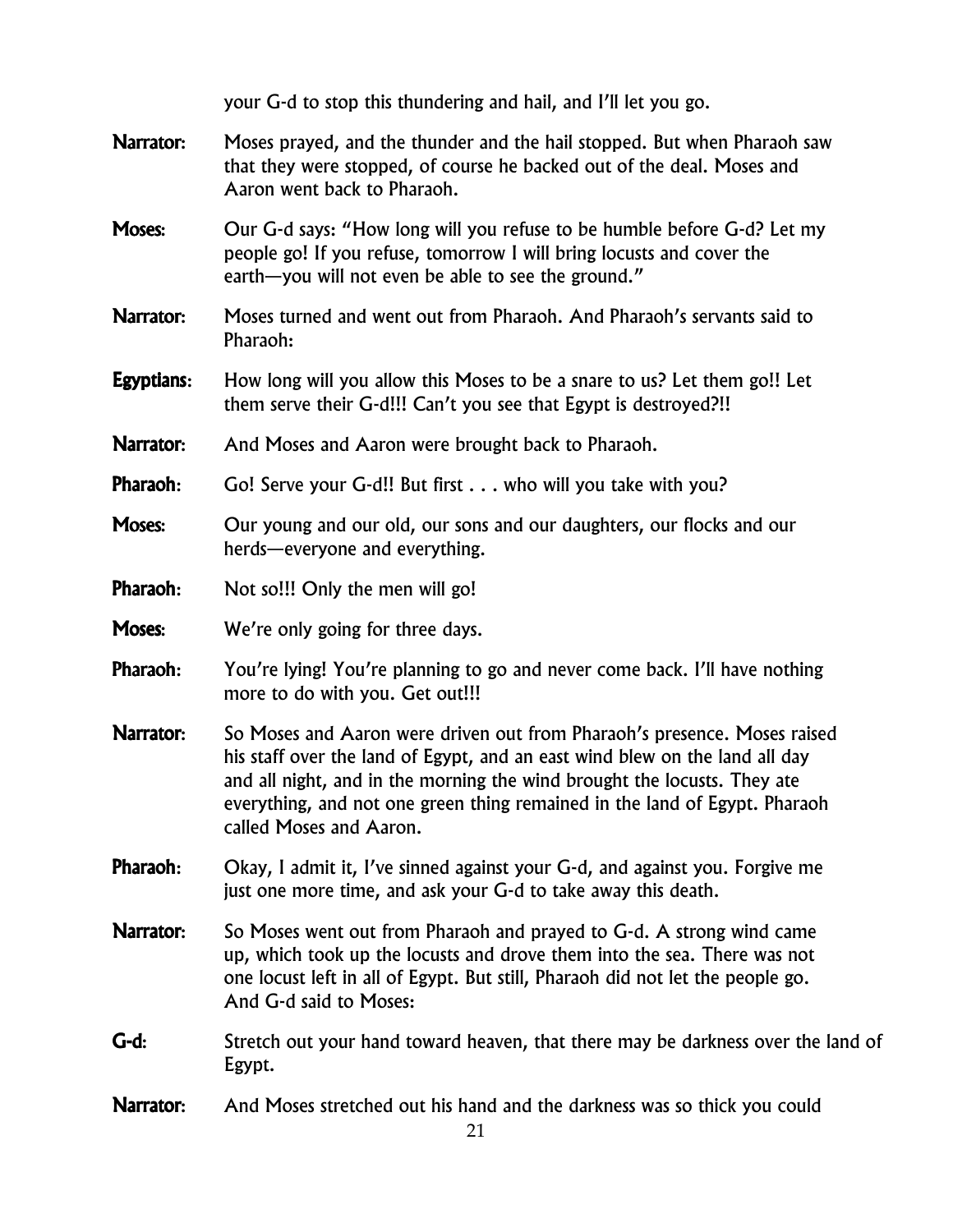your G-d to stop this thundering and hail, and I'll let you go.

**Narrator**: Moses prayed, and the thunder and the hail stopped. But when Pharaoh saw that they were stopped, of course he backed out of the deal. Moses and Aaron went back to Pharaoh.

**Moses**: Our G-d says: "How long will you refuse to be humble before G-d? Let my people go! If you refuse, tomorrow I will bring locusts and cover the earth—you will not even be able to see the ground."

**Narrator**: Moses turned and went out from Pharaoh. And Pharaoh's servants said to Pharaoh:

**Egyptians**: How long will you allow this Moses to be a snare to us? Let them go!! Let them serve their G-d!!! Can't you see that Egypt is destroyed?!!

**Narrator**: And Moses and Aaron were brought back to Pharaoh.

**Pharaoh**: Go! Serve your G-d!! But first . . . who will you take with you?

**Moses**: Our young and our old, our sons and our daughters, our flocks and our herds—everyone and everything.

**Pharaoh**: Not so!!! Only the men will go!

**Moses**: We're only going for three days.

**Pharaoh**: You're lying! You're planning to go and never come back. I'll have nothing more to do with you. Get out!!!

**Narrator**: So Moses and Aaron were driven out from Pharaoh's presence. Moses raised his staff over the land of Egypt, and an east wind blew on the land all day and all night, and in the morning the wind brought the locusts. They ate everything, and not one green thing remained in the land of Egypt. Pharaoh called Moses and Aaron.

**Pharaoh**: Okay, I admit it, I've sinned against your G-d, and against you. Forgive me just one more time, and ask your G-d to take away this death.

**Narrator**: So Moses went out from Pharaoh and prayed to G-d. A strong wind came up, which took up the locusts and drove them into the sea. There was not one locust left in all of Egypt. But still, Pharaoh did not let the people go. And G-d said to Moses:

**G-d**: Stretch out your hand toward heaven, that there may be darkness over the land of Egypt.

**Narrator**: And Moses stretched out his hand and the darkness was so thick you could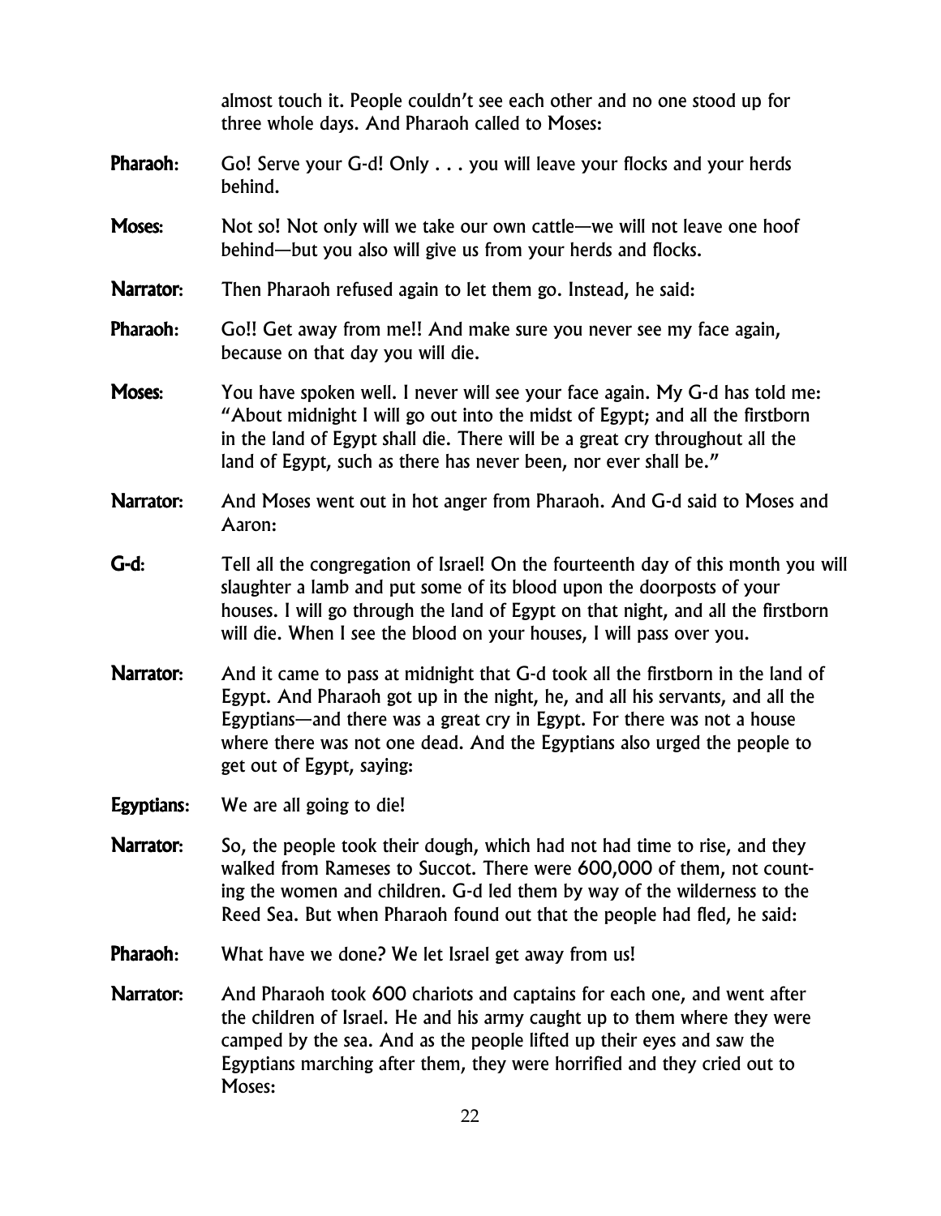almost touch it. People couldn't see each other and no one stood up for three whole days. And Pharaoh called to Moses:

**Pharaoh**: Go! Serve your G-d! Only . . . you will leave your flocks and your herds behind.

**Moses**: Not so! Not only will we take our own cattle—we will not leave one hoof behind—but you also will give us from your herds and flocks.

**Narrator**: Then Pharaoh refused again to let them go. Instead, he said:

**Pharaoh**: Go!! Get away from me!! And make sure you never see my face again, because on that day you will die.

**Moses**: You have spoken well. I never will see your face again. My G-d has told me: "About midnight I will go out into the midst of Egypt; and all the firstborn in the land of Egypt shall die. There will be a great cry throughout all the land of Egypt, such as there has never been, nor ever shall be."

**Narrator**: And Moses went out in hot anger from Pharaoh. And G-d said to Moses and Aaron:

**G-d**: Tell all the congregation of Israel! On the fourteenth day of this month you will slaughter a lamb and put some of its blood upon the doorposts of your houses. I will go through the land of Egypt on that night, and all the firstborn will die. When I see the blood on your houses, I will pass over you.

**Narrator**: And it came to pass at midnight that G-d took all the firstborn in the land of Egypt. And Pharaoh got up in the night, he, and all his servants, and all the Egyptians—and there was a great cry in Egypt. For there was not a house where there was not one dead. And the Egyptians also urged the people to get out of Egypt, saying:

**Egyptians**: We are all going to die!

**Narrator**: So, the people took their dough, which had not had time to rise, and they walked from Rameses to Succot. There were 600,000 of them, not counting the women and children. G-d led them by way of the wilderness to the Reed Sea. But when Pharaoh found out that the people had fled, he said:

**Pharaoh**: What have we done? We let Israel get away from us!

**Narrator**: And Pharaoh took 600 chariots and captains for each one, and went after the children of Israel. He and his army caught up to them where they were camped by the sea. And as the people lifted up their eyes and saw the Egyptians marching after them, they were horrified and they cried out to Moses: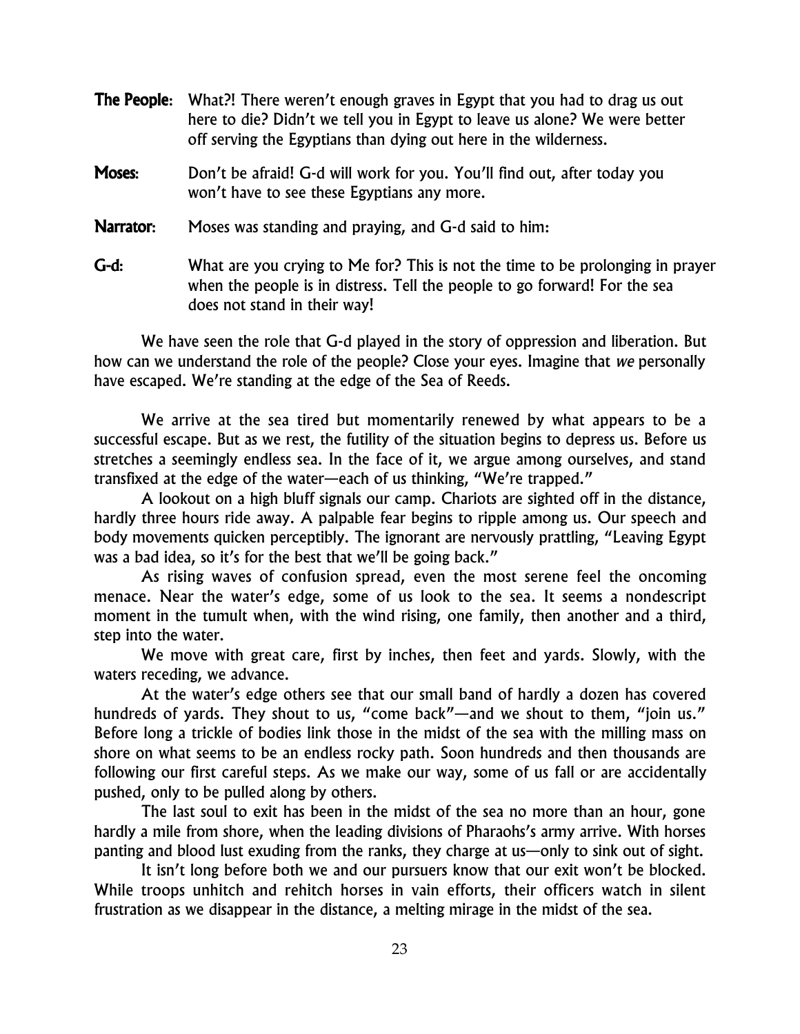**The People**: What?! There weren't enough graves in Egypt that you had to drag us out here to die? Didn't we tell you in Egypt to leave us alone? We were better off serving the Egyptians than dying out here in the wilderness.

**Moses**: Don't be afraid! G-d will work for you. You'll find out, after today you won't have to see these Egyptians any more.

**Narrator**: Moses was standing and praying, and G-d said to him:

**G-d**: What are you crying to Me for? This is not the time to be prolonging in prayer when the people is in distress. Tell the people to go forward! For the sea does not stand in their way!

We have seen the role that G-d played in the story of oppression and liberation. But how can we understand the role of the people? Close your eyes. Imagine that *we* personally have escaped. We're standing at the edge of the Sea of Reeds.

We arrive at the sea tired but momentarily renewed by what appears to be a successful escape. But as we rest, the futility of the situation begins to depress us. Before us stretches a seemingly endless sea. In the face of it, we argue among ourselves, and stand transfixed at the edge of the water—each of us thinking, "We're trapped."

A lookout on a high bluff signals our camp. Chariots are sighted off in the distance, hardly three hours ride away. A palpable fear begins to ripple among us. Our speech and body movements quicken perceptibly. The ignorant are nervously prattling, "Leaving Egypt was a bad idea, so it's for the best that we'll be going back."

As rising waves of confusion spread, even the most serene feel the oncoming menace. Near the water's edge, some of us look to the sea. It seems a nondescript moment in the tumult when, with the wind rising, one family, then another and a third, step into the water.

We move with great care, first by inches, then feet and yards. Slowly, with the waters receding, we advance.

At the water's edge others see that our small band of hardly a dozen has covered hundreds of yards. They shout to us, "come back"—and we shout to them, "join us." Before long a trickle of bodies link those in the midst of the sea with the milling mass on shore on what seems to be an endless rocky path. Soon hundreds and then thousands are following our first careful steps. As we make our way, some of us fall or are accidentally pushed, only to be pulled along by others.

The last soul to exit has been in the midst of the sea no more than an hour, gone hardly a mile from shore, when the leading divisions of Pharaohs's army arrive. With horses panting and blood lust exuding from the ranks, they charge at us—only to sink out of sight.

It isn't long before both we and our pursuers know that our exit won't be blocked. While troops unhitch and rehitch horses in vain efforts, their officers watch in silent frustration as we disappear in the distance, a melting mirage in the midst of the sea.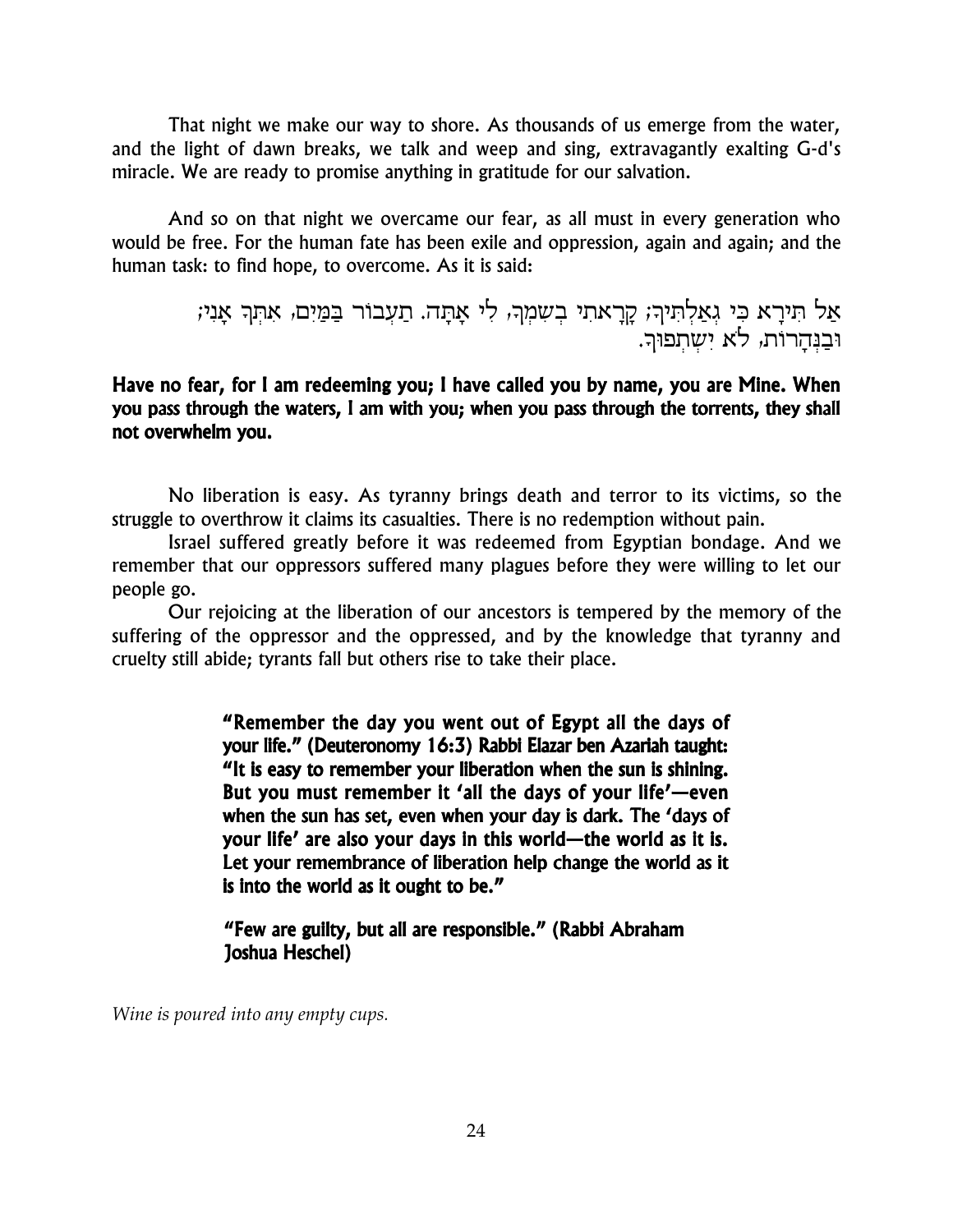That night we make our way to shore. As thousands of us emerge from the water, and the light of dawn breaks, we talk and weep and sing, extravagantly exalting G-d's miracle. We are ready to promise anything in gratitude for our salvation.

And so on that night we overcame our fear, as all must in every generation who would be free. For the human fate has been exile and oppression, again and again; and the human task: to find hope, to overcome. As it is said:

אַל תִּירָא כִּי גְאַלְתִּיךָ; קָרָאתִי בְשִׁמְךָ, לִי אָתָּה. תַעֲבוֹר בַּמַּיִם, אִתְּךָ אָנִי; וּבַנְּהָרוֹת, לֹא יִשְׁתְּפוּךָ.

**Have no fear, for I am redeeming you; I have called you by name, you are Mine. When you pass through the waters, I am with you; when you pass through the torrents, they shall not overwhelm you.**

No liberation is easy. As tyranny brings death and terror to its victims, so the struggle to overthrow it claims its casualties. There is no redemption without pain.

Israel suffered greatly before it was redeemed from Egyptian bondage. And we remember that our oppressors suffered many plagues before they were willing to let our people go.

Our rejoicing at the liberation of our ancestors is tempered by the memory of the suffering of the oppressor and the oppressed, and by the knowledge that tyranny and cruelty still abide; tyrants fall but others rise to take their place.

> **"Remember the day you went out of Egypt all the days of your life." (Deuteronomy 16:3) Rabbi Elazar ben Azariah taught: "It is easy to remember your liberation when the sun is shining. But you must remember it 'all the days of your life'—even when the sun has set, even when your day is dark. The 'days of your life' are also your days in this world—the world as it is. Let your remembrance of liberation help change the world as it is into the world as it ought to be."**
>
> **"Few are guilty, but all are responsible." (Rabbi Abraham Joshua Heschel)**

*Wine is poured into any empty cups.*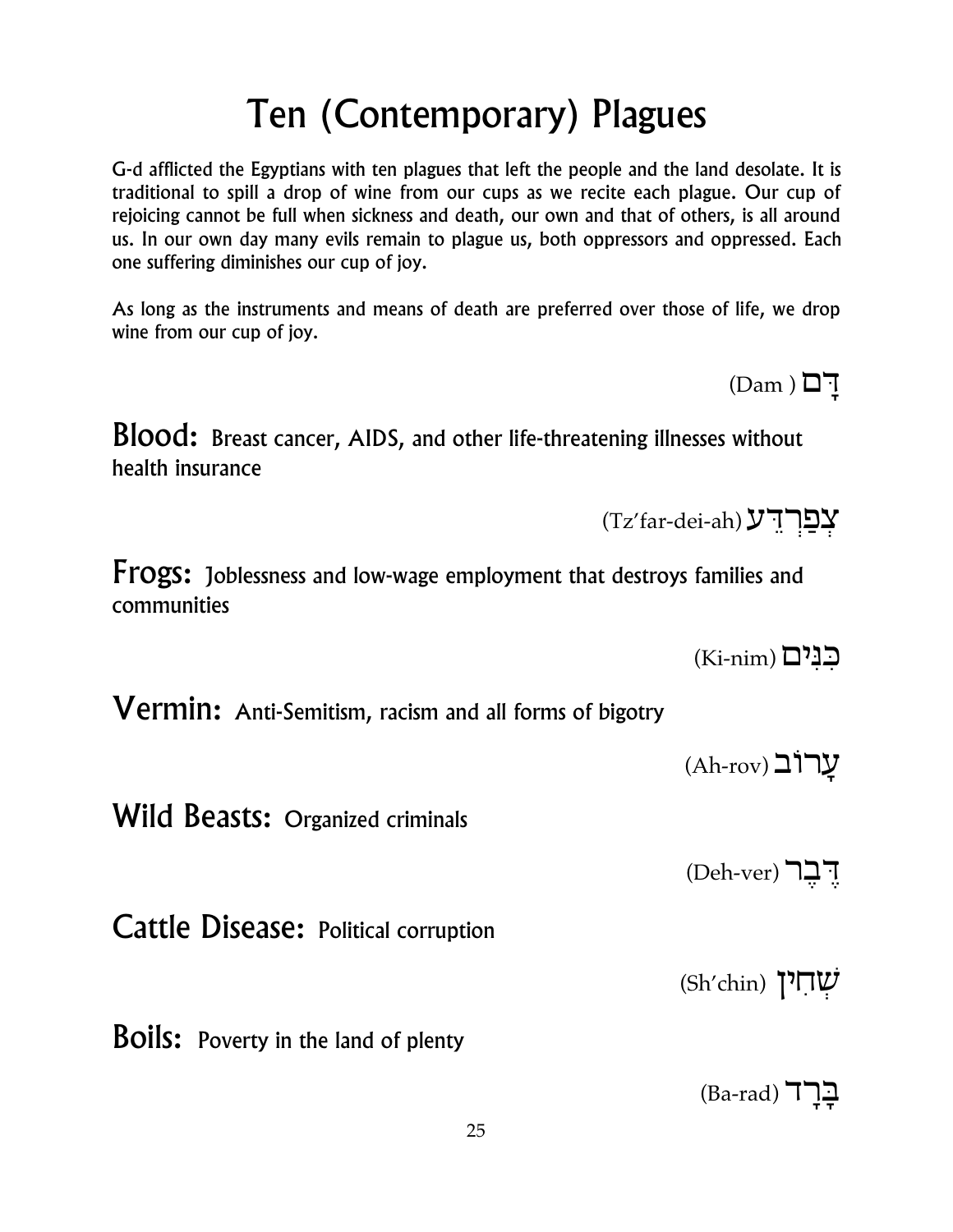# Ten (Contemporary) Plagues

G-d afflicted the Egyptians with ten plagues that left the people and the land desolate. It is traditional to spill a drop of wine from our cups as we recite each plague. Our cup of rejoicing cannot be full when sickness and death, our own and that of others, is all around us. In our own day many evils remain to plague us, both oppressors and oppressed. Each one suffering diminishes our cup of joy.

As long as the instruments and means of death are preferred over those of life, we drop wine from our cup of joy.

(Dam ) דָּם

**Blood:** Breast cancer, AIDS, and other life-threatening illnesses without health insurance

(Tz'far-dei-ah) צְפַרְדֵּעַ

**Frogs:** Joblessness and low-wage employment that destroys families and communities

(Ki-nim) כִּנִּים

**Vermin:** Anti-Semitism, racism and all forms of bigotry

(Ah-rov) עָרוֹב

**Wild Beasts:** Organized criminals

(Deh-ver) דֶּבֶר

**Cattle Disease:** Political corruption

(Sh'chin) שְׁחִין

**Boils:** Poverty in the land of plenty

(Ba-rad) בָּרָד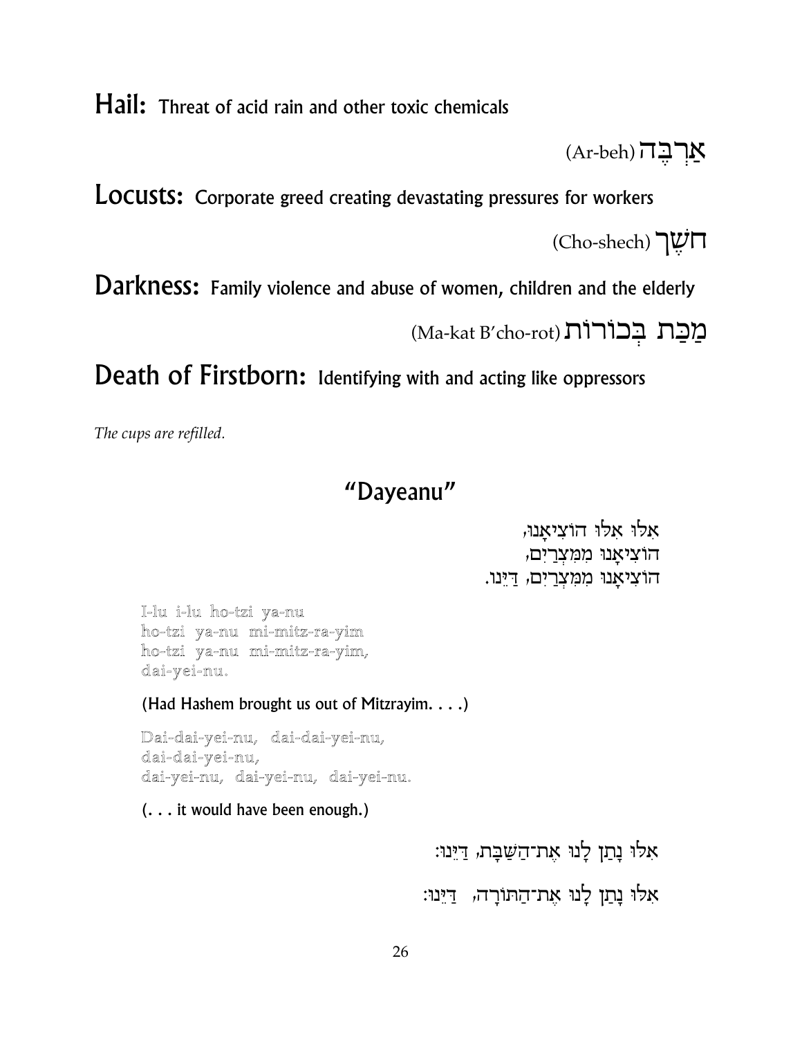**Hail:** Threat of acid rain and other toxic chemicals

(Ar-beh) אַרְבֶּה

**Locusts:** Corporate greed creating devastating pressures for workers

(Cho-shech) חֹשֶׁךְ

**Darkness:** Family violence and abuse of women, children and the elderly

(Ma-kat B'cho-rot) מַכַּת בְּכוֹרוֹת

**Death of Firstborn:** Identifying with and acting like oppressors

*The cups are refilled.*

## "Dayeanu"

אִלּוּ אִלּוּ הוֹצִיאָנוּ,
הוֹצִיאָנוּ מִמִּצְרַיִם,
הוֹצִיאָנוּ מִמִּצְרַיִם, דַּיֵּנוּ.

I-lu i-lu ho-tzi ya-nu
ho-tzi ya-nu mi-mitz-ra-yim
ho-tzi ya-nu mi-mitz-ra-yim,
dai-yei-nu.

(Had Hashem brought us out of Mitzrayim. . . .)

Dai-dai-yei-nu, dai-dai-yei-nu,
dai-dai-yei-nu,
dai-yei-nu, dai-yei-nu, dai-yei-nu.

(. . . it would have been enough.)

אִלּוּ נָתַן לָנוּ אֶת־הַשַּׁבָּת, דַּיֵּנוּ:

אִלּוּ נָתַן לָנוּ אֶת־הַתּוֹרָה, דַּיֵּנוּ: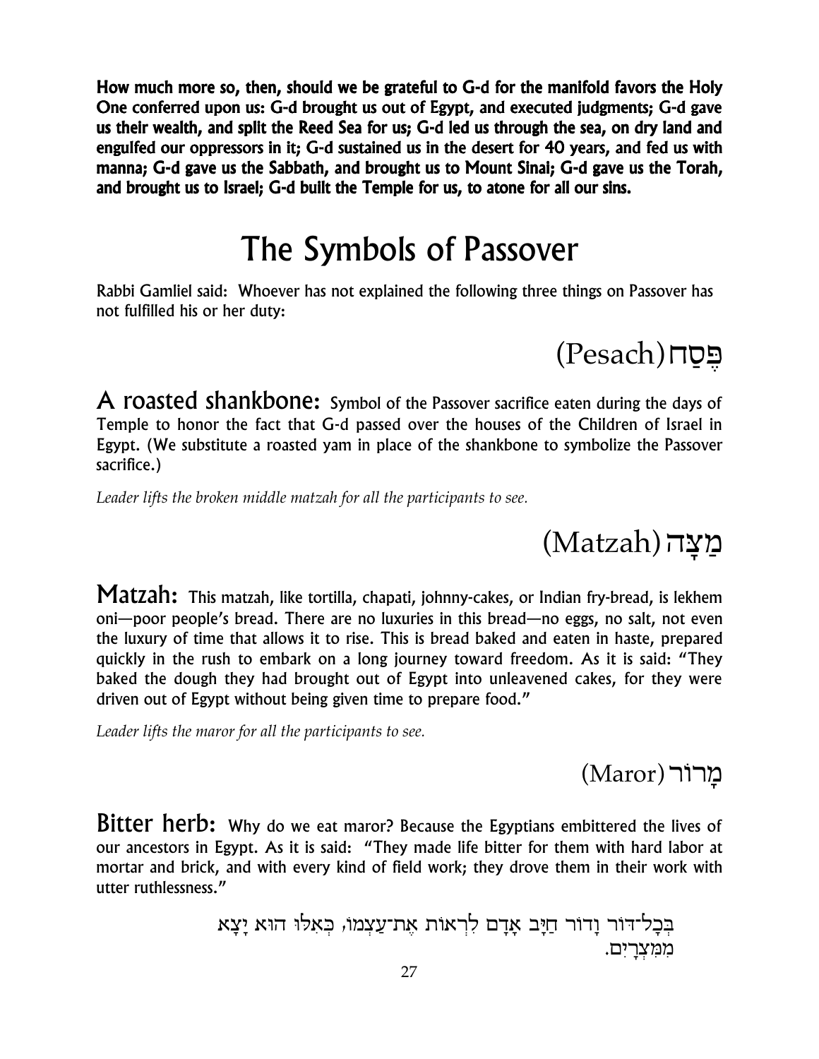**How much more so, then, should we be grateful to G-d for the manifold favors the Holy One conferred upon us: G-d brought us out of Egypt, and executed judgments; G-d gave us their wealth, and split the Reed Sea for us; G-d led us through the sea, on dry land and engulfed our oppressors in it; G-d sustained us in the desert for 40 years, and fed us with manna; G-d gave us the Sabbath, and brought us to Mount Sinai; G-d gave us the Torah, and brought us to Israel; G-d built the Temple for us, to atone for all our sins.**

# The Symbols of Passover

Rabbi Gamliel said: Whoever has not explained the following three things on Passover has not fulfilled his or her duty:

## (Pesach) פֶּסַח

**A roasted shankbone:** Symbol of the Passover sacrifice eaten during the days of Temple to honor the fact that G-d passed over the houses of the Children of Israel in Egypt. (We substitute a roasted yam in place of the shankbone to symbolize the Passover sacrifice.)

*Leader lifts the broken middle matzah for all the participants to see.*

## (Matzah) מַצָּה

**Matzah:** This matzah, like tortilla, chapati, johnny-cakes, or Indian fry-bread, is lekhem oni—poor people's bread. There are no luxuries in this bread—no eggs, no salt, not even the luxury of time that allows it to rise. This is bread baked and eaten in haste, prepared quickly in the rush to embark on a long journey toward freedom. As it is said: "They baked the dough they had brought out of Egypt into unleavened cakes, for they were driven out of Egypt without being given time to prepare food."

*Leader lifts the maror for all the participants to see.*

## (Maror) מָרוֹר

**Bitter herb:** Why do we eat maror? Because the Egyptians embittered the lives of our ancestors in Egypt. As it is said: "They made life bitter for them with hard labor at mortar and brick, and with every kind of field work; they drove them in their work with utter ruthlessness."

בְּכָל־דּוֹר וָדוֹר חַיָּב אָדָם לִרְאוֹת אֶת־עַצְמוֹ, כְּאִלּוּ הוּא יָצָא מִמִּצְרָיִם.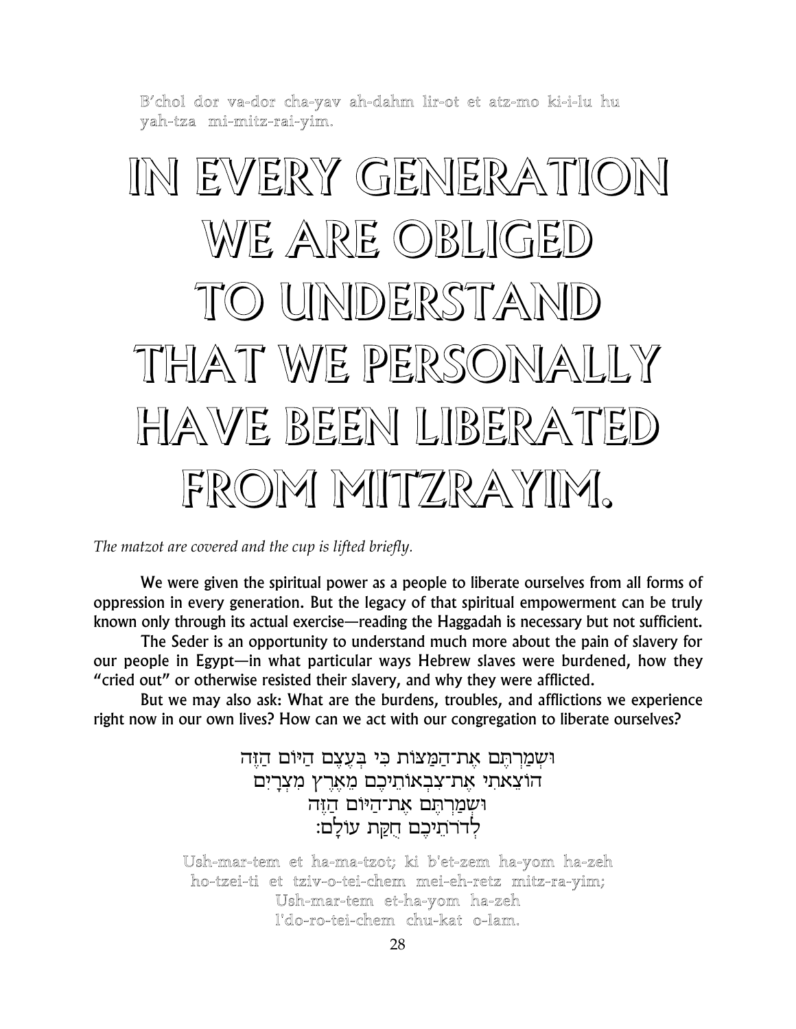B'chol dor va-dor cha-yav ah-dahm lir-ot et atz-mo ki-i-lu hu yah-tza mi-mitz-rai-yim.

# IN EVERY GENERATION WE ARE OBLIGED TO UNDERSTAND THAT WE PERSONALLY HAVE BEEN LIBERATED FROM MITZRAYIM.

*The matzot are covered and the cup is lifted briefly.*

We were given the spiritual power as a people to liberate ourselves from all forms of oppression in every generation. But the legacy of that spiritual empowerment can be truly known only through its actual exercise—reading the Haggadah is necessary but not sufficient.

The Seder is an opportunity to understand much more about the pain of slavery for our people in Egypt—in what particular ways Hebrew slaves were burdened, how they "cried out" or otherwise resisted their slavery, and why they were afflicted.

But we may also ask: What are the burdens, troubles, and afflictions we experience right now in our own lives? How can we act with our congregation to liberate ourselves?

וּשְׁמַרְתֶּם אֶת־הַמַּצּוֹת כִּי בְּעֶצֶם הַיּוֹם הַזֶּה
הוֹצֵאתִי אֶת־צִבְאוֹתֵיכֶם מֵאֶרֶץ מִצְרָיִם
וּשְׁמַרְתֶּם אֶת־הַיּוֹם הַזֶּה
לְדֹרֹתֵיכֶם חֻקַּת עוֹלָם:

Ush-mar-tem et ha-ma-tzot; ki b'et-zem ha-yom ha-zeh
ho-tzei-ti et tziv-o-tei-chem mei-eh-retz mitz-ra-yim;
Ush-mar-tem et-ha-yom ha-zeh
l'do-ro-tei-chem chu-kat o-lam.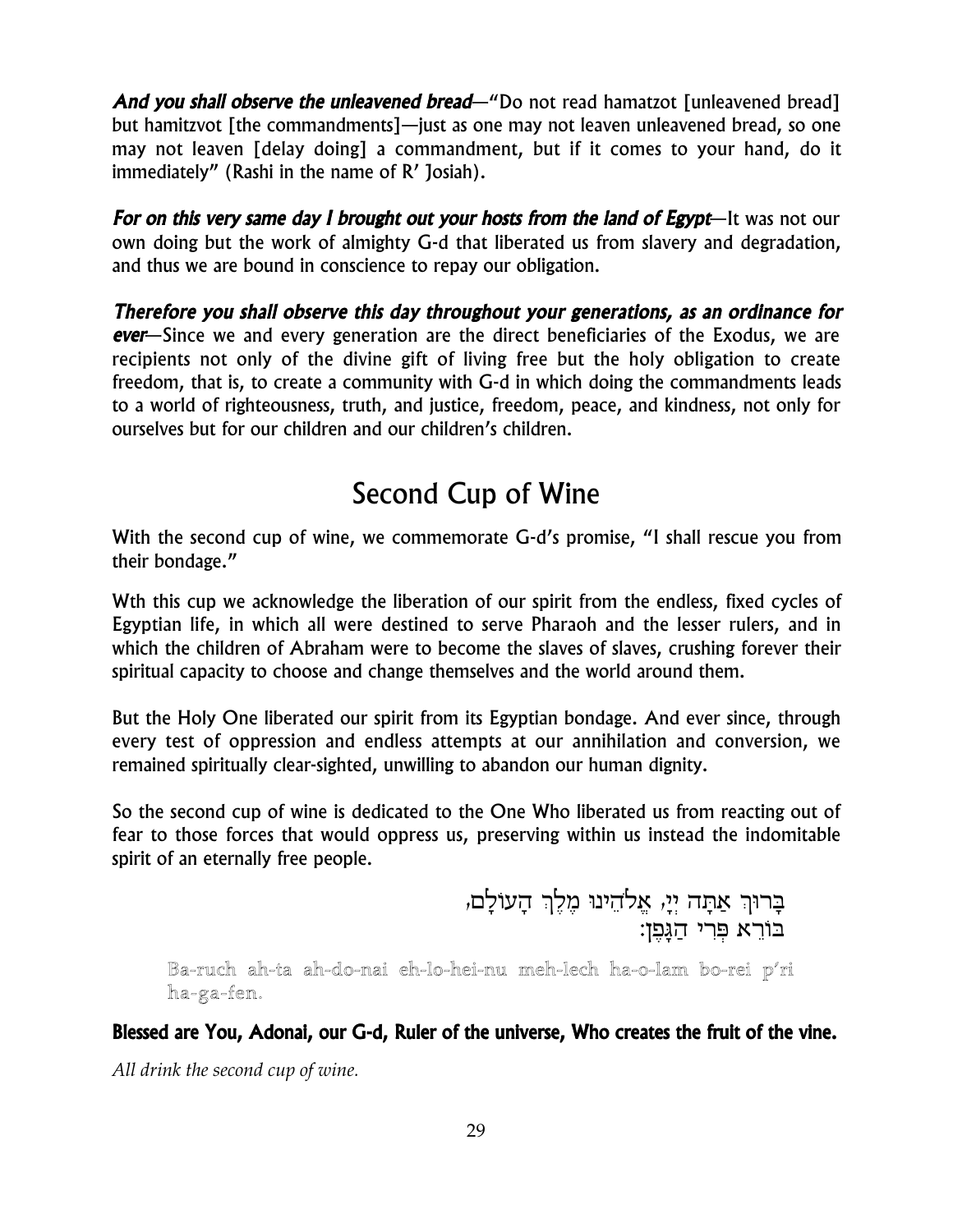***And you shall observe the unleavened bread***—"Do not read hamatzot [unleavened bread] but hamitzvot [the commandments]—just as one may not leaven unleavened bread, so one may not leaven [delay doing] a commandment, but if it comes to your hand, do it immediately" (Rashi in the name of R' Josiah).

***For on this very same day I brought out your hosts from the land of Egypt***—It was not our own doing but the work of almighty G-d that liberated us from slavery and degradation, and thus we are bound in conscience to repay our obligation.

***Therefore you shall observe this day throughout your generations, as an ordinance for ever***—Since we and every generation are the direct beneficiaries of the Exodus, we are recipients not only of the divine gift of living free but the holy obligation to create freedom, that is, to create a community with G-d in which doing the commandments leads to a world of righteousness, truth, and justice, freedom, peace, and kindness, not only for ourselves but for our children and our children's children.

# Second Cup of Wine

With the second cup of wine, we commemorate G-d's promise, "I shall rescue you from their bondage."

Wth this cup we acknowledge the liberation of our spirit from the endless, fixed cycles of Egyptian life, in which all were destined to serve Pharaoh and the lesser rulers, and in which the children of Abraham were to become the slaves of slaves, crushing forever their spiritual capacity to choose and change themselves and the world around them.

But the Holy One liberated our spirit from its Egyptian bondage. And ever since, through every test of oppression and endless attempts at our annihilation and conversion, we remained spiritually clear-sighted, unwilling to abandon our human dignity.

So the second cup of wine is dedicated to the One Who liberated us from reacting out of fear to those forces that would oppress us, preserving within us instead the indomitable spirit of an eternally free people.

בָּרוּךְ אַתָּה יְיָ, אֱלֹהֵינוּ מֶלֶךְ הָעוֹלָם,
בּוֹרֵא פְּרִי הַגָּפֶן:

Ba-ruch ah-ta ah-do-nai eh-lo-hei-nu meh-lech ha-o-lam bo-rei p'ri ha-ga-fen.

**Blessed are You, Adonai, our G-d, Ruler of the universe, Who creates the fruit of the vine.**

*All drink the second cup of wine.*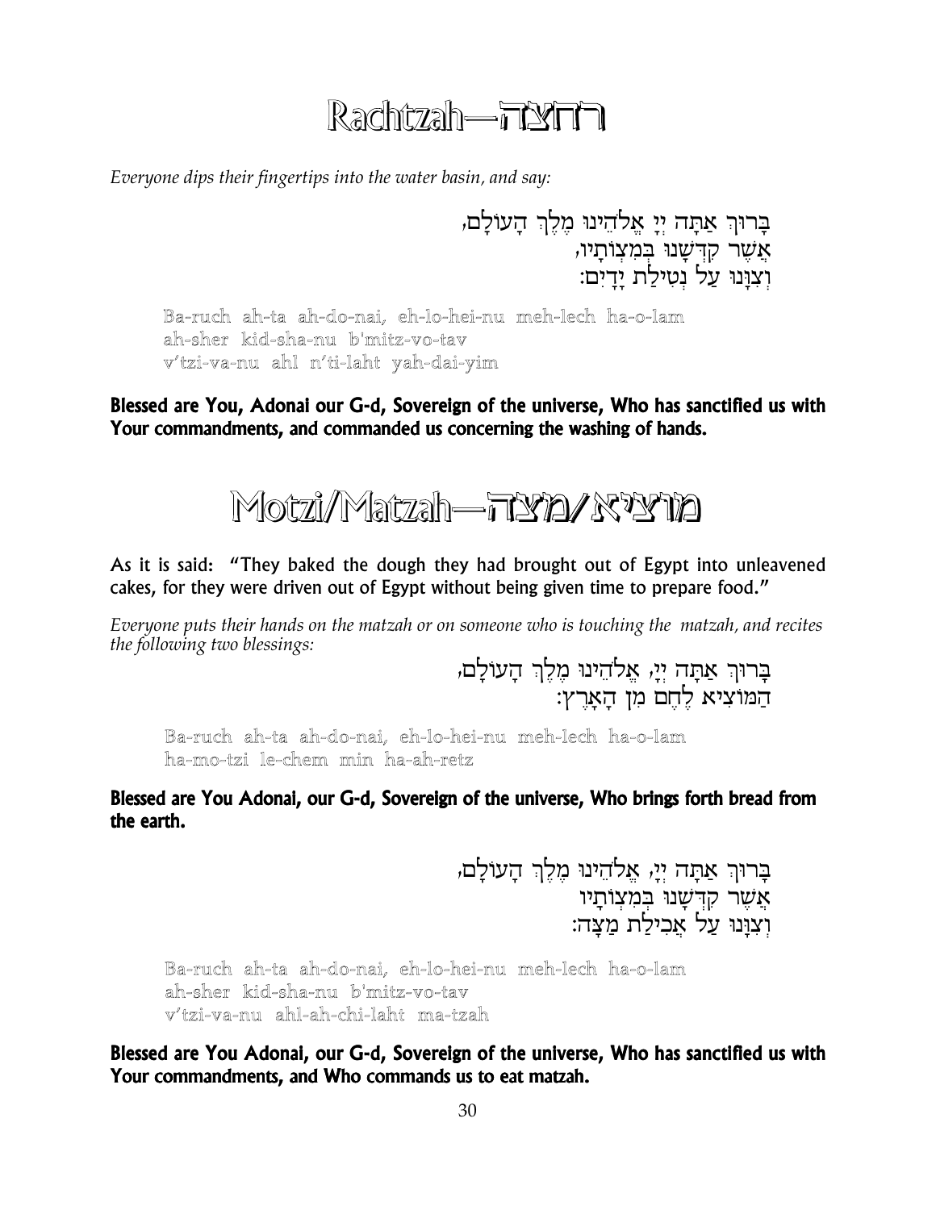# Rachtzah—רחצה

*Everyone dips their fingertips into the water basin, and say:*

בָּרוּךְ אַתָּה יְיָ אֱלֹהֵינוּ מֶלֶךְ הָעוֹלָם,
אֲשֶׁר קִדְּשָׁנוּ בְּמִצְוֹתָיו,
וְצִוָּנוּ עַל נְטִילַת יָדָיִם:

Ba-ruch ah-ta ah-do-nai, eh-lo-hei-nu meh-lech ha-o-lam
ah-sher kid-sha-nu b'mitz-vo-tav
v'tzi-va-nu ahl n'ti-laht yah-dai-yim

**Blessed are You, Adonai our G-d, Sovereign of the universe, Who has sanctified us with Your commandments, and commanded us concerning the washing of hands.**

# Motzi/Matzah—מוציא/מצה

As it is said: "They baked the dough they had brought out of Egypt into unleavened cakes, for they were driven out of Egypt without being given time to prepare food."

*Everyone puts their hands on the matzah or on someone who is touching the matzah, and recites the following two blessings:*

בָּרוּךְ אַתָּה יְיָ, אֱלֹהֵינוּ מֶלֶךְ הָעוֹלָם,
הַמּוֹצִיא לֶחֶם מִן הָאָרֶץ:

Ba-ruch ah-ta ah-do-nai, eh-lo-hei-nu meh-lech ha-o-lam
ha-mo-tzi le-chem min ha-ah-retz

**Blessed are You Adonai, our G-d, Sovereign of the universe, Who brings forth bread from the earth.**

בָּרוּךְ אַתָּה יְיָ, אֱלֹהֵינוּ מֶלֶךְ הָעוֹלָם,
אֲשֶׁר קִדְּשָׁנוּ בְּמִצְוֹתָיו
וְצִוָּנוּ עַל אֲכִילַת מַצָּה:

Ba-ruch ah-ta ah-do-nai, eh-lo-hei-nu meh-lech ha-o-lam
ah-sher kid-sha-nu b'mitz-vo-tav
v'tzi-va-nu ahl-ah-chi-laht ma-tzah

**Blessed are You Adonai, our G-d, Sovereign of the universe, Who has sanctified us with Your commandments, and Who commands us to eat matzah.**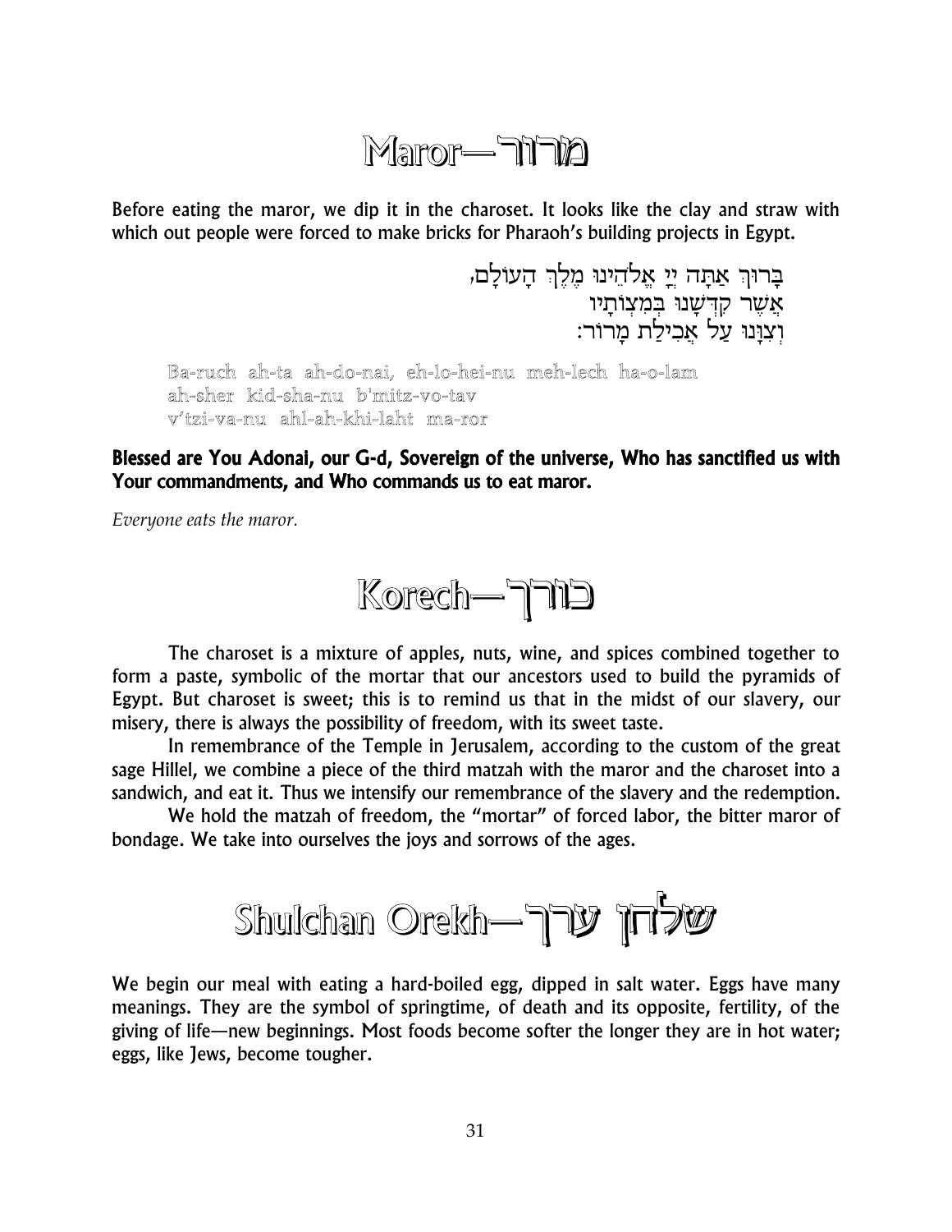# Maror—מרור

Before eating the maror, we dip it in the charoset. It looks like the clay and straw with which out people were forced to make bricks for Pharaoh's building projects in Egypt.

בָּרוּךְ אַתָּה יְיָ אֱלֹהֵינוּ מֶלֶךְ הָעוֹלָם,
אֲשֶׁר קִדְּשָׁנוּ בְּמִצְוֹתָיו
וְצִוָּנוּ עַל אֲכִילַת מָרוֹר:

Ba-ruch ah-ta ah-do-nai, eh-lo-hei-nu meh-lech ha-o-lam
ah-sher kid-sha-nu b'mitz-vo-tav
v'tzi-va-nu ahl-ah-khi-laht ma-ror

**Blessed are You Adonai, our G-d, Sovereign of the universe, Who has sanctified us with Your commandments, and Who commands us to eat maror.**

*Everyone eats the maror.*

# Korech—כורך

The charoset is a mixture of apples, nuts, wine, and spices combined together to form a paste, symbolic of the mortar that our ancestors used to build the pyramids of Egypt. But charoset is sweet; this is to remind us that in the midst of our slavery, our misery, there is always the possibility of freedom, with its sweet taste.

In remembrance of the Temple in Jerusalem, according to the custom of the great sage Hillel, we combine a piece of the third matzah with the maror and the charoset into a sandwich, and eat it. Thus we intensify our remembrance of the slavery and the redemption.

We hold the matzah of freedom, the "mortar" of forced labor, the bitter maror of bondage. We take into ourselves the joys and sorrows of the ages.

# Shulchan Orekh—שלחן ערך

We begin our meal with eating a hard-boiled egg, dipped in salt water. Eggs have many meanings. They are the symbol of springtime, of death and its opposite, fertility, of the giving of life—new beginnings. Most foods become softer the longer they are in hot water; eggs, like Jews, become tougher.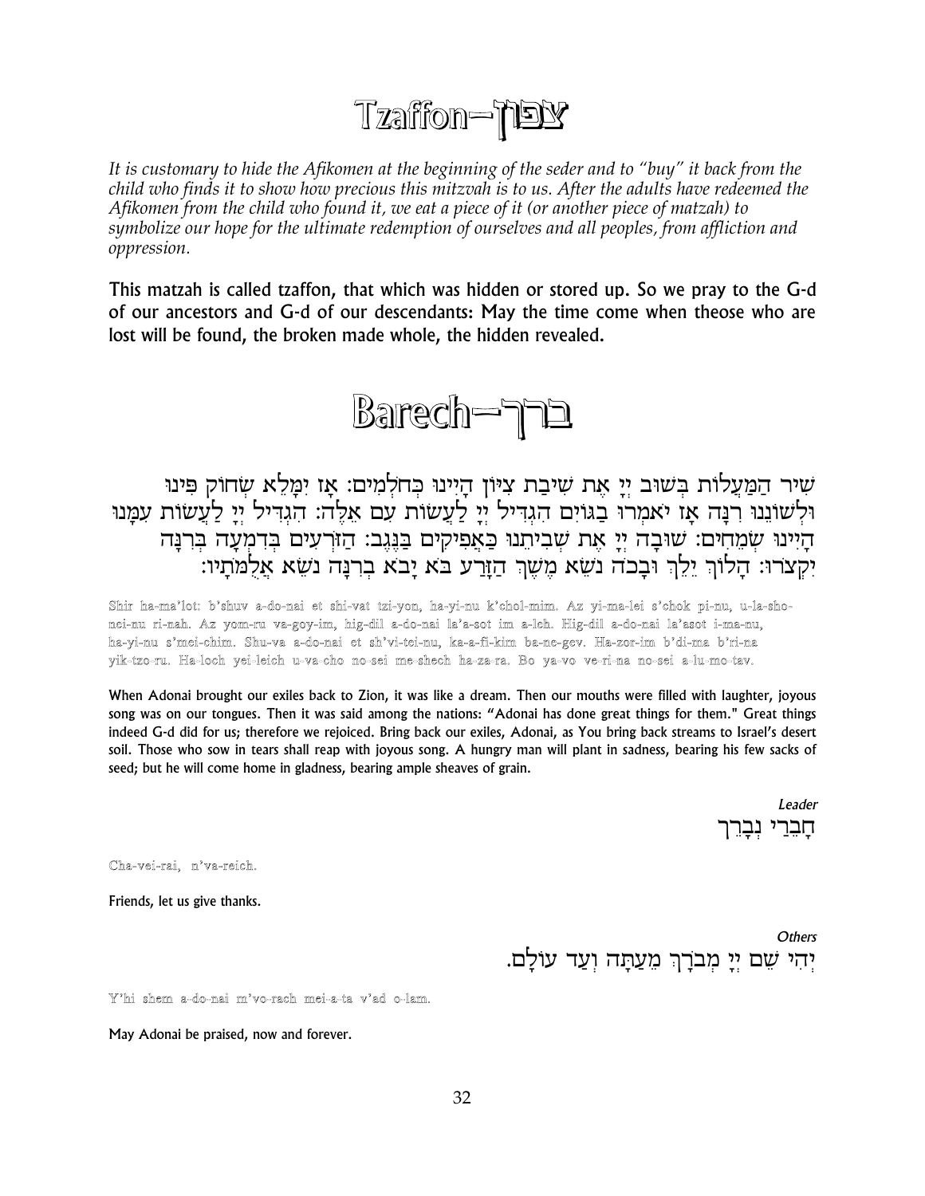# Tzaffon—צפון

*It is customary to hide the Afikomen at the beginning of the seder and to "buy" it back from the child who finds it to show how precious this mitzvah is to us. After the adults have redeemed the Afikomen from the child who found it, we eat a piece of it (or another piece of matzah) to symbolize our hope for the ultimate redemption of ourselves and all peoples, from affliction and oppression.*

This matzah is called tzaffon, that which was hidden or stored up. So we pray to the G-d of our ancestors and G-d of our descendants: May the time come when theose who are lost will be found, the broken made whole, the hidden revealed.

# Barech—ברך

שִׁיר הַמַּעֲלוֹת בְּשׁוּב יְיָ אֶת שִׁיבַת צִיּוֹן הָיִינוּ כְּחֹלְמִים: אָז יִמָּלֵא שְׂחוֹק פִּינוּ וּלְשׁוֹנֵנוּ רִנָּה אָז יֹאמְרוּ בַגּוֹיִם הִגְדִּיל יְיָ לַעֲשׂוֹת עִם אֵלֶּה: הִגְדִּיל יְיָ לַעֲשׂוֹת עִמָּנוּ הָיִינוּ שְׂמֵחִים: שׁוּבָה יְיָ אֶת שְׁבִיתֵנוּ כַּאֲפִיקִים בַּנֶּגֶב: הַזֹּרְעִים בְּדִמְעָה בְּרִנָּה יִקְצֹרוּ: הָלוֹךְ יֵלֵךְ וּבָכֹה נֹשֵׂא מֶשֶׁךְ הַזָּרַע בֹּא יָבֹא בְרִנָּה נֹשֵׂא אֲלֻמֹּתָיו:

Shir ha-ma'lot: b'shuv a-do-nai et shi-vat tzi-yon, ha-yi-nu k'chol-mim. Az yi-ma-lei s'chok pi-nu, u-la-sho-nei-nu ri-nah. Az yom-ru va-goy-im, hig-dil a-do-nai la'a-sot im a-leh. Hig-dil a-do-nai la'asot i-ma-nu, ha-yi-nu s'mei-chim. Shu-va a-do-nai et sh'vi-tei-nu, ka-a-fi-kim ba-ne-gev. Ha-zor-im b'di-ma b'ri-na yik-tzo-ru. Ha-loch yei-leich u-va-cho no-sei me-shech ha-za-ra. Bo ya-vo ve-ri-na no-sei a-lu-mo-tav.

When Adonai brought our exiles back to Zion, it was like a dream. Then our mouths were filled with laughter, joyous song was on our tongues. Then it was said among the nations: "Adonai has done great things for them." Great things indeed G-d did for us; therefore we rejoiced. Bring back our exiles, Adonai, as You bring back streams to Israel's desert soil. Those who sow in tears shall reap with joyous song. A hungry man will plant in sadness, bearing his few sacks of seed; but he will come home in gladness, bearing ample sheaves of grain.

*Leader*

חָבֵרַי נְבָרֵךְ

Cha-vei-rai, n'va-reich.

Friends, let us give thanks.

*Others*

יְהִי שֵׁם יְיָ מְבֹרָךְ מֵעַתָּה וְעַד עוֹלָם.

Y'hi shem a-do-nai m'vo-rach mei-a-ta v'ad o-lam.

May Adonai be praised, now and forever.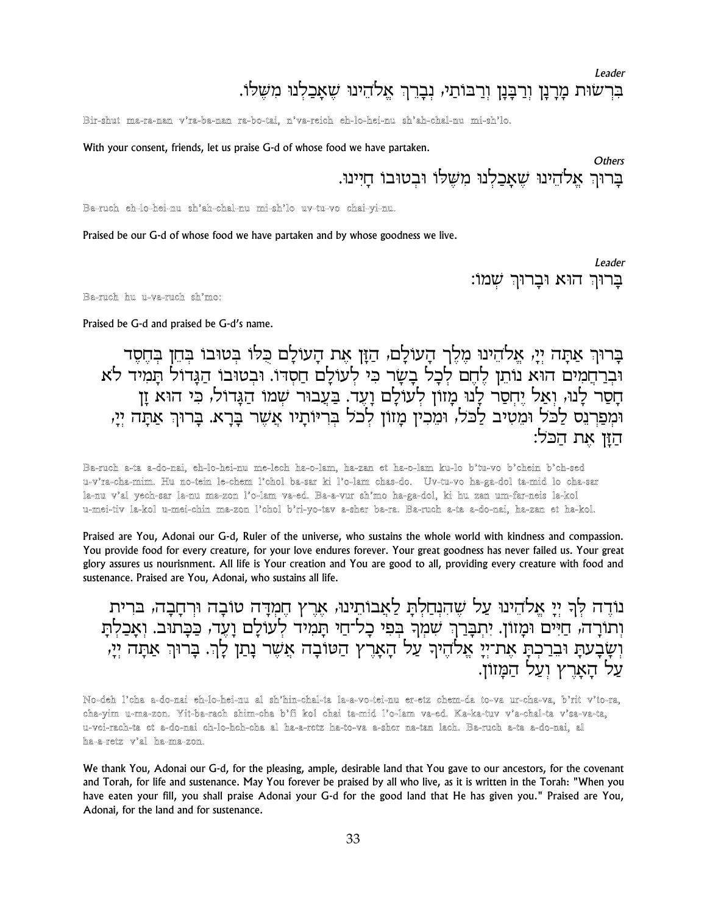*Leader*

בִּרְשׁוּת מָרָנָן וְרַבָּנָן וְרַבּוֹתַי, נְבָרֵךְ אֱלֹהֵינוּ שֶׁאָכַלְנוּ מִשֶּׁלּוֹ.

Bir-shut ma-ra-nan v'ra-ba-nan ra-bo-tai, n'va-reich eh-lo-hei-nu sh'ah-chal-nu mi-sh'lo.

With your consent, friends, let us praise G-d of whose food we have partaken.

*Others*

בָּרוּךְ אֱלֹהֵינוּ שֶׁאָכַלְנוּ מִשֶּׁלּוֹ וּבְטוּבוֹ חָיִינוּ.

Ba-ruch eh-lo-hei-nu sh'ah-chal-nu mi-sh'lo uv-tu-vo chai-yi-nu.

Praised be our G-d of whose food we have partaken and by whose goodness we live.

*Leader*

בָּרוּךְ הוּא וּבָרוּךְ שְׁמוֹ:

Ba-ruch hu u-va-ruch sh'mo:

Praised be G-d and praised be G-d's name.

בָּרוּךְ אַתָּה יְיָ, אֱלֹהֵינוּ מֶלֶךְ הָעוֹלָם, הַזָּן אֶת הָעוֹלָם כֻּלּוֹ בְּטוּבוֹ בְּחֵן בְּחֶסֶד וּבְרַחֲמִים הוּא נוֹתֵן לֶחֶם לְכָל בָּשָׂר כִּי לְעוֹלָם חַסְדּוֹ. וּבְטוּבוֹ הַגָּדוֹל תָּמִיד לֹא חָסַר לָנוּ, וְאַל יֶחְסַר לָנוּ מָזוֹן לְעוֹלָם וָעֶד. בַּעֲבוּר שְׁמוֹ הַגָּדוֹל, כִּי הוּא זָן וּמְפַרְנֵס לַכֹּל, וּמֵטִיב לַכֹּל, וּמֵכִין מָזוֹן לְכֹל בְּרִיּוֹתָיו אֲשֶׁר בָּרָא. בָּרוּךְ אַתָּה יְיָ, הַזָּן אֶת הַכֹּל:

Ba-ruch a-ta a-do-nai, eh-lo-hei-nu me-lech ha-o-lam, ha-zan et ha-o-lam ku-lo b'tu-vo b'chein b'ch-sed u-v'ra-cha-mim. Hu no-tein le-chem l'chol ba-sar ki l'o-lam chas-do. Uv-tu-vo ha-ga-dol ta-mid lo cha-sar la-nu v'al yech-sar la-nu ma-zon l'o-lam va-ed. Ba-a-vur sh'mo ha-ga-dol, ki hu zan um-far-neis la-kol u-mei-tiv la-kol u-mei-chin ma-zon l'chol b'ri-yo-tav a-sher ba-ra. Ba-ruch a-ta a-do-nai, ha-zan et ha-kol.

Praised are You, Adonai our G-d, Ruler of the universe, who sustains the whole world with kindness and compassion. You provide food for every creature, for your love endures forever. Your great goodness has never failed us. Your great glory assures us nourisnment. All life is Your creation and You are good to all, providing every creature with food and sustenance. Praised are You, Adonai, who sustains all life.

נוֹדֶה לְּךָ יְיָ אֱלֹהֵינוּ עַל שֶׁהִנְחַלְתָּ לַאֲבוֹתֵינוּ, אֶרֶץ חֶמְדָּה טוֹבָה וּרְחָבָה, בְּרִית וְתוֹרָה, חַיִּים וּמָזוֹן. יִתְבָּרַךְ שִׁמְךָ בְּפִי כָל־חַי תָּמִיד לְעוֹלָם וָעֶד, כַּכָּתוּב. וְאָכַלְתָּ וְשָׂבָעְתָּ וּבֵרַכְתָּ אֶת־יְיָ אֱלֹהֶיךָ עַל הָאָרֶץ הַטּוֹבָה אֲשֶׁר נָתַן לָךְ. בָּרוּךְ אַתָּה יְיָ, עַל הָאָרֶץ וְעַל הַמָּזוֹן.

No-deh l'cha a-do-nai eh-lo-hei-nu al sh'hin-chal-ta la-a-vo-tei-nu er-etz chem-da to-va ur-cha-va, b'rit v'to-ra, cha-yim u-ma-zon. Yit-ba-rach shim-cha b'fi kol chai ta-mid l'o-lam va-ed. Ka-ka-tuv v'a-chal-ta v'sa-va-ta, u-vei-rach-ta et a-do-nai eh-lo-heh-cha al ha-a-retz ha-to-va a-sher na-tan lach. Ba-ruch a-ta a-do-nai, al ha-a-retz v'al ha-ma-zon.

We thank You, Adonai our G-d, for the pleasing, ample, desirable land that You gave to our ancestors, for the covenant and Torah, for life and sustenance. May You forever be praised by all who live, as it is written in the Torah: "When you have eaten your fill, you shall praise Adonai your G-d for the good land that He has given you." Praised are You, Adonai, for the land and for sustenance.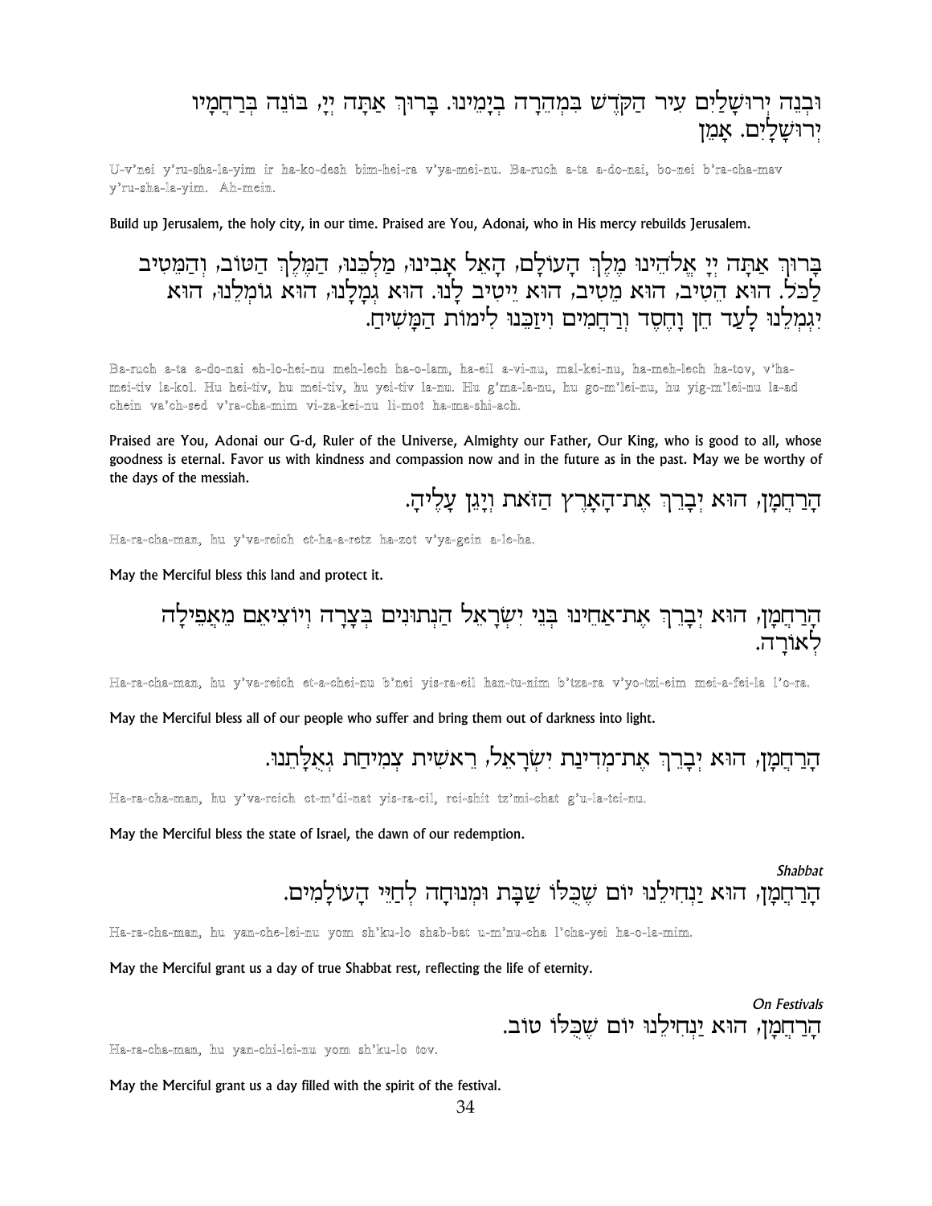וּבְנֵה יְרוּשָׁלַיִם עִיר הַקֹּדֶשׁ בִּמְהֵרָה בְיָמֵינוּ. בָּרוּךְ אַתָּה יְיָ, בּוֹנֵה בְּרַחֲמָיו יְרוּשָׁלָיִם. אָמֵן

U-v'nei y'ru-sha-la-yim ir ha-ko-desh bim-hei-ra v'ya-mei-nu. Ba-ruch a-ta a-do-nai, bo-nei b'ra-cha-mav y'ru-sha-la-yim. Ah-mein.

Build up Jerusalem, the holy city, in our time. Praised are You, Adonai, who in His mercy rebuilds Jerusalem.

בָּרוּךְ אַתָּה יְיָ אֱלֹהֵינוּ מֶלֶךְ הָעוֹלָם, הָאֵל אָבִינוּ, מַלְכֵּנוּ, הַמֶּלֶךְ הַטּוֹב, וְהַמֵּטִיב לַכֹּל. הוּא הֵטִיב, הוּא מֵטִיב, הוּא יֵיטִיב לָנוּ. הוּא גְמָלָנוּ, הוּא גוֹמְלֵנוּ, הוּא יִגְמְלֵנוּ לָעַד חֵן וָחֶסֶד וְרַחֲמִים וִיזַכֵּנוּ לִימוֹת הַמָּשִׁיחַ.

Ba-ruch a-ta a-do-nai eh-lo-hei-nu meh-lech ha-o-lam, ha-eil a-vi-nu, mal-kei-nu, ha-meh-lech ha-tov, v'ha-mei-tiv la-kol. Hu hei-tiv, hu mei-tiv, hu yei-tiv la-nu. Hu g'ma-la-nu, hu go-m'lei-nu, hu yig-m'lei-nu la-ad chein va'ch-sed v'ra-cha-mim vi-za-kei-nu li-mot ha-ma-shi-ach.

Praised are You, Adonai our G-d, Ruler of the Universe, Almighty our Father, Our King, who is good to all, whose goodness is eternal. Favor us with kindness and compassion now and in the future as in the past. May we be worthy of the days of the messiah.

הָרַחֲמָן, הוּא יְבָרֵךְ אֶת־הָאָרֶץ הַזֹּאת וְיָגֵן עָלֶיהָ.

Ha-ra-cha-man, hu y'va-reich et-ha-a-retz ha-zot v'ya-gein a-le-ha.

May the Merciful bless this land and protect it.

הָרַחֲמָן, הוּא יְבָרֵךְ אֶת־אַחֵינוּ בְּנֵי יִשְׂרָאֵל הַנְּתוּנִים בְּצָרָה וְיוֹצִיאֵם מֵאֲפֵילָה לְאוֹרָה.

Ha-ra-cha-man, hu y'va-reich et-a-chei-nu b'nei yis-ra-eil han-tu-nim b'tza-ra v'yo-tzi-eim mei-a-fei-la l'o-ra.

May the Merciful bless all of our people who suffer and bring them out of darkness into light.

הָרַחֲמָן, הוּא יְבָרֵךְ אֶת־מְדִינַת יִשְׂרָאֵל, רֵאשִׁית צְמִיחַת גְּאֻלָּתֵנוּ.

Ha-ra-cha-man, hu y'va-reich et-m'di-nat yis-ra-eil, rei-shit tz'mi-chat g'u-la-tei-nu.

May the Merciful bless the state of Israel, the dawn of our redemption.

*Shabbat*

הָרַחֲמָן, הוּא יַנְחִילֵנוּ יוֹם שֶׁכֻּלּוֹ שַׁבָּת וּמְנוּחָה לְחַיֵּי הָעוֹלָמִים.

Ha-ra-cha-man, hu yan-che-lei-nu yom sh'ku-lo shab-bat u-m'nu-cha l'cha-yei ha-o-la-mim.

May the Merciful grant us a day of true Shabbat rest, reflecting the life of eternity.

*On Festivals*

הָרַחֲמָן, הוּא יַנְחִילֵנוּ יוֹם שֶׁכֻּלּוֹ טוֹב.

Ha-ra-cha-man, hu yan-chi-lei-nu yom sh'ku-lo tov.

May the Merciful grant us a day filled with the spirit of the festival.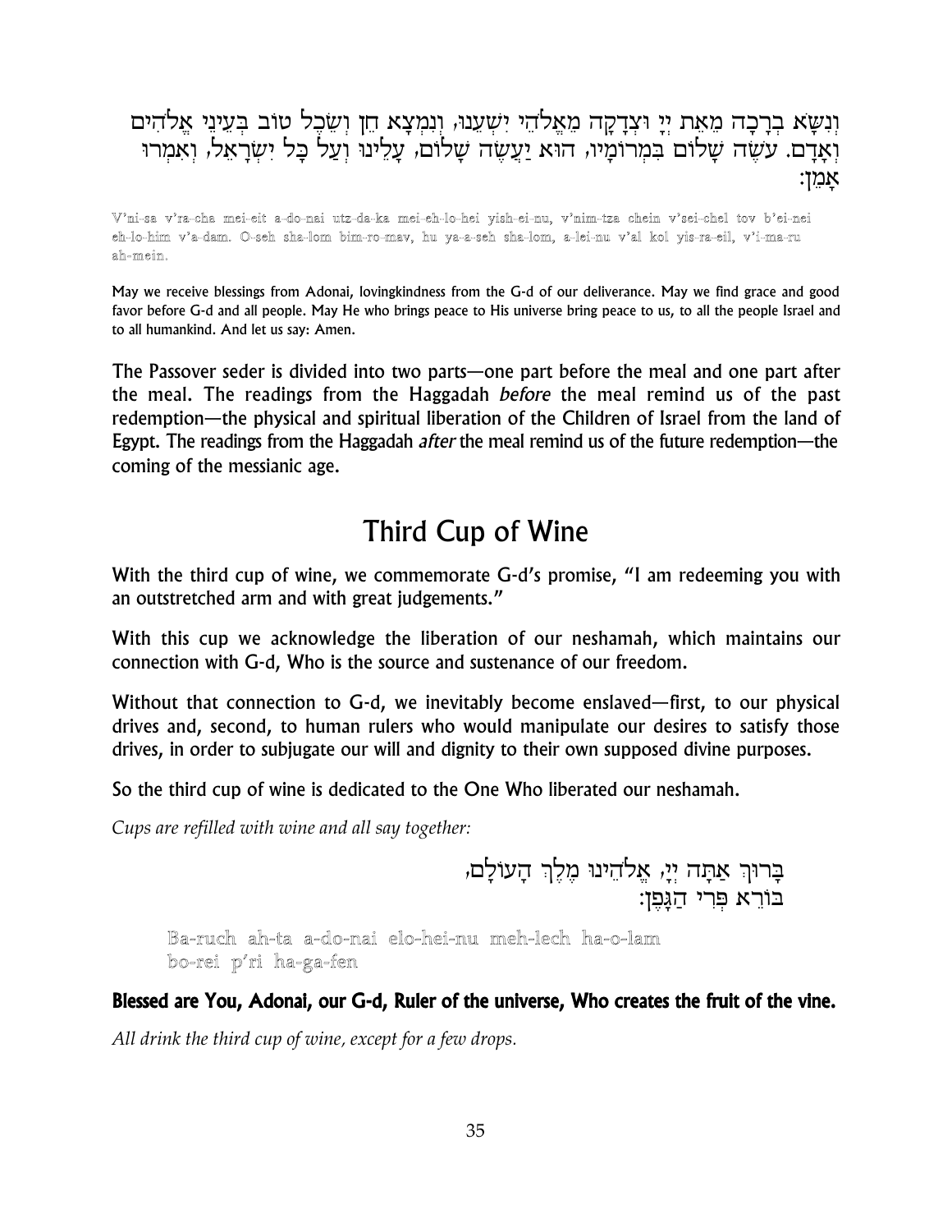וְנִשָּׂא בְרָכָה מֵאֵת יְיָ וּצְדָקָה מֵאֱלֹהֵי יִשְׁעֵנוּ, וְנִמְצָא חֵן וְשֵׂכֶל טוֹב בְּעֵינֵי אֱלֹהִים וְאָדָם. עֹשֶׂה שָׁלוֹם בִּמְרוֹמָיו, הוּא יַעֲשֶׂה שָׁלוֹם, עָלֵינוּ וְעַל כָּל יִשְׂרָאֵל, וְאִמְרוּ אָמֵן:

V'ni-sa v'ra-cha mei-eit a-do-nai utz-da-ka mei-eh-lo-hei yish-ei-nu, v'nim-tza chein v'sei-chel tov b'ei-nei eh-lo-him v'a-dam. O-seh sha-lom bim-ro-mav, hu ya-a-seh sha-lom, a-lei-nu v'al kol yis-ra-eil, v'i-ma-ru ah-mein.

May we receive blessings from Adonai, lovingkindness from the G-d of our deliverance. May we find grace and good favor before G-d and all people. May He who brings peace to His universe bring peace to us, to all the people Israel and to all humankind. And let us say: Amen.

The Passover seder is divided into two parts—one part before the meal and one part after the meal. The readings from the Haggadah *before* the meal remind us of the past redemption—the physical and spiritual liberation of the Children of Israel from the land of Egypt. The readings from the Haggadah *after* the meal remind us of the future redemption—the coming of the messianic age.

## Third Cup of Wine

With the third cup of wine, we commemorate G-d's promise, "I am redeeming you with an outstretched arm and with great judgements."

With this cup we acknowledge the liberation of our neshamah, which maintains our connection with G-d, Who is the source and sustenance of our freedom.

Without that connection to G-d, we inevitably become enslaved—first, to our physical drives and, second, to human rulers who would manipulate our desires to satisfy those drives, in order to subjugate our will and dignity to their own supposed divine purposes.

So the third cup of wine is dedicated to the One Who liberated our neshamah.

*Cups are refilled with wine and all say together:*

בָּרוּךְ אַתָּה יְיָ, אֱלֹהֵינוּ מֶלֶךְ הָעוֹלָם,
בּוֹרֵא פְּרִי הַגָּפֶן:

Ba-ruch ah-ta a-do-nai elo-hei-nu meh-lech ha-o-lam
bo-rei p'ri ha-ga-fen

**Blessed are You, Adonai, our G-d, Ruler of the universe, Who creates the fruit of the vine.**

*All drink the third cup of wine, except for a few drops.*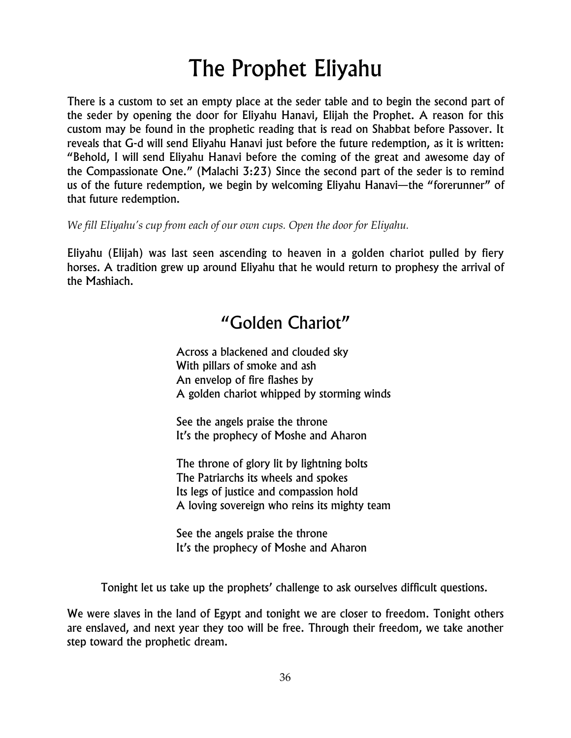# The Prophet Eliyahu

There is a custom to set an empty place at the seder table and to begin the second part of the seder by opening the door for Eliyahu Hanavi, Elijah the Prophet. A reason for this custom may be found in the prophetic reading that is read on Shabbat before Passover. It reveals that G-d will send Eliyahu Hanavi just before the future redemption, as it is written: "Behold, I will send Eliyahu Hanavi before the coming of the great and awesome day of the Compassionate One." (Malachi 3:23) Since the second part of the seder is to remind us of the future redemption, we begin by welcoming Eliyahu Hanavi—the "forerunner" of that future redemption.

*We fill Eliyahu's cup from each of our own cups. Open the door for Eliyahu.*

Eliyahu (Elijah) was last seen ascending to heaven in a golden chariot pulled by fiery horses. A tradition grew up around Eliyahu that he would return to prophesy the arrival of the Mashiach.

## "Golden Chariot"

Across a blackened and clouded sky
With pillars of smoke and ash
An envelop of fire flashes by
A golden chariot whipped by storming winds

See the angels praise the throne
It's the prophecy of Moshe and Aharon

The throne of glory lit by lightning bolts
The Patriarchs its wheels and spokes
Its legs of justice and compassion hold
A loving sovereign who reins its mighty team

See the angels praise the throne
It's the prophecy of Moshe and Aharon

Tonight let us take up the prophets' challenge to ask ourselves difficult questions.

We were slaves in the land of Egypt and tonight we are closer to freedom. Tonight others are enslaved, and next year they too will be free. Through their freedom, we take another step toward the prophetic dream.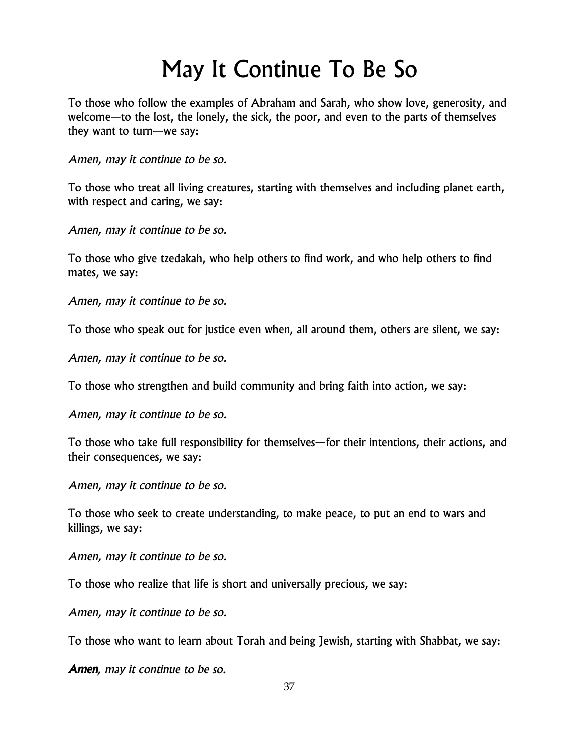# May It Continue To Be So

To those who follow the examples of Abraham and Sarah, who show love, generosity, and welcome—to the lost, the lonely, the sick, the poor, and even to the parts of themselves they want to turn—we say:

*Amen, may it continue to be so.*

To those who treat all living creatures, starting with themselves and including planet earth, with respect and caring, we say:

*Amen, may it continue to be so.*

To those who give tzedakah, who help others to find work, and who help others to find mates, we say:

*Amen, may it continue to be so.*

To those who speak out for justice even when, all around them, others are silent, we say:

*Amen, may it continue to be so.*

To those who strengthen and build community and bring faith into action, we say:

*Amen, may it continue to be so.*

To those who take full responsibility for themselves—for their intentions, their actions, and their consequences, we say:

*Amen, may it continue to be so.*

To those who seek to create understanding, to make peace, to put an end to wars and killings, we say:

*Amen, may it continue to be so.*

To those who realize that life is short and universally precious, we say:

*Amen, may it continue to be so.*

To those who want to learn about Torah and being Jewish, starting with Shabbat, we say:

***Amen**, may it continue to be so.*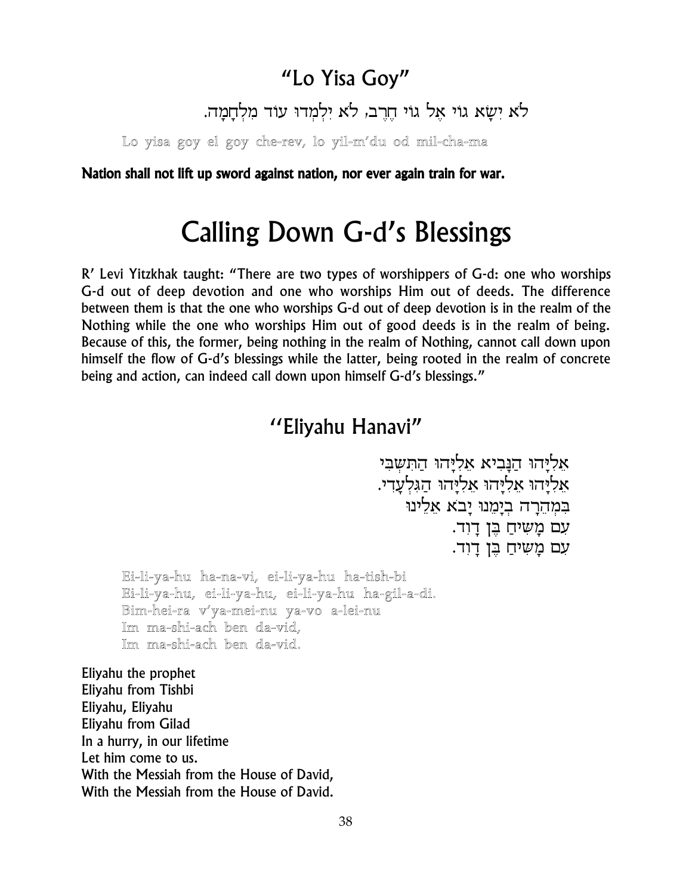## "Lo Yisa Goy"

לֹא יִשָּׂא גוֹי אֶל גוֹי חֶרֶב, לֹא יִלְמְדוּ עוֹד מִלְחָמָה.

Lo yisa goy el goy che-rev, lo yil-m'du od mil-cha-ma

**Nation shall not lift up sword against nation, nor ever again train for war.**

# Calling Down G-d's Blessings

R' Levi Yitzkhak taught: "There are two types of worshippers of G-d: one who worships G-d out of deep devotion and one who worships Him out of deeds. The difference between them is that the one who worships G-d out of deep devotion is in the realm of the Nothing while the one who worships Him out of good deeds is in the realm of being. Because of this, the former, being nothing in the realm of Nothing, cannot call down upon himself the flow of G-d's blessings while the latter, being rooted in the realm of concrete being and action, can indeed call down upon himself G-d's blessings."

## "Eliyahu Hanavi"

אֵלִיָּהוּ הַנָּבִיא אֵלִיָּהוּ הַתִּשְׁבִּי
אֵלִיָּהוּ אֵלִיָּהוּ אֵלִיָּהוּ הַגִּלְעָדִי.
בִּמְהֵרָה בְיָמֵנוּ יָבֹא אֵלֵינוּ
עִם מָשִׁיחַ בֶּן דָּוִד.
עִם מָשִׁיחַ בֶּן דָּוִד.

Ei-li-ya-hu ha-na-vi, ei-li-ya-hu ha-tish-bi
Ei-li-ya-hu, ei-li-ya-hu, ei-li-ya-hu ha-gil-a-di.
Bim-hei-ra v'ya-mei-nu ya-vo a-lei-nu
Im ma-shi-ach ben da-vid,
Im ma-shi-ach ben da-vid.

Eliyahu the prophet
Eliyahu from Tishbi
Eliyahu, Eliyahu
Eliyahu from Gilad
In a hurry, in our lifetime
Let him come to us.
With the Messiah from the House of David,
With the Messiah from the House of David.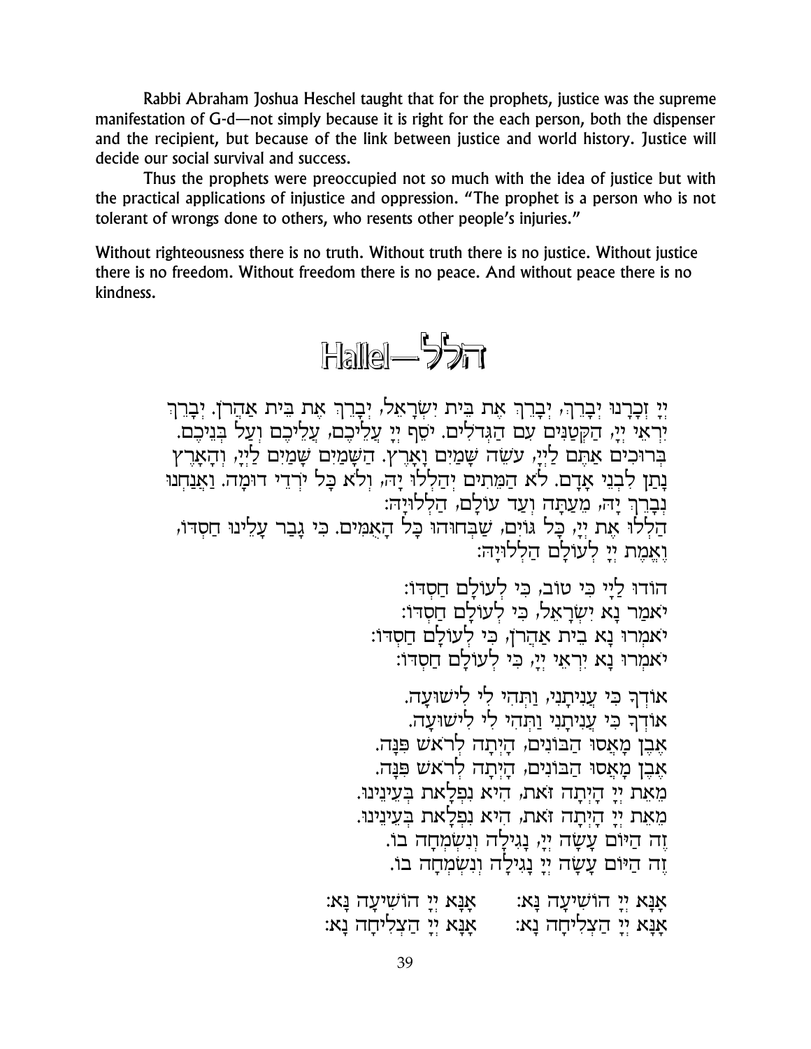Rabbi Abraham Joshua Heschel taught that for the prophets, justice was the supreme manifestation of G-d—not simply because it is right for the each person, both the dispenser and the recipient, but because of the link between justice and world history. Justice will decide our social survival and success.

Thus the prophets were preoccupied not so much with the idea of justice but with the practical applications of injustice and oppression. "The prophet is a person who is not tolerant of wrongs done to others, who resents other people's injuries."

Without righteousness there is no truth. Without truth there is no justice. Without justice there is no freedom. Without freedom there is no peace. And without peace there is no kindness.

# Hallel—הלל

יְיָ זְכָרָנוּ יְבָרֵךְ, יְבָרֵךְ אֶת בֵּית יִשְׂרָאֵל, יְבָרֵךְ אֶת בֵּית אַהֲרֹן. יְבָרֵךְ יִרְאֵי יְיָ, הַקְּטַנִּים עִם הַגְּדֹלִים. יֹסֵף יְיָ עֲלֵיכֶם, עֲלֵיכֶם וְעַל בְּנֵיכֶם. בְּרוּכִים אַתֶּם לַייָ, עֹשֵׂה שָׁמַיִם וָאָרֶץ. הַשָּׁמַיִם שָׁמַיִם לַייָ, וְהָאָרֶץ נָתַן לִבְנֵי אָדָם. לֹא הַמֵּתִים יְהַלְלוּ יָהּ, וְלֹא כָּל יֹרְדֵי דוּמָה. וַאֲנַחְנוּ נְבָרֵךְ יָהּ, מֵעַתָּה וְעַד עוֹלָם, הַלְלוּיָהּ:

הַלְלוּ אֶת יְיָ, כָּל גּוֹיִם, שַׁבְּחוּהוּ כָּל הָאֻמִּים. כִּי גָבַר עָלֵינוּ חַסְדּוֹ, וֶאֱמֶת יְיָ לְעוֹלָם הַלְלוּיָהּ:

הוֹדוּ לַייָ כִּי טוֹב, כִּי לְעוֹלָם חַסְדּוֹ:
יֹאמַר נָא יִשְׂרָאֵל, כִּי לְעוֹלָם חַסְדּוֹ:
יֹאמְרוּ נָא בֵית אַהֲרֹן, כִּי לְעוֹלָם חַסְדּוֹ:
יֹאמְרוּ נָא יִרְאֵי יְיָ, כִּי לְעוֹלָם חַסְדּוֹ:

אוֹדְךָ כִּי עֲנִיתָנִי, וַתְּהִי לִי לִישׁוּעָה.
אוֹדְךָ כִּי עֲנִיתָנִי וַתְּהִי לִי לִישׁוּעָה.
אֶבֶן מָאֲסוּ הַבּוֹנִים, הָיְתָה לְרֹאשׁ פִּנָּה.
אֶבֶן מָאֲסוּ הַבּוֹנִים, הָיְתָה לְרֹאשׁ פִּנָּה.
מֵאֵת יְיָ הָיְתָה זֹּאת, הִיא נִפְלָאת בְּעֵינֵינוּ.
מֵאֵת יְיָ הָיְתָה זֹּאת, הִיא נִפְלָאת בְּעֵינֵינוּ.
זֶה הַיּוֹם עָשָׂה יְיָ, נָגִילָה וְנִשְׂמְחָה בוֹ.
זֶה הַיּוֹם עָשָׂה יְיָ נָגִילָה וְנִשְׂמְחָה בוֹ.

אָנָּא יְיָ הוֹשִׁיעָה נָּא: אָנָּא יְיָ הוֹשִׁיעָה נָּא:
אָנָּא יְיָ הַצְלִיחָה נָא: אָנָּא יְיָ הַצְלִיחָה נָא: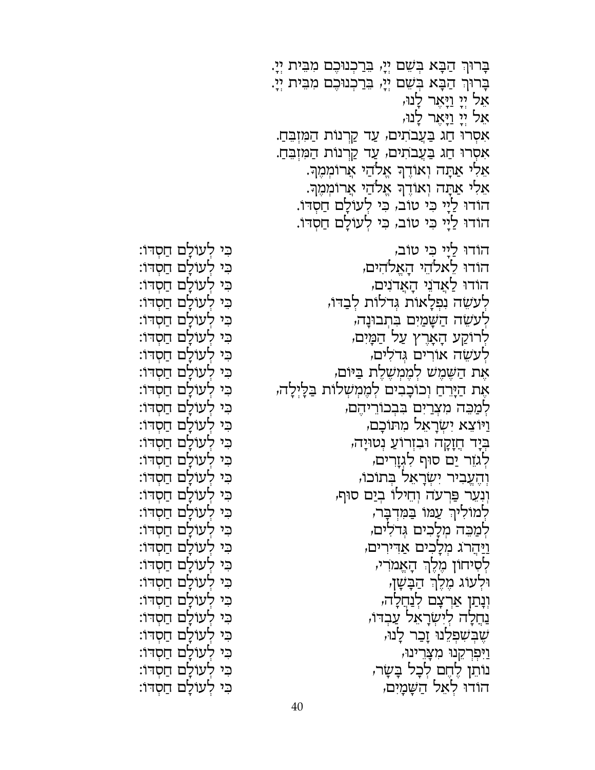בָּרוּךְ הַבָּא בְּשֵׁם יְיָ, בֵּרַכְנוּכֶם מִבֵּית יְיָ.
בָּרוּךְ הַבָּא בְּשֵׁם יְיָ, בֵּרַכְנוּכֶם מִבֵּית יְיָ.
אֵל יְיָ וַיָּאֶר לָנוּ,
אֵל יְיָ וַיָּאֶר לָנוּ,
אִסְרוּ חַג בַּעֲבֹתִים, עַד קַרְנוֹת הַמִּזְבֵּחַ.
אִסְרוּ חַג בַּעֲבֹתִים, עַד קַרְנוֹת הַמִּזְבֵּחַ.
אֵלִי אַתָּה וְאוֹדֶךָּ אֱלֹהַי אֲרוֹמְמֶךָּ.
אֵלִי אַתָּה וְאוֹדֶךָּ אֱלֹהַי אֲרוֹמְמֶךָּ.
הוֹדוּ לַיְיָ כִּי טוֹב, כִּי לְעוֹלָם חַסְדּוֹ.
הוֹדוּ לַיְיָ כִּי טוֹב, כִּי לְעוֹלָם חַסְדּוֹ.

הוֹדוּ לַיְיָ כִּי טוֹב, כִּי לְעוֹלָם חַסְדּוֹ:
הוֹדוּ לֵאלֹהֵי הָאֱלֹהִים, כִּי לְעוֹלָם חַסְדּוֹ:
הוֹדוּ לַאֲדֹנֵי הָאֲדֹנִים, כִּי לְעוֹלָם חַסְדּוֹ:
לְעֹשֵׂה נִפְלָאוֹת גְּדֹלוֹת לְבַדּוֹ, כִּי לְעוֹלָם חַסְדּוֹ:
לְעֹשֵׂה הַשָּׁמַיִם בִּתְבוּנָה, כִּי לְעוֹלָם חַסְדּוֹ:
לְרוֹקַע הָאָרֶץ עַל הַמָּיִם, כִּי לְעוֹלָם חַסְדּוֹ:
לְעֹשֵׂה אוֹרִים גְּדֹלִים, כִּי לְעוֹלָם חַסְדּוֹ:
אֶת הַשֶּׁמֶשׁ לְמֶמְשֶׁלֶת בַּיּוֹם, כִּי לְעוֹלָם חַסְדּוֹ:
אֶת הַיָּרֵחַ וְכוֹכָבִים לְמֶמְשְׁלוֹת בַּלָּיְלָה, כִּי לְעוֹלָם חַסְדּוֹ:
לְמַכֵּה מִצְרַיִם בִּבְכוֹרֵיהֶם, כִּי לְעוֹלָם חַסְדּוֹ:
וַיּוֹצֵא יִשְׂרָאֵל מִתּוֹכָם, כִּי לְעוֹלָם חַסְדּוֹ:
בְּיָד חֲזָקָה וּבִזְרוֹעַ נְטוּיָה, כִּי לְעוֹלָם חַסְדּוֹ:
לְגֹזֵר יַם סוּף לִגְזָרִים, כִּי לְעוֹלָם חַסְדּוֹ:
וְהֶעֱבִיר יִשְׂרָאֵל בְּתוֹכוֹ, כִּי לְעוֹלָם חַסְדּוֹ:
וְנִעֵר פַּרְעֹה וְחֵילוֹ בְיַם סוּף, כִּי לְעוֹלָם חַסְדּוֹ:
לְמוֹלִיךְ עַמּוֹ בַּמִּדְבָּר, כִּי לְעוֹלָם חַסְדּוֹ:
לְמַכֵּה מְלָכִים גְּדֹלִים, כִּי לְעוֹלָם חַסְדּוֹ:
וַיַּהֲרֹג מְלָכִים אַדִּירִים, כִּי לְעוֹלָם חַסְדּוֹ:
לְסִיחוֹן מֶלֶךְ הָאֱמֹרִי, כִּי לְעוֹלָם חַסְדּוֹ:
וּלְעוֹג מֶלֶךְ הַבָּשָׁן, כִּי לְעוֹלָם חַסְדּוֹ:
וְנָתַן אַרְצָם לְנַחֲלָה, כִּי לְעוֹלָם חַסְדּוֹ:
נַחֲלָה לְיִשְׂרָאֵל עַבְדּוֹ, כִּי לְעוֹלָם חַסְדּוֹ:
שֶׁבְּשִׁפְלֵנוּ זָכַר לָנוּ, כִּי לְעוֹלָם חַסְדּוֹ:
וַיִּפְרְקֵנוּ מִצָּרֵינוּ, כִּי לְעוֹלָם חַסְדּוֹ:
נוֹתֵן לֶחֶם לְכָל בָּשָׂר, כִּי לְעוֹלָם חַסְדּוֹ:
הוֹדוּ לְאֵל הַשָּׁמָיִם, כִּי לְעוֹלָם חַסְדּוֹ: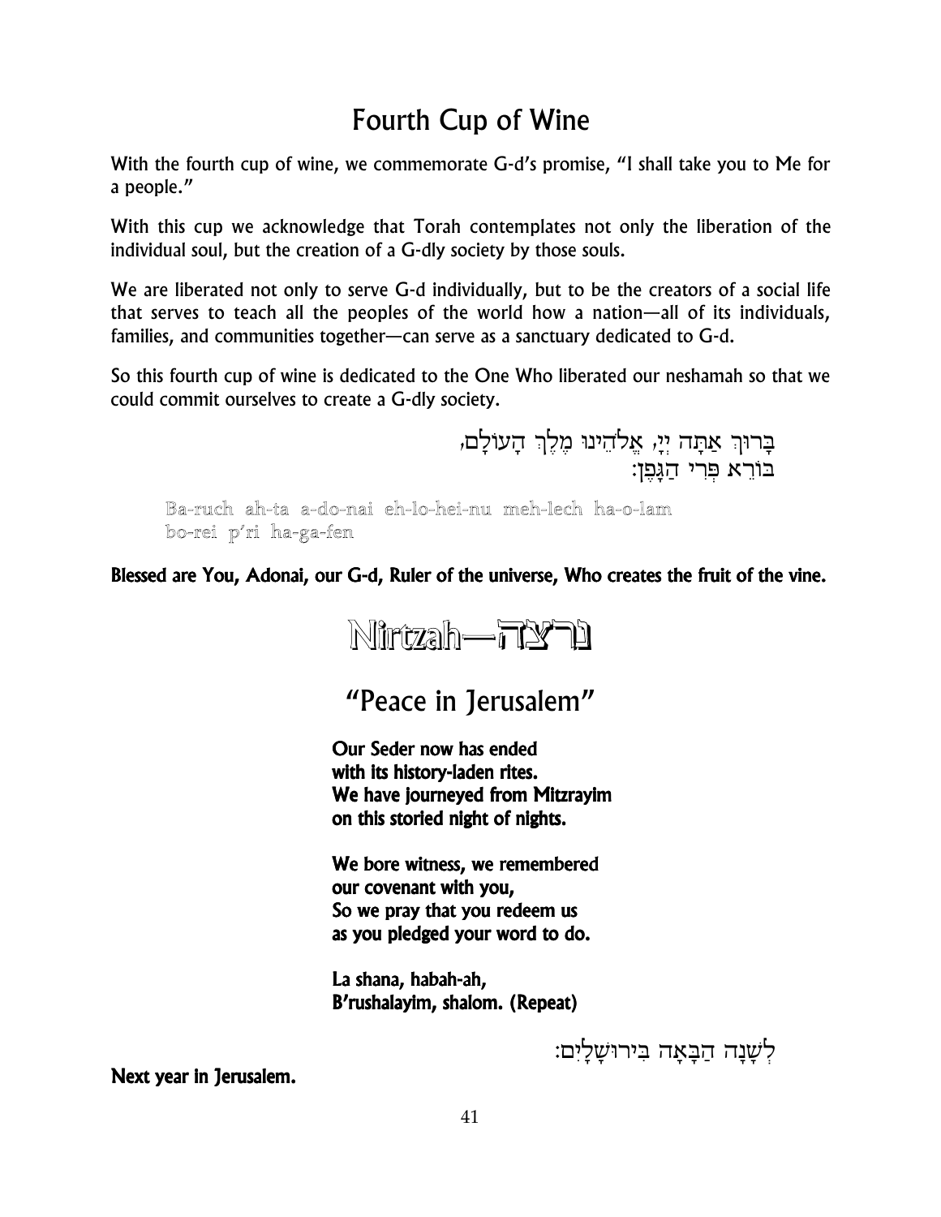# Fourth Cup of Wine

With the fourth cup of wine, we commemorate G-d's promise, "I shall take you to Me for a people."

With this cup we acknowledge that Torah contemplates not only the liberation of the individual soul, but the creation of a G-dly society by those souls.

We are liberated not only to serve G-d individually, but to be the creators of a social life that serves to teach all the peoples of the world how a nation—all of its individuals, families, and communities together—can serve as a sanctuary dedicated to G-d.

So this fourth cup of wine is dedicated to the One Who liberated our neshamah so that we could commit ourselves to create a G-dly society.

בָּרוּךְ אַתָּה יְיָ, אֱלֹהֵינוּ מֶלֶךְ הָעוֹלָם,
בּוֹרֵא פְּרִי הַגָּפֶן:

Ba-ruch ah-ta a-do-nai eh-lo-hei-nu meh-lech ha-o-lam
bo-rei p'ri ha-ga-fen

**Blessed are You, Adonai, our G-d, Ruler of the universe, Who creates the fruit of the vine.**

# Nirtzah—נרצה

## "Peace in Jerusalem"

**Our Seder now has ended**
**with its history-laden rites.**
**We have journeyed from Mitzrayim**
**on this storied night of nights.**

**We bore witness, we remembered**
**our covenant with you,**
**So we pray that you redeem us**
**as you pledged your word to do.**

**La shana, habah-ah,**
**B'rushalayim, shalom. (Repeat)**

לְשָׁנָה הַבָּאָה בִּירוּשָׁלָיִם:

**Next year in Jerusalem.**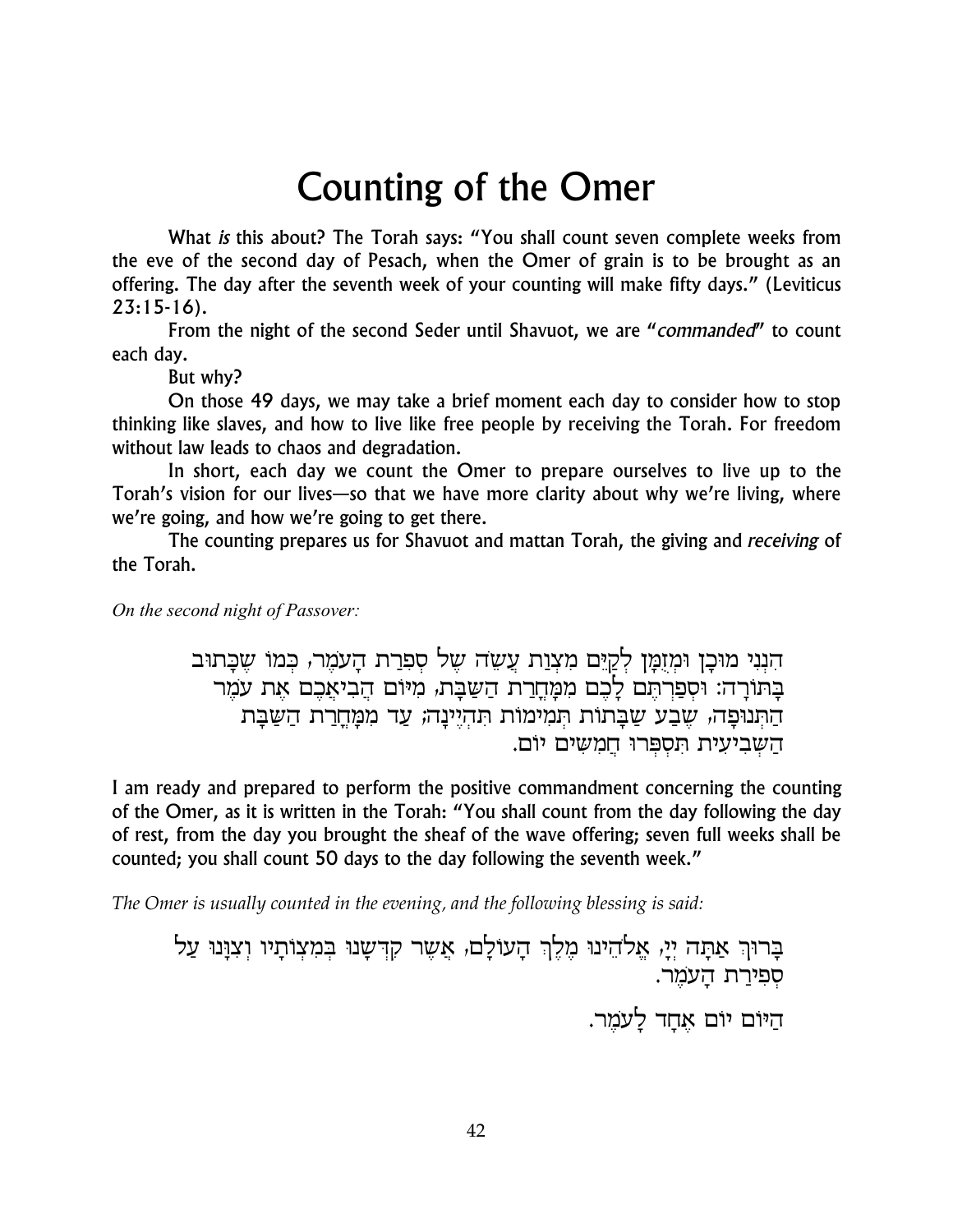# Counting of the Omer

What *is* this about? The Torah says: "You shall count seven complete weeks from the eve of the second day of Pesach, when the Omer of grain is to be brought as an offering. The day after the seventh week of your counting will make fifty days." (Leviticus 23:15-16).

From the night of the second Seder until Shavuot, we are "*commanded*" to count each day.

But why?

On those 49 days, we may take a brief moment each day to consider how to stop thinking like slaves, and how to live like free people by receiving the Torah. For freedom without law leads to chaos and degradation.

In short, each day we count the Omer to prepare ourselves to live up to the Torah's vision for our lives—so that we have more clarity about why we're living, where we're going, and how we're going to get there.

The counting prepares us for Shavuot and mattan Torah, the giving and *receiving* of the Torah.

*On the second night of Passover:*

הִנְנִי מוּכָן וּמְזֻמָּן לְקַיֵּם מִצְוַת עֲשֵׂה שֶׁל סְפִרַת הָעֹמֶר, כְּמוֹ שֶׁכָּתוּב בַּתּוֹרָה: וּסְפַרְתֶּם לָכֶם מִמָּחֳרַת הַשַּׁבָּת, מִיּוֹם הֲבִיאֲכֶם אֶת עֹמֶר הַתְּנוּפָה, שֶׁבַע שַׁבָּתוֹת תְּמִימוֹת תִּהְיֶינָה; עַד מִמָּחֳרַת הַשַּׁבָּת הַשְּׁבִיעִית תִּסְפְּרוּ חֲמִשִּׁים יוֹם.

I am ready and prepared to perform the positive commandment concerning the counting of the Omer, as it is written in the Torah: "You shall count from the day following the day of rest, from the day you brought the sheaf of the wave offering; seven full weeks shall be counted; you shall count 50 days to the day following the seventh week."

*The Omer is usually counted in the evening, and the following blessing is said:*

בָּרוּךְ אַתָּה יְיָ, אֱלֹהֵינוּ מֶלֶךְ הָעוֹלָם, אֲשֶׁר קִדְּשָׁנוּ בְּמִצְוֹתָיו וְצִוָּנוּ עַל סְפִירַת הָעֹמֶר.

הַיּוֹם יוֹם אֶחָד לָעֹמֶר.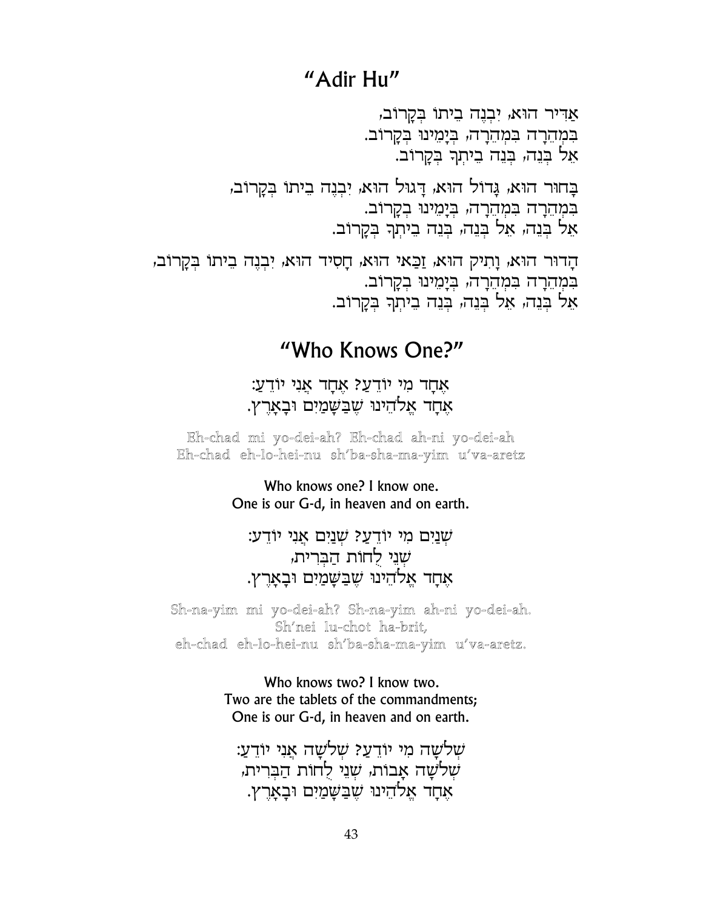## "Adir Hu"

אַדִּיר הוּא, יִבְנֶה בֵיתוֹ בְּקָרוֹב,
בִּמְהֵרָה בִּמְהֵרָה, בְּיָמֵינוּ בְּקָרוֹב.
אֵל בְּנֵה, בְּנֵה בֵיתְךָ בְּקָרוֹב.

בָּחוּר הוּא, גָּדוֹל הוּא, דָּגוּל הוּא, יִבְנֶה בֵיתוֹ בְּקָרוֹב,
בִּמְהֵרָה בִּמְהֵרָה, בְּיָמֵינוּ בְּקָרוֹב.
אֵל בְּנֵה, אֵל בְּנֵה, בְּנֵה בֵיתְךָ בְּקָרוֹב.

הָדוּר הוּא, וָתִיק הוּא, זַכַּאי הוּא, חָסִיד הוּא, יִבְנֶה בֵיתוֹ בְּקָרוֹב,
בִּמְהֵרָה בִּמְהֵרָה, בְּיָמֵינוּ בְּקָרוֹב.
אֵל בְּנֵה, אֵל בְּנֵה, בְּנֵה בֵיתְךָ בְּקָרוֹב.

## "Who Knows One?"

אֶחָד מִי יוֹדֵעַ? אֶחָד אֲנִי יוֹדֵעַ:
אֶחָד אֱלֹהֵינוּ שֶׁבַּשָּׁמַיִם וּבָאָרֶץ.

Eh-chad mi yo-dei-ah? Eh-chad ah-ni yo-dei-ah
Eh-chad eh-lo-hei-nu sh'ba-sha-ma-yim u'va-aretz

Who knows one? I know one.
One is our G-d, in heaven and on earth.

שְׁנַיִם מִי יוֹדֵעַ? שְׁנַיִם אֲנִי יוֹדֵעַ:
שְׁנֵי לֻחוֹת הַבְּרִית,
אֶחָד אֱלֹהֵינוּ שֶׁבַּשָּׁמַיִם וּבָאָרֶץ.

Sh-na-yim mi yo-dei-ah? Sh-na-yim ah-ni yo-dei-ah.
Sh'nei lu-chot ha-brit,
eh-chad eh-lo-hei-nu sh'ba-sha-ma-yim u'va-aretz.

Who knows two? I know two.
Two are the tablets of the commandments;
One is our G-d, in heaven and on earth.

שְׁלֹשָׁה מִי יוֹדֵעַ? שְׁלֹשָׁה אֲנִי יוֹדֵעַ:
שְׁלֹשָׁה אָבוֹת, שְׁנֵי לֻחוֹת הַבְּרִית,
אֶחָד אֱלֹהֵינוּ שֶׁבַּשָּׁמַיִם וּבָאָרֶץ.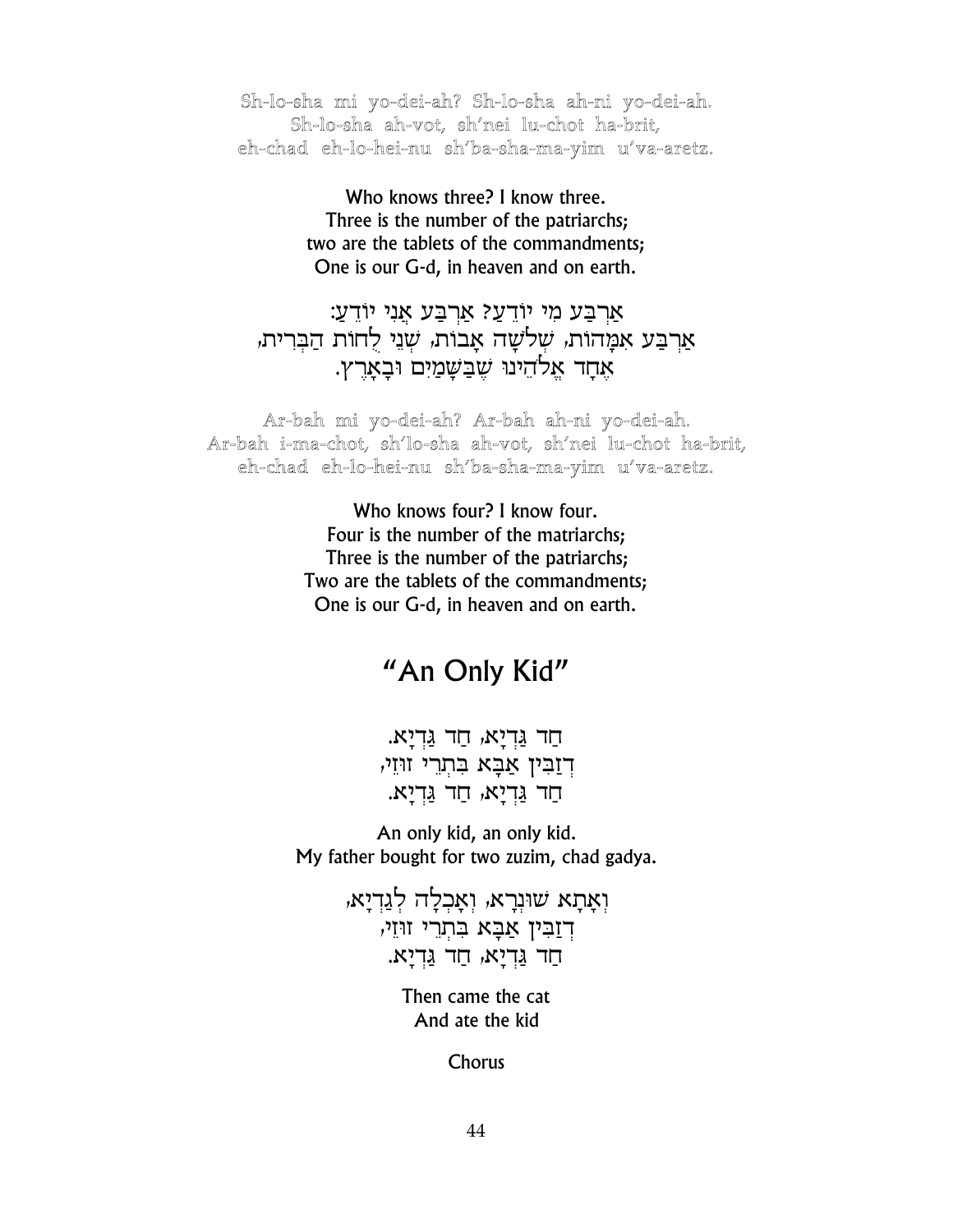Sh-lo-sha mi yo-dei-ah? Sh-lo-sha ah-ni yo-dei-ah.
Sh-lo-sha ah-vot, sh'nei lu-chot ha-brit,
eh-chad eh-lo-hei-nu sh'ba-sha-ma-yim u'va-aretz.

Who knows three? I know three.
Three is the number of the patriarchs;
two are the tablets of the commandments;
One is our G-d, in heaven and on earth.

אַרְבַּע מִי יוֹדֵעַ? אַרְבַּע אֲנִי יוֹדֵעַ:
אַרְבַּע אִמָּהוֹת, שְׁלֹשָׁה אָבוֹת, שְׁנֵי לֻחוֹת הַבְּרִית,
אֶחָד אֱלֹהֵינוּ שֶׁבַּשָּׁמַיִם וּבָאָרֶץ.

Ar-bah mi yo-dei-ah? Ar-bah ah-ni yo-dei-ah.
Ar-bah i-ma-chot, sh'lo-sha ah-vot, sh'nei lu-chot ha-brit,
eh-chad eh-lo-hei-nu sh'ba-sha-ma-yim u'va-aretz.

Who knows four? I know four.
Four is the number of the matriarchs;
Three is the number of the patriarchs;
Two are the tablets of the commandments;
One is our G-d, in heaven and on earth.

## "An Only Kid"

חַד גַּדְיָא, חַד גַּדְיָא.
דְזַבִּין אַבָּא בִּתְרֵי זוּזֵי,
חַד גַּדְיָא, חַד גַּדְיָא.

An only kid, an only kid.
My father bought for two zuzim, chad gadya.

וְאָתָא שׁוּנְרָא, וְאָכְלָה לְגַדְיָא,
דְזַבִּין אַבָּא בִּתְרֵי זוּזֵי,
חַד גַּדְיָא, חַד גַּדְיָא.

Then came the cat
And ate the kid

Chorus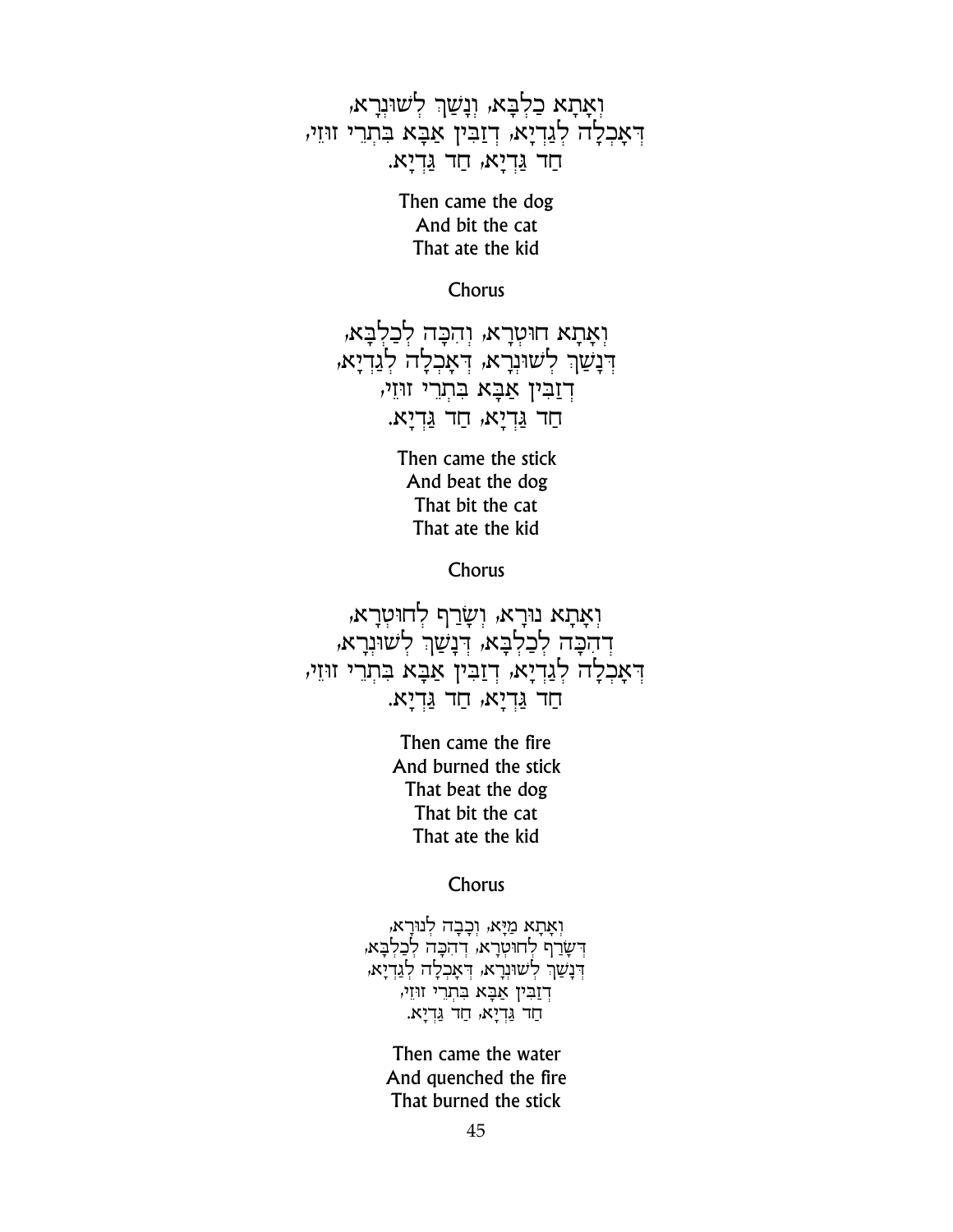וְאָתָא כַלְבָּא, וְנָשַׁךְ לְשׁוּנְרָא,
דְּאָכְלָה לְגַדְיָא, דְזַבִּין אַבָּא בִּתְרֵי זוּזֵי,
חַד גַּדְיָא, חַד גַּדְיָא.

Then came the dog
And bit the cat
That ate the kid

Chorus

וְאָתָא חוּטְרָא, וְהִכָּה לְכַלְבָּא,
דְּנָשַׁךְ לְשׁוּנְרָא, דְּאָכְלָה לְגַדְיָא,
דְזַבִּין אַבָּא בִּתְרֵי זוּזֵי,
חַד גַּדְיָא, חַד גַּדְיָא.

Then came the stick
And beat the dog
That bit the cat
That ate the kid

Chorus

וְאָתָא נוּרָא, וְשָׂרַף לְחוּטְרָא,
דְהִכָּה לְכַלְבָּא, דְּנָשַׁךְ לְשׁוּנְרָא,
דְּאָכְלָה לְגַדְיָא, דְזַבִּין אַבָּא בִּתְרֵי זוּזֵי,
חַד גַּדְיָא, חַד גַּדְיָא.

Then came the fire
And burned the stick
That beat the dog
That bit the cat
That ate the kid

Chorus

וְאָתָא מַיָּא, וְכָבָה לְנוּרָא,
דְּשָׂרַף לְחוּטְרָא, דְהִכָּה לְכַלְבָּא,
דְּנָשַׁךְ לְשׁוּנְרָא, דְּאָכְלָה לְגַדְיָא,
דְזַבִּין אַבָּא בִּתְרֵי זוּזֵי,
חַד גַּדְיָא, חַד גַּדְיָא.

Then came the water
And quenched the fire
That burned the stick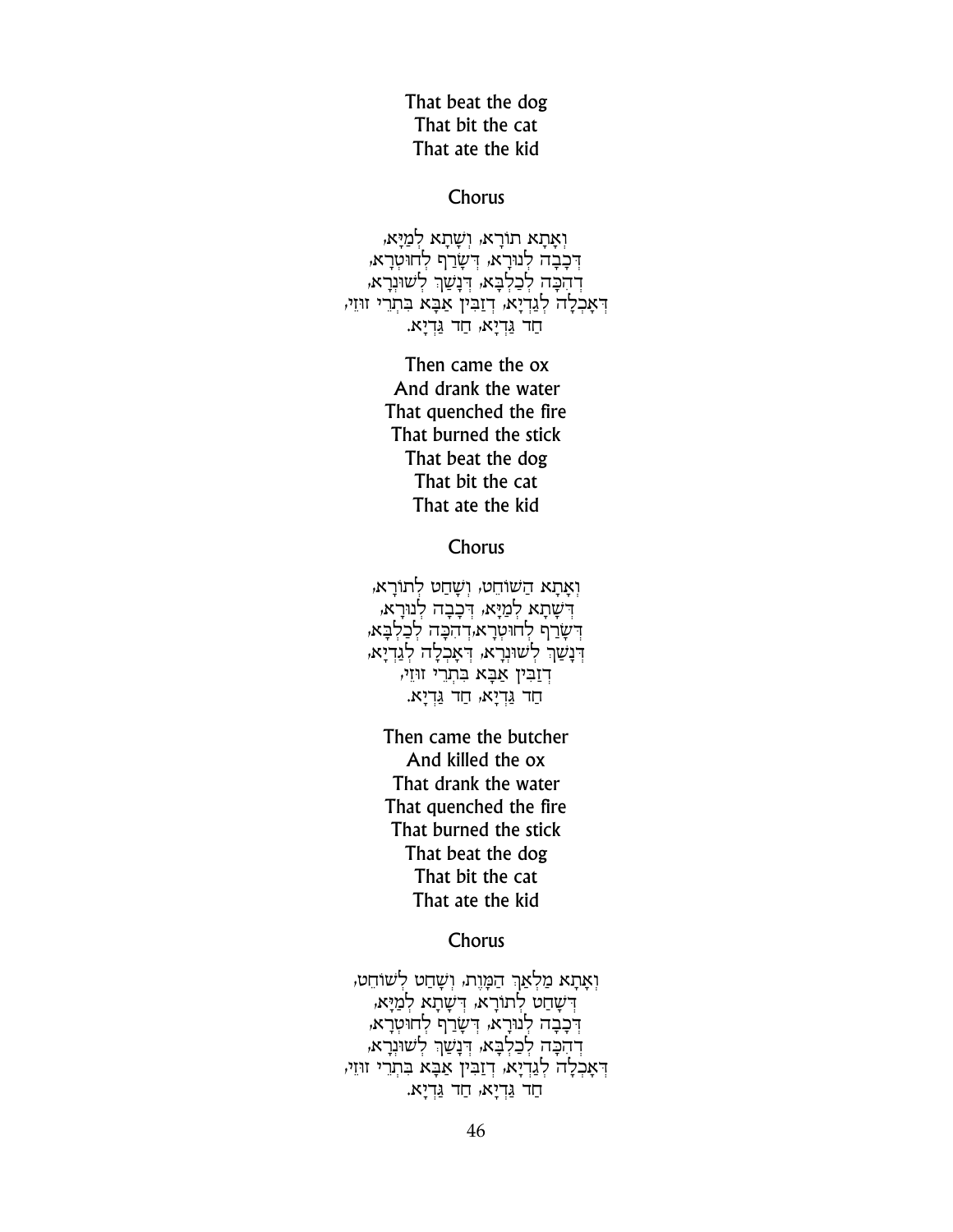That beat the dog
That bit the cat
That ate the kid

Chorus

וְאָתָא תוֹרָא, וְשָׁתָא לְמַיָּא,
דְּכָבָה לְנוּרָא, דְּשָׂרַף לְחוּטְרָא,
דְהִכָּה לְכַלְבָּא, דְּנָשַׁךְ לְשׁוּנְרָא,
דְּאָכְלָה לְגַדְיָא, דְזַבִּין אַבָּא בִּתְרֵי זוּזֵי,
חַד גַּדְיָא, חַד גַּדְיָא.

Then came the ox
And drank the water
That quenched the fire
That burned the stick
That beat the dog
That bit the cat
That ate the kid

Chorus

וְאָתָא הַשּׁוֹחֵט, וְשָׁחַט לְתוֹרָא,
דְּשָׁתָא לְמַיָּא, דְּכָבָה לְנוּרָא,
דְּשָׂרַף לְחוּטְרָא,דְהִכָּה לְכַלְבָּא,
דְּנָשַׁךְ לְשׁוּנְרָא, דְּאָכְלָה לְגַדְיָא,
דְזַבִּין אַבָּא בִּתְרֵי זוּזֵי,
חַד גַּדְיָא, חַד גַּדְיָא.

Then came the butcher
And killed the ox
That drank the water
That quenched the fire
That burned the stick
That beat the dog
That bit the cat
That ate the kid

Chorus

וְאָתָא מַלְאַךְ הַמָּוֶת, וְשָׁחַט לְשׁוֹחֵט,
דְּשָׁחַט לְתוֹרָא, דְּשָׁתָא לְמַיָּא,
דְּכָבָה לְנוּרָא, דְּשָׂרַף לְחוּטְרָא,
דְהִכָּה לְכַלְבָּא, דְּנָשַׁךְ לְשׁוּנְרָא,
דְּאָכְלָה לְגַדְיָא, דְזַבִּין אַבָּא בִּתְרֵי זוּזֵי,
חַד גַּדְיָא, חַד גַּדְיָא.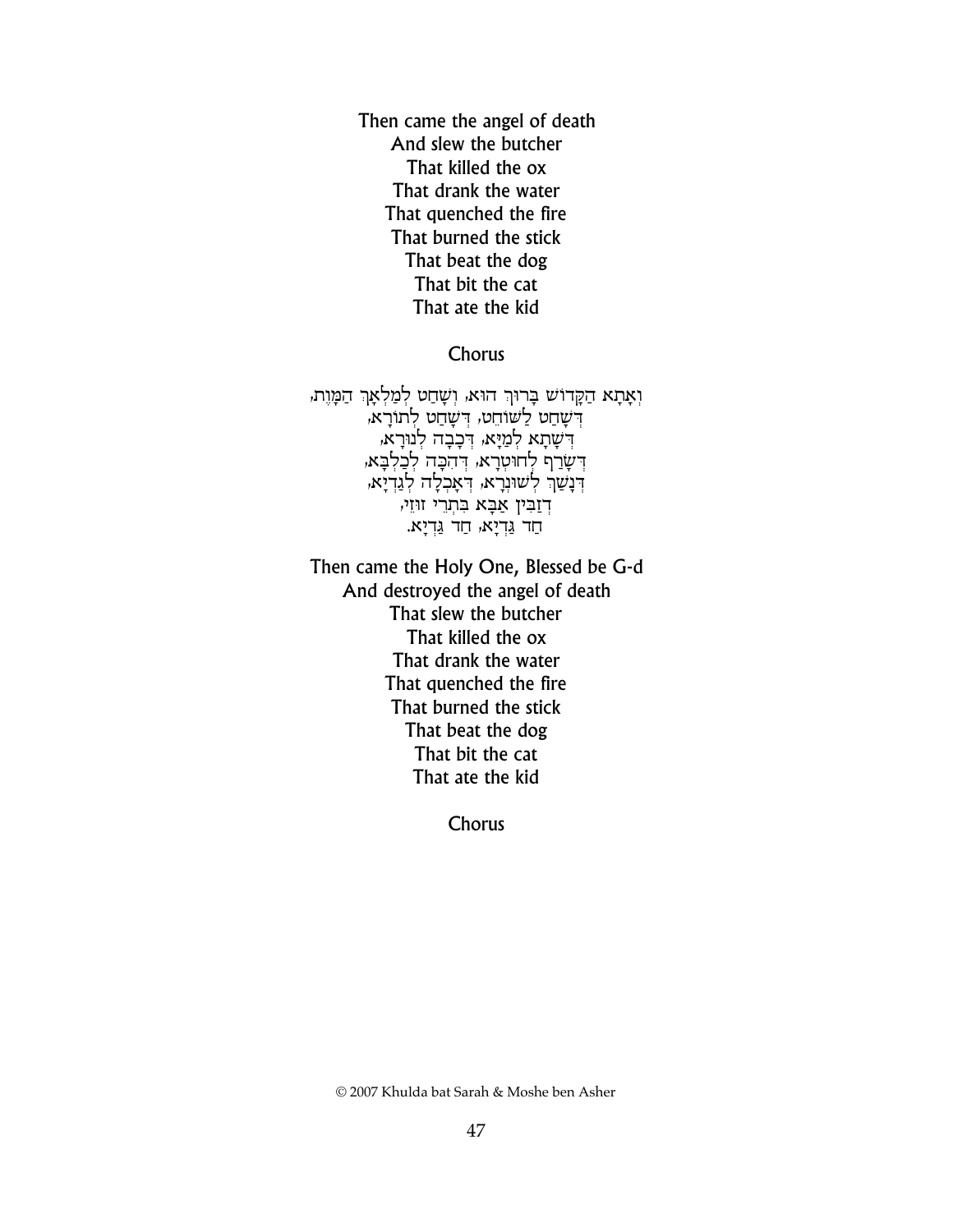Then came the angel of death
And slew the butcher
That killed the ox
That drank the water
That quenched the fire
That burned the stick
That beat the dog
That bit the cat
That ate the kid

Chorus

וְאָתָא הַקָּדוֹשׁ בָּרוּךְ הוּא, וְשָׁחַט לְמַלְאָךְ הַמָּוֶת,
דְּשָׁחַט לַשּׁוֹחֵט, דְּשָׁחַט לְתוֹרָא,
דְּשָׁתָא לְמַיָּא, דְּכָבָה לְנוּרָא,
דְּשָׂרַף לְחוּטְרָא, דְּהִכָּה לְכַלְבָּא,
דְּנָשַׁךְ לְשׁוּנְרָא, דְּאָכְלָה לְגַדְיָא,
דְּזַבִּין אַבָּא בִּתְרֵי זוּזֵי,
חַד גַּדְיָא, חַד גַּדְיָא.

Then came the Holy One, Blessed be G-d
And destroyed the angel of death
That slew the butcher
That killed the ox
That drank the water
That quenched the fire
That burned the stick
That beat the dog
That bit the cat
That ate the kid

Chorus

© 2007 Khulda bat Sarah & Moshe ben Asher